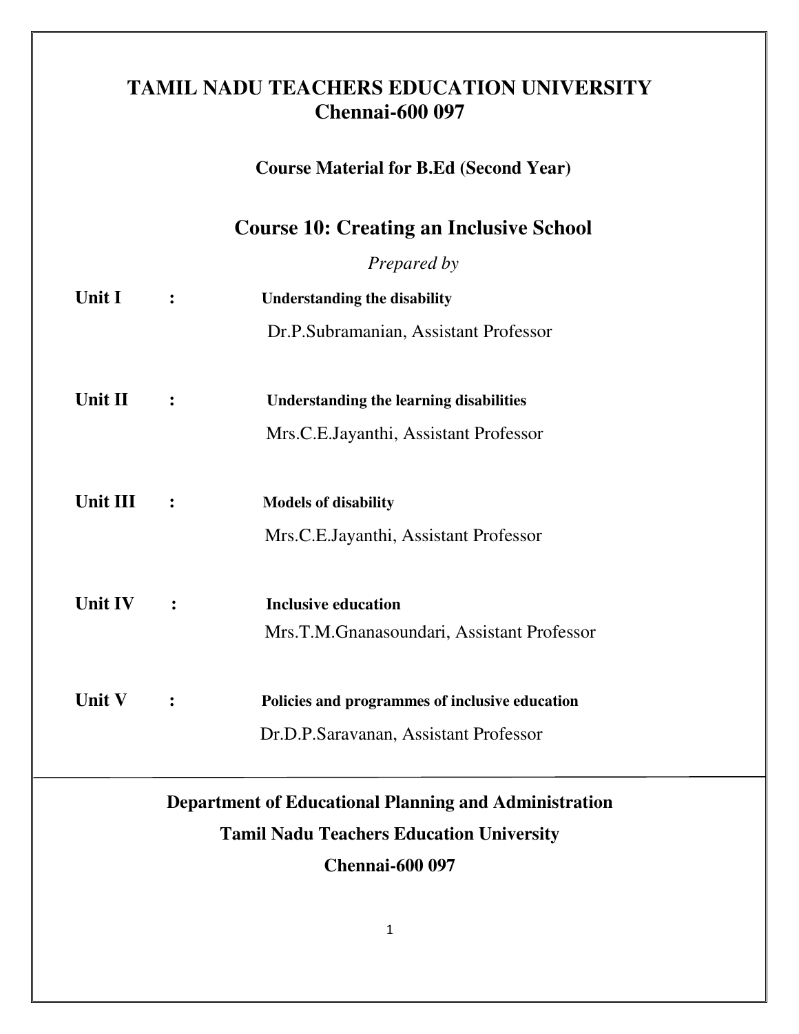# TAMIL NADU TEACHERS EDUCATION UNIVERSITY
## Chennai-600 097

**Course Material for B.Ed (Second Year)**

## Course 10: Creating an Inclusive School

*Prepared by*

**Unit I** : **Understanding the disability**
Dr.P.Subramanian, Assistant Professor

**Unit II** : **Understanding the learning disabilities**
Mrs.C.E.Jayanthi, Assistant Professor

**Unit III** : **Models of disability**
Mrs.C.E.Jayanthi, Assistant Professor

**Unit IV** : **Inclusive education**
Mrs.T.M.Gnanasoundari, Assistant Professor

**Unit V** : **Policies and programmes of inclusive education**
Dr.D.P.Saravanan, Assistant Professor

---

**Department of Educational Planning and Administration**

**Tamil Nadu Teachers Education University**

**Chennai-600 097**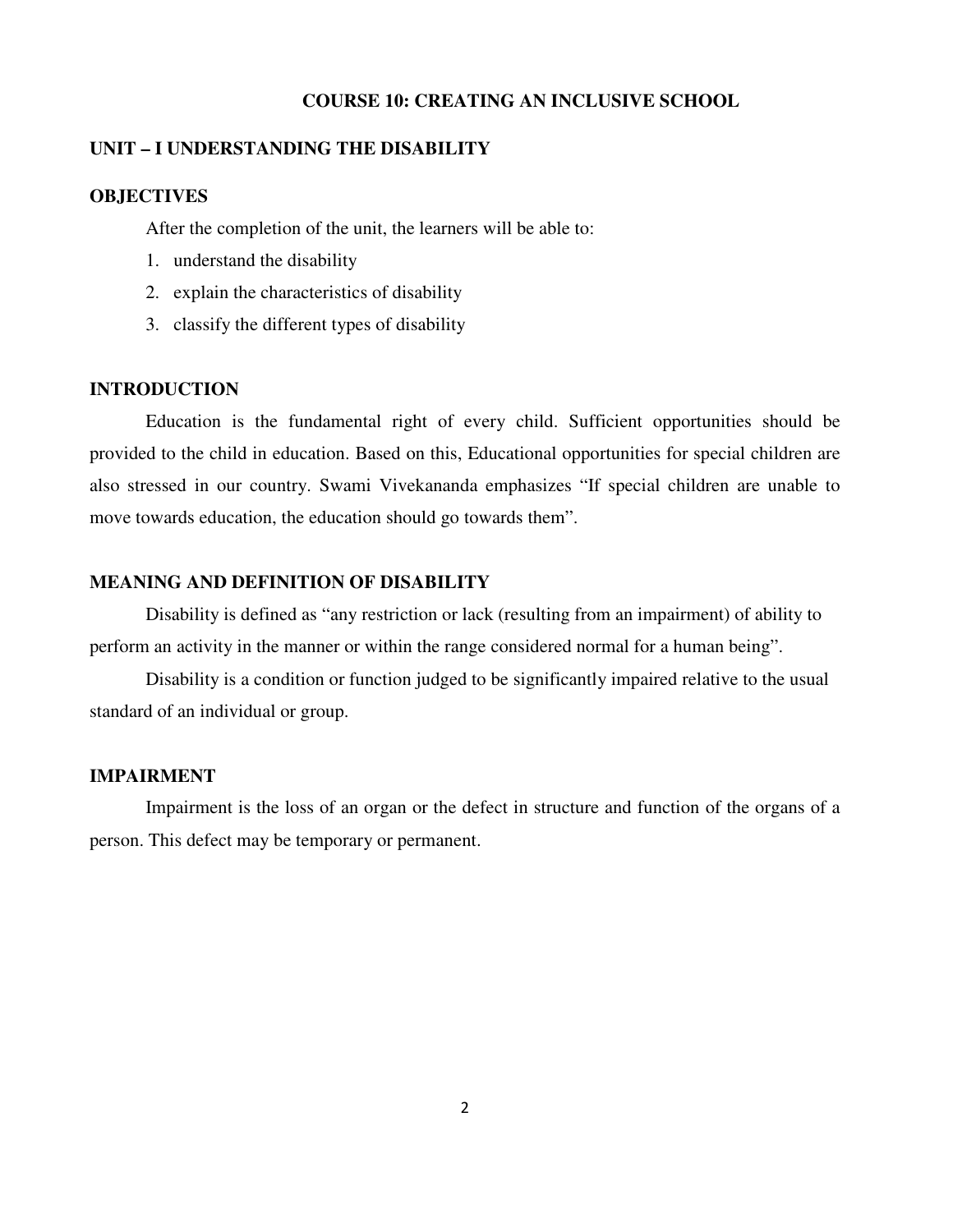# COURSE 10: CREATING AN INCLUSIVE SCHOOL

## UNIT – I UNDERSTANDING THE DISABILITY

### OBJECTIVES

After the completion of the unit, the learners will be able to:

1. understand the disability
2. explain the characteristics of disability
3. classify the different types of disability

### INTRODUCTION

Education is the fundamental right of every child. Sufficient opportunities should be provided to the child in education. Based on this, Educational opportunities for special children are also stressed in our country. Swami Vivekananda emphasizes "If special children are unable to move towards education, the education should go towards them".

### MEANING AND DEFINITION OF DISABILITY

Disability is defined as "any restriction or lack (resulting from an impairment) of ability to perform an activity in the manner or within the range considered normal for a human being".

Disability is a condition or function judged to be significantly impaired relative to the usual standard of an individual or group.

### IMPAIRMENT

Impairment is the loss of an organ or the defect in structure and function of the organs of a person. This defect may be temporary or permanent.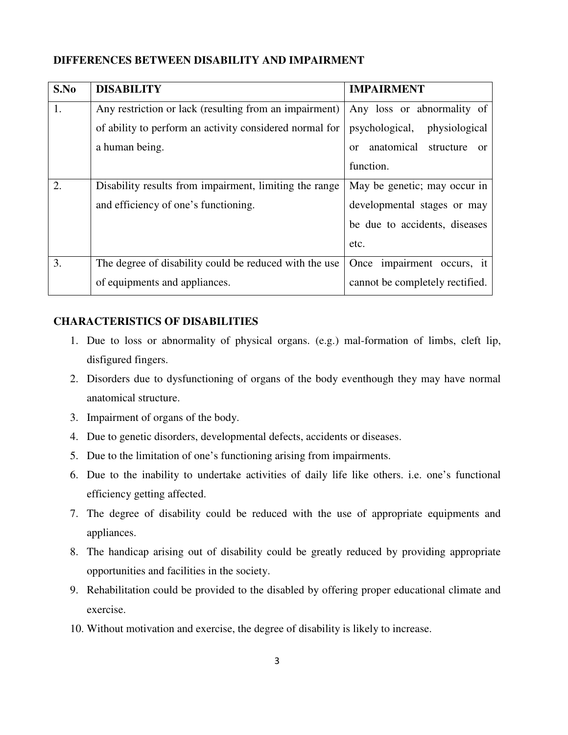## DIFFERENCES BETWEEN DISABILITY AND IMPAIRMENT

| S.No | DISABILITY | IMPAIRMENT |
|---|---|---|
| 1. | Any restriction or lack (resulting from an impairment) of ability to perform an activity considered normal for a human being. | Any loss or abnormality of psychological, physiological or anatomical structure or function. |
| 2. | Disability results from impairment, limiting the range and efficiency of one's functioning. | May be genetic; may occur in developmental stages or may be due to accidents, diseases etc. |
| 3. | The degree of disability could be reduced with the use of equipments and appliances. | Once impairment occurs, it cannot be completely rectified. |

## CHARACTERISTICS OF DISABILITIES

1. Due to loss or abnormality of physical organs. (e.g.) mal-formation of limbs, cleft lip, disfigured fingers.
2. Disorders due to dysfunctioning of organs of the body eventhough they may have normal anatomical structure.
3. Impairment of organs of the body.
4. Due to genetic disorders, developmental defects, accidents or diseases.
5. Due to the limitation of one's functioning arising from impairments.
6. Due to the inability to undertake activities of daily life like others. i.e. one's functional efficiency getting affected.
7. The degree of disability could be reduced with the use of appropriate equipments and appliances.
8. The handicap arising out of disability could be greatly reduced by providing appropriate opportunities and facilities in the society.
9. Rehabilitation could be provided to the disabled by offering proper educational climate and exercise.
10. Without motivation and exercise, the degree of disability is likely to increase.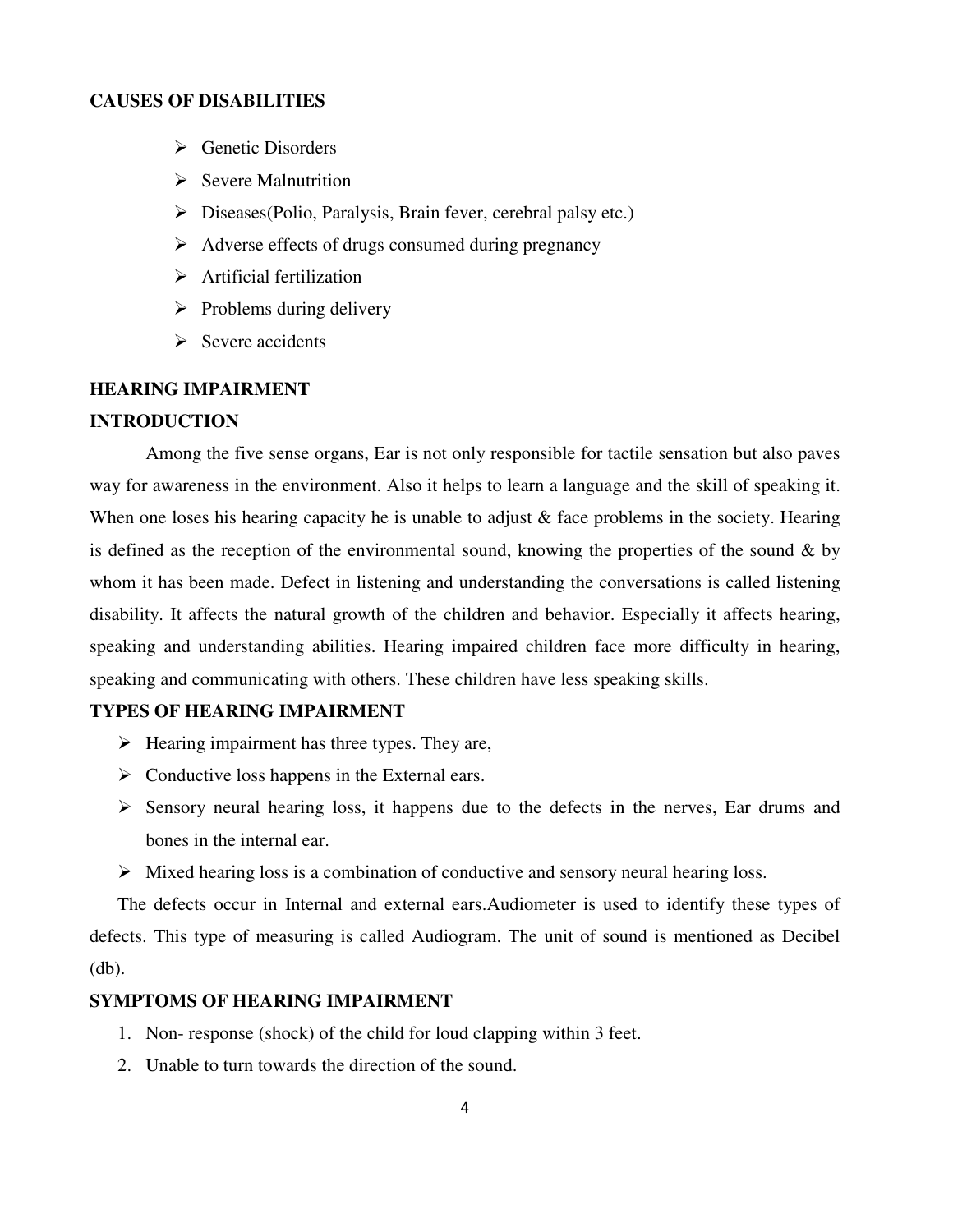**CAUSES OF DISABILITIES**

- Genetic Disorders
- Severe Malnutrition
- Diseases(Polio, Paralysis, Brain fever, cerebral palsy etc.)
- Adverse effects of drugs consumed during pregnancy
- Artificial fertilization
- Problems during delivery
- Severe accidents

**HEARING IMPAIRMENT**

**INTRODUCTION**

Among the five sense organs, Ear is not only responsible for tactile sensation but also paves way for awareness in the environment. Also it helps to learn a language and the skill of speaking it. When one loses his hearing capacity he is unable to adjust & face problems in the society. Hearing is defined as the reception of the environmental sound, knowing the properties of the sound & by whom it has been made. Defect in listening and understanding the conversations is called listening disability. It affects the natural growth of the children and behavior. Especially it affects hearing, speaking and understanding abilities. Hearing impaired children face more difficulty in hearing, speaking and communicating with others. These children have less speaking skills.

**TYPES OF HEARING IMPAIRMENT**

- Hearing impairment has three types. They are,
- Conductive loss happens in the External ears.
- Sensory neural hearing loss, it happens due to the defects in the nerves, Ear drums and bones in the internal ear.
- Mixed hearing loss is a combination of conductive and sensory neural hearing loss.

The defects occur in Internal and external ears.Audiometer is used to identify these types of defects. This type of measuring is called Audiogram. The unit of sound is mentioned as Decibel (db).

**SYMPTOMS OF HEARING IMPAIRMENT**

1. Non- response (shock) of the child for loud clapping within 3 feet.
2. Unable to turn towards the direction of the sound.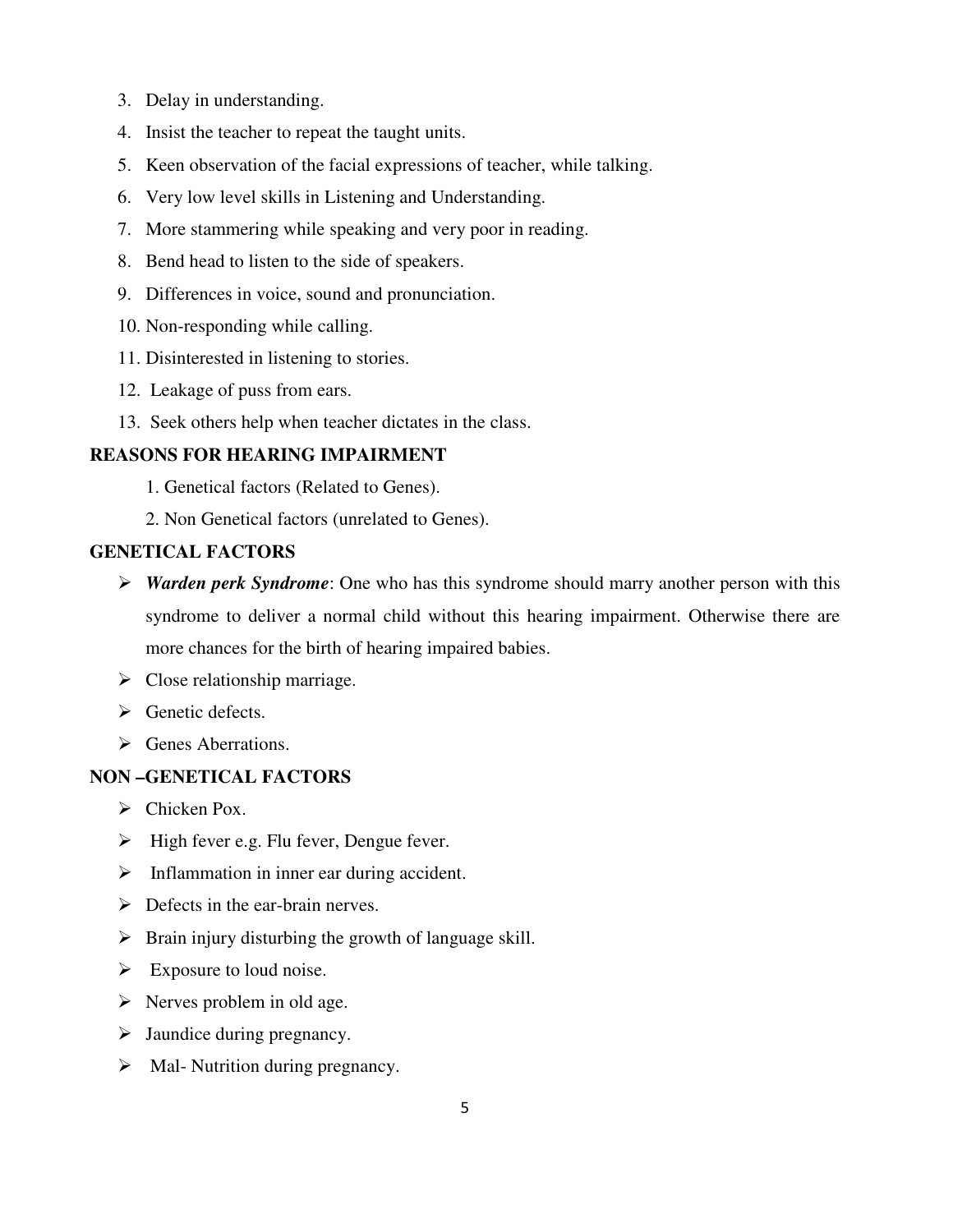3. Delay in understanding.
4. Insist the teacher to repeat the taught units.
5. Keen observation of the facial expressions of teacher, while talking.
6. Very low level skills in Listening and Understanding.
7. More stammering while speaking and very poor in reading.
8. Bend head to listen to the side of speakers.
9. Differences in voice, sound and pronunciation.
10. Non-responding while calling.
11. Disinterested in listening to stories.
12. Leakage of puss from ears.
13. Seek others help when teacher dictates in the class.

**REASONS FOR HEARING IMPAIRMENT**

1. Genetical factors (Related to Genes).
2. Non Genetical factors (unrelated to Genes).

**GENETICAL FACTORS**

- ***Warden perk Syndrome***: One who has this syndrome should marry another person with this syndrome to deliver a normal child without this hearing impairment. Otherwise there are more chances for the birth of hearing impaired babies.
- Close relationship marriage.
- Genetic defects.
- Genes Aberrations.

**NON –GENETICAL FACTORS**

- Chicken Pox.
- High fever e.g. Flu fever, Dengue fever.
- Inflammation in inner ear during accident.
- Defects in the ear-brain nerves.
- Brain injury disturbing the growth of language skill.
- Exposure to loud noise.
- Nerves problem in old age.
- Jaundice during pregnancy.
- Mal- Nutrition during pregnancy.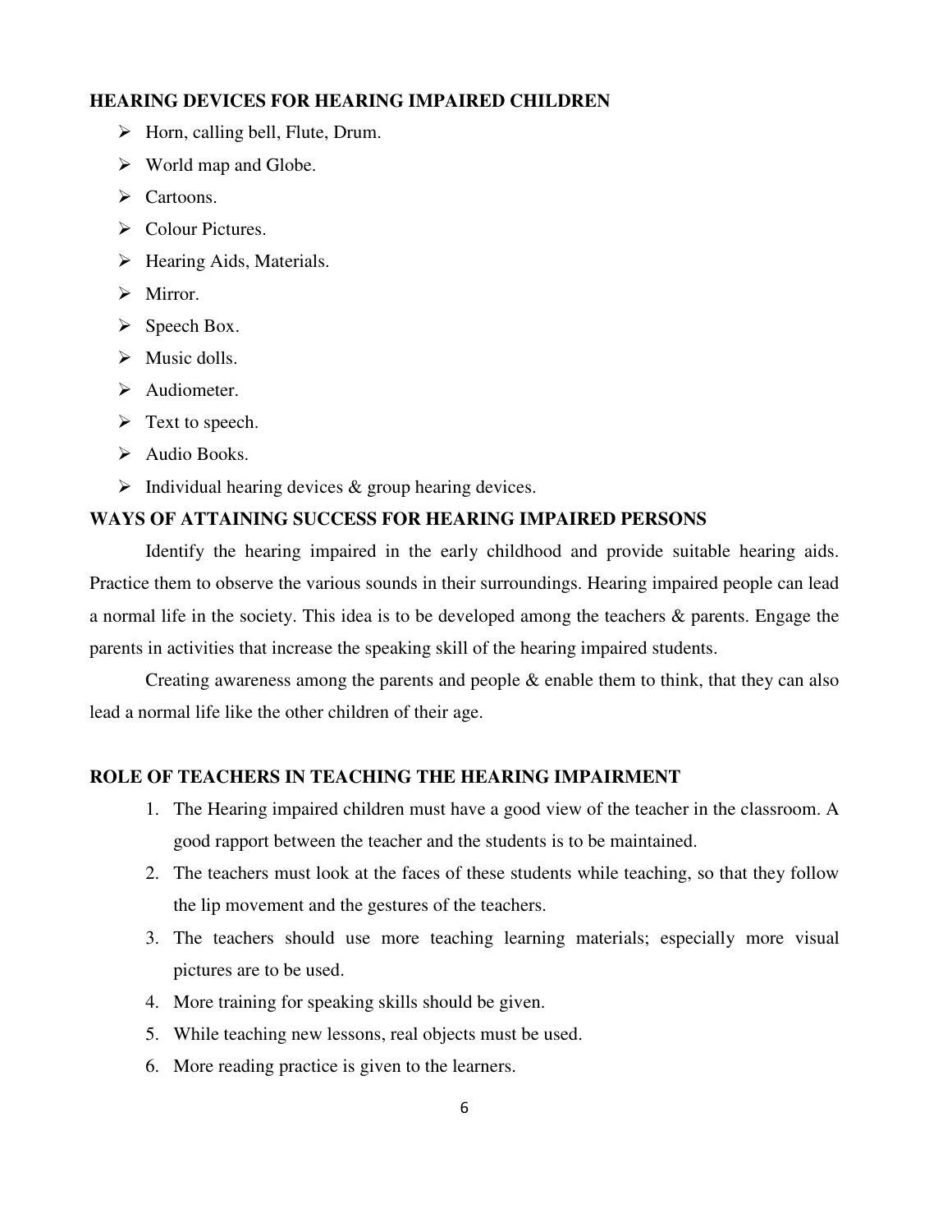## HEARING DEVICES FOR HEARING IMPAIRED CHILDREN

- Horn, calling bell, Flute, Drum.
- World map and Globe.
- Cartoons.
- Colour Pictures.
- Hearing Aids, Materials.
- Mirror.
- Speech Box.
- Music dolls.
- Audiometer.
- Text to speech.
- Audio Books.
- Individual hearing devices & group hearing devices.

## WAYS OF ATTAINING SUCCESS FOR HEARING IMPAIRED PERSONS

Identify the hearing impaired in the early childhood and provide suitable hearing aids. Practice them to observe the various sounds in their surroundings. Hearing impaired people can lead a normal life in the society. This idea is to be developed among the teachers & parents. Engage the parents in activities that increase the speaking skill of the hearing impaired students.

Creating awareness among the parents and people & enable them to think, that they can also lead a normal life like the other children of their age.

## ROLE OF TEACHERS IN TEACHING THE HEARING IMPAIRMENT

1. The Hearing impaired children must have a good view of the teacher in the classroom. A good rapport between the teacher and the students is to be maintained.
2. The teachers must look at the faces of these students while teaching, so that they follow the lip movement and the gestures of the teachers.
3. The teachers should use more teaching learning materials; especially more visual pictures are to be used.
4. More training for speaking skills should be given.
5. While teaching new lessons, real objects must be used.
6. More reading practice is given to the learners.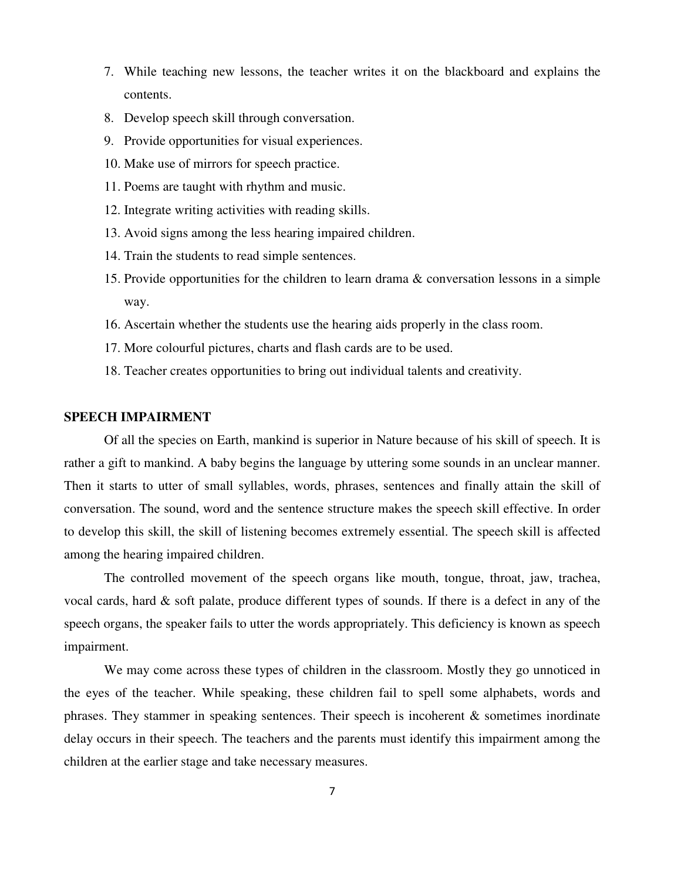7. While teaching new lessons, the teacher writes it on the blackboard and explains the contents.
8. Develop speech skill through conversation.
9. Provide opportunities for visual experiences.
10. Make use of mirrors for speech practice.
11. Poems are taught with rhythm and music.
12. Integrate writing activities with reading skills.
13. Avoid signs among the less hearing impaired children.
14. Train the students to read simple sentences.
15. Provide opportunities for the children to learn drama & conversation lessons in a simple way.
16. Ascertain whether the students use the hearing aids properly in the class room.
17. More colourful pictures, charts and flash cards are to be used.
18. Teacher creates opportunities to bring out individual talents and creativity.

**SPEECH IMPAIRMENT**

Of all the species on Earth, mankind is superior in Nature because of his skill of speech. It is rather a gift to mankind. A baby begins the language by uttering some sounds in an unclear manner. Then it starts to utter of small syllables, words, phrases, sentences and finally attain the skill of conversation. The sound, word and the sentence structure makes the speech skill effective. In order to develop this skill, the skill of listening becomes extremely essential. The speech skill is affected among the hearing impaired children.

The controlled movement of the speech organs like mouth, tongue, throat, jaw, trachea, vocal cards, hard & soft palate, produce different types of sounds. If there is a defect in any of the speech organs, the speaker fails to utter the words appropriately. This deficiency is known as speech impairment.

We may come across these types of children in the classroom. Mostly they go unnoticed in the eyes of the teacher. While speaking, these children fail to spell some alphabets, words and phrases. They stammer in speaking sentences. Their speech is incoherent & sometimes inordinate delay occurs in their speech. The teachers and the parents must identify this impairment among the children at the earlier stage and take necessary measures.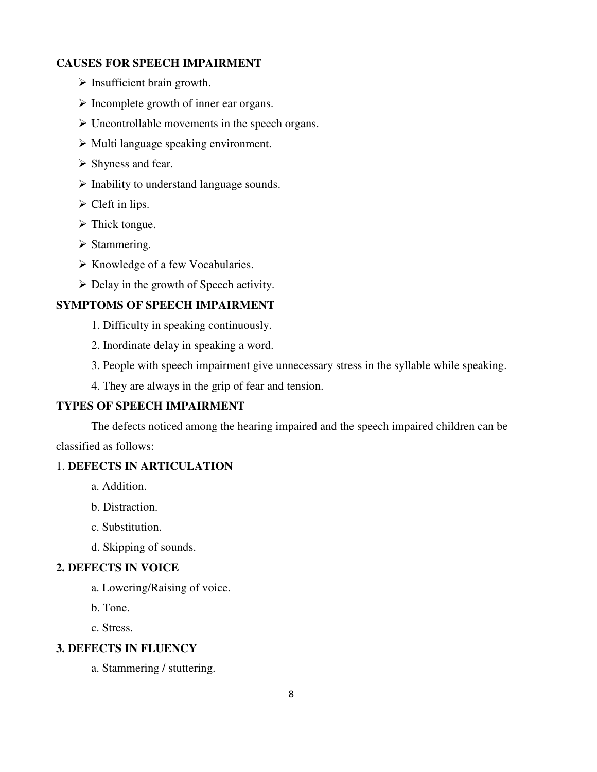**CAUSES FOR SPEECH IMPAIRMENT**

- Insufficient brain growth.
- Incomplete growth of inner ear organs.
- Uncontrollable movements in the speech organs.
- Multi language speaking environment.
- Shyness and fear.
- Inability to understand language sounds.
- Cleft in lips.
- Thick tongue.
- Stammering.
- Knowledge of a few Vocabularies.
- Delay in the growth of Speech activity.

**SYMPTOMS OF SPEECH IMPAIRMENT**

1. Difficulty in speaking continuously.
2. Inordinate delay in speaking a word.
3. People with speech impairment give unnecessary stress in the syllable while speaking.
4. They are always in the grip of fear and tension.

**TYPES OF SPEECH IMPAIRMENT**

The defects noticed among the hearing impaired and the speech impaired children can be classified as follows:

1. **DEFECTS IN ARTICULATION**

   a. Addition.

   b. Distraction.

   c. Substitution.

   d. Skipping of sounds.

**2. DEFECTS IN VOICE**

   a. Lowering/Raising of voice.

   b. Tone.

   c. Stress.

**3. DEFECTS IN FLUENCY**

   a. Stammering / stuttering.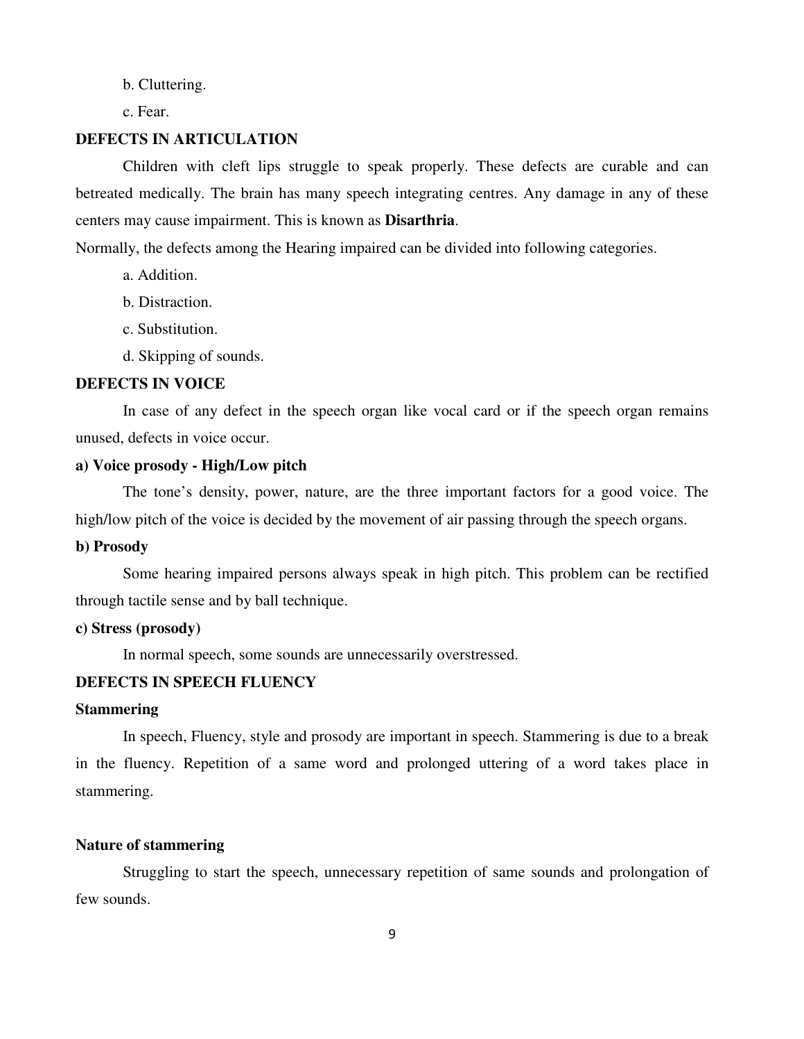b. Cluttering.

c. Fear.

**DEFECTS IN ARTICULATION**

Children with cleft lips struggle to speak properly. These defects are curable and can betreated medically. The brain has many speech integrating centres. Any damage in any of these centers may cause impairment. This is known as **Disarthria**.

Normally, the defects among the Hearing impaired can be divided into following categories.

a. Addition.

b. Distraction.

c. Substitution.

d. Skipping of sounds.

**DEFECTS IN VOICE**

In case of any defect in the speech organ like vocal card or if the speech organ remains unused, defects in voice occur.

**a) Voice prosody - High/Low pitch**

The tone's density, power, nature, are the three important factors for a good voice. The high/low pitch of the voice is decided by the movement of air passing through the speech organs.

**b) Prosody**

Some hearing impaired persons always speak in high pitch. This problem can be rectified through tactile sense and by ball technique.

**c) Stress (prosody)**

In normal speech, some sounds are unnecessarily overstressed.

**DEFECTS IN SPEECH FLUENCY**

**Stammering**

In speech, Fluency, style and prosody are important in speech. Stammering is due to a break in the fluency. Repetition of a same word and prolonged uttering of a word takes place in stammering.

**Nature of stammering**

Struggling to start the speech, unnecessary repetition of same sounds and prolongation of few sounds.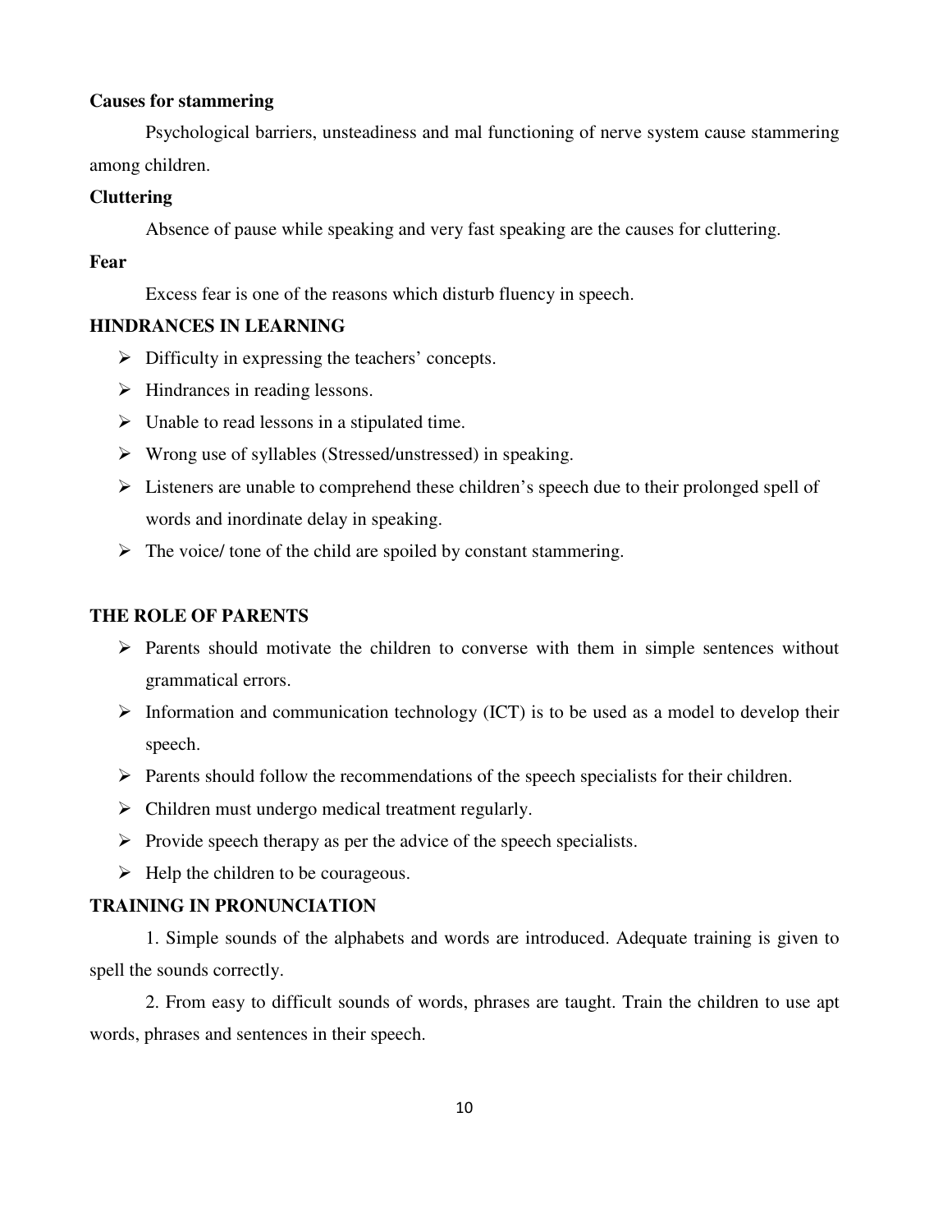**Causes for stammering**

Psychological barriers, unsteadiness and mal functioning of nerve system cause stammering among children.

**Cluttering**

Absence of pause while speaking and very fast speaking are the causes for cluttering.

**Fear**

Excess fear is one of the reasons which disturb fluency in speech.

**HINDRANCES IN LEARNING**

- Difficulty in expressing the teachers' concepts.
- Hindrances in reading lessons.
- Unable to read lessons in a stipulated time.
- Wrong use of syllables (Stressed/unstressed) in speaking.
- Listeners are unable to comprehend these children's speech due to their prolonged spell of words and inordinate delay in speaking.
- The voice/ tone of the child are spoiled by constant stammering.

**THE ROLE OF PARENTS**

- Parents should motivate the children to converse with them in simple sentences without grammatical errors.
- Information and communication technology (ICT) is to be used as a model to develop their speech.
- Parents should follow the recommendations of the speech specialists for their children.
- Children must undergo medical treatment regularly.
- Provide speech therapy as per the advice of the speech specialists.
- Help the children to be courageous.

**TRAINING IN PRONUNCIATION**

1. Simple sounds of the alphabets and words are introduced. Adequate training is given to spell the sounds correctly.

2. From easy to difficult sounds of words, phrases are taught. Train the children to use apt words, phrases and sentences in their speech.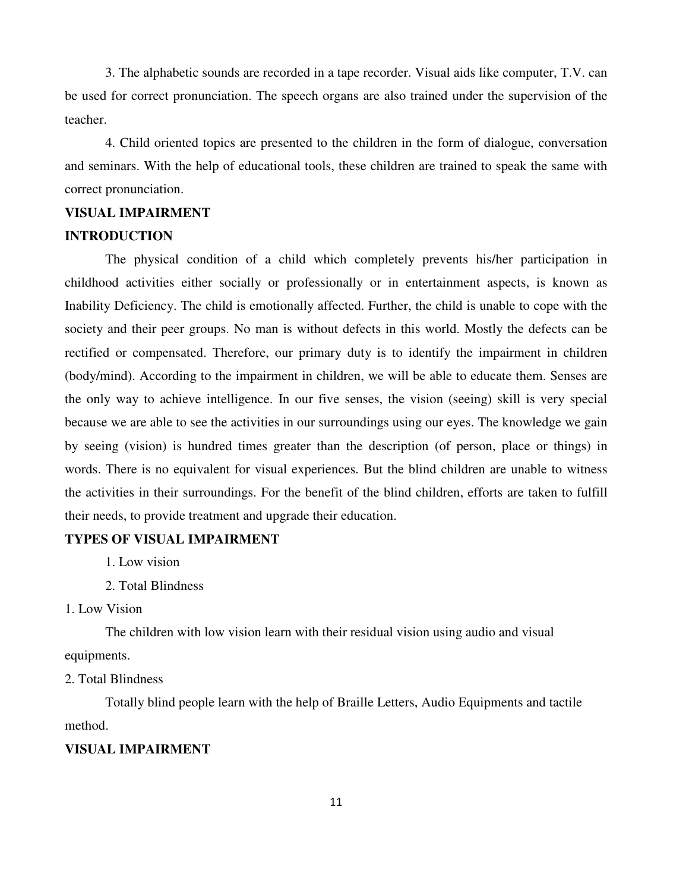3. The alphabetic sounds are recorded in a tape recorder. Visual aids like computer, T.V. can be used for correct pronunciation. The speech organs are also trained under the supervision of the teacher.

4. Child oriented topics are presented to the children in the form of dialogue, conversation and seminars. With the help of educational tools, these children are trained to speak the same with correct pronunciation.

**VISUAL IMPAIRMENT**

**INTRODUCTION**

The physical condition of a child which completely prevents his/her participation in childhood activities either socially or professionally or in entertainment aspects, is known as Inability Deficiency. The child is emotionally affected. Further, the child is unable to cope with the society and their peer groups. No man is without defects in this world. Mostly the defects can be rectified or compensated. Therefore, our primary duty is to identify the impairment in children (body/mind). According to the impairment in children, we will be able to educate them. Senses are the only way to achieve intelligence. In our five senses, the vision (seeing) skill is very special because we are able to see the activities in our surroundings using our eyes. The knowledge we gain by seeing (vision) is hundred times greater than the description (of person, place or things) in words. There is no equivalent for visual experiences. But the blind children are unable to witness the activities in their surroundings. For the benefit of the blind children, efforts are taken to fulfill their needs, to provide treatment and upgrade their education.

**TYPES OF VISUAL IMPAIRMENT**

1. Low vision
2. Total Blindness

1. Low Vision

The children with low vision learn with their residual vision using audio and visual equipments.

2. Total Blindness

Totally blind people learn with the help of Braille Letters, Audio Equipments and tactile method.

**VISUAL IMPAIRMENT**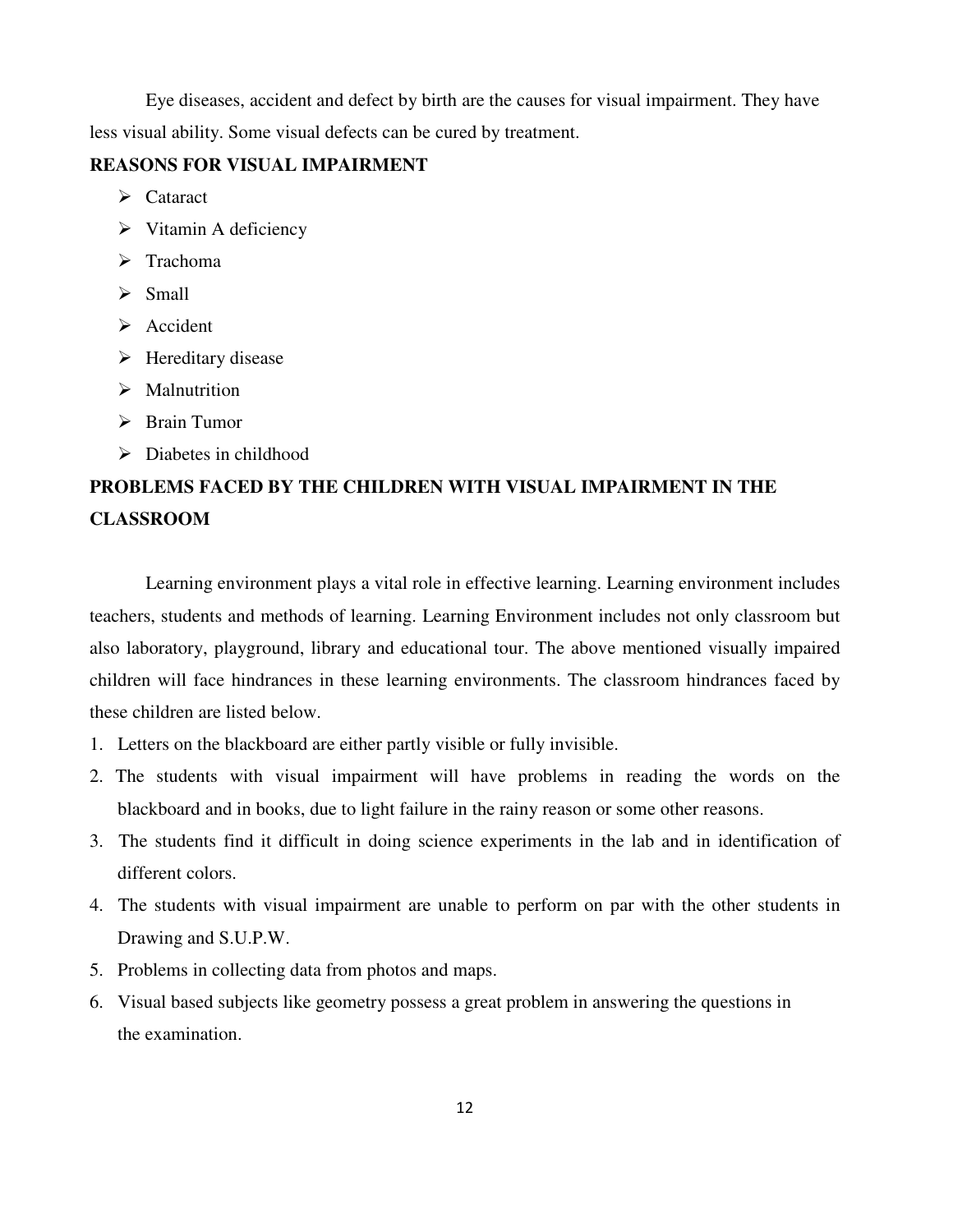Eye diseases, accident and defect by birth are the causes for visual impairment. They have less visual ability. Some visual defects can be cured by treatment.

## REASONS FOR VISUAL IMPAIRMENT

- Cataract
- Vitamin A deficiency
- Trachoma
- Small
- Accident
- Hereditary disease
- Malnutrition
- Brain Tumor
- Diabetes in childhood

## PROBLEMS FACED BY THE CHILDREN WITH VISUAL IMPAIRMENT IN THE CLASSROOM

Learning environment plays a vital role in effective learning. Learning environment includes teachers, students and methods of learning. Learning Environment includes not only classroom but also laboratory, playground, library and educational tour. The above mentioned visually impaired children will face hindrances in these learning environments. The classroom hindrances faced by these children are listed below.

1. Letters on the blackboard are either partly visible or fully invisible.
2. The students with visual impairment will have problems in reading the words on the blackboard and in books, due to light failure in the rainy reason or some other reasons.
3. The students find it difficult in doing science experiments in the lab and in identification of different colors.
4. The students with visual impairment are unable to perform on par with the other students in Drawing and S.U.P.W.
5. Problems in collecting data from photos and maps.
6. Visual based subjects like geometry possess a great problem in answering the questions in the examination.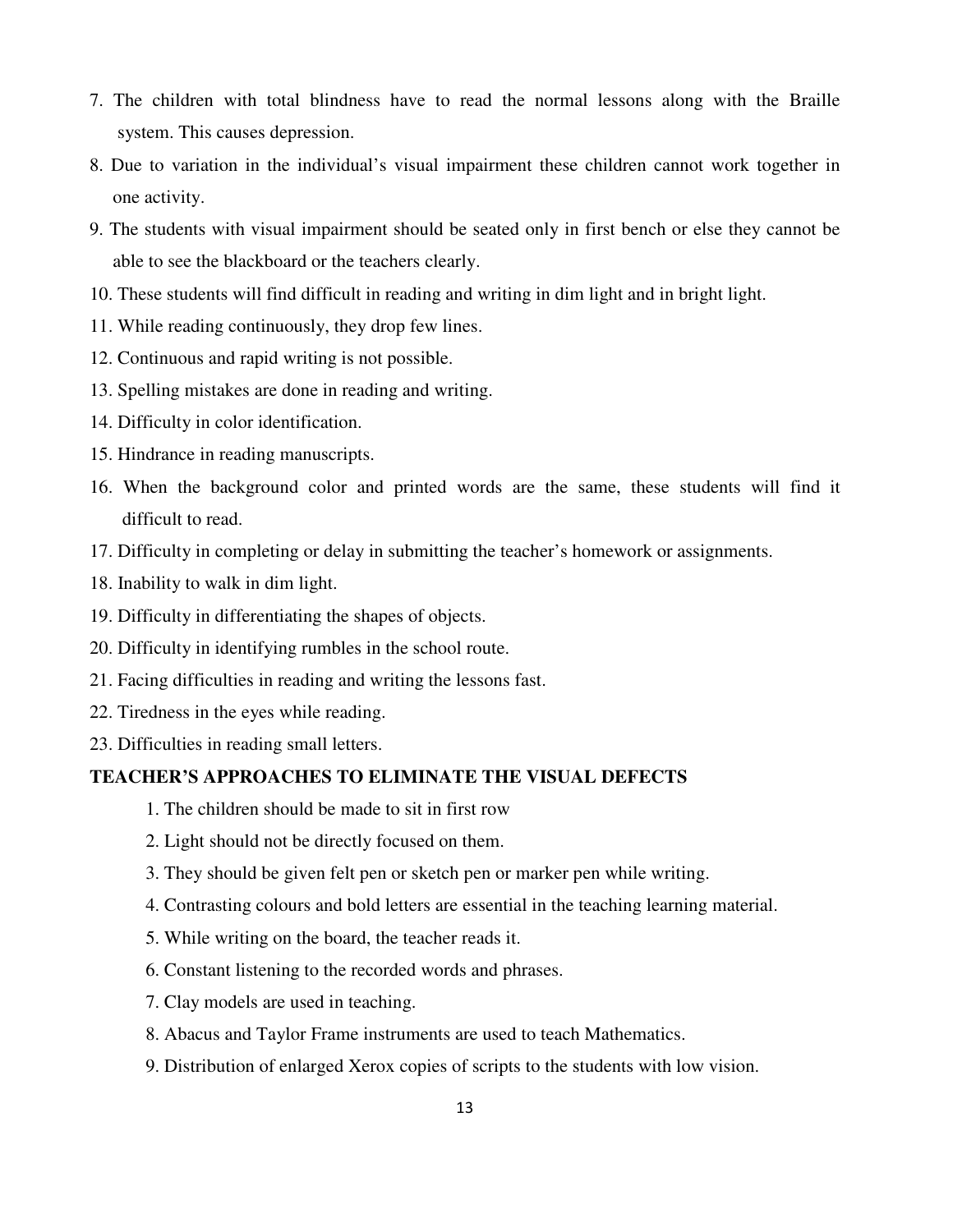7. The children with total blindness have to read the normal lessons along with the Braille system. This causes depression.
8. Due to variation in the individual's visual impairment these children cannot work together in one activity.
9. The students with visual impairment should be seated only in first bench or else they cannot be able to see the blackboard or the teachers clearly.
10. These students will find difficult in reading and writing in dim light and in bright light.
11. While reading continuously, they drop few lines.
12. Continuous and rapid writing is not possible.
13. Spelling mistakes are done in reading and writing.
14. Difficulty in color identification.
15. Hindrance in reading manuscripts.
16. When the background color and printed words are the same, these students will find it difficult to read.
17. Difficulty in completing or delay in submitting the teacher's homework or assignments.
18. Inability to walk in dim light.
19. Difficulty in differentiating the shapes of objects.
20. Difficulty in identifying rumbles in the school route.
21. Facing difficulties in reading and writing the lessons fast.
22. Tiredness in the eyes while reading.
23. Difficulties in reading small letters.

**TEACHER'S APPROACHES TO ELIMINATE THE VISUAL DEFECTS**

1. The children should be made to sit in first row
2. Light should not be directly focused on them.
3. They should be given felt pen or sketch pen or marker pen while writing.
4. Contrasting colours and bold letters are essential in the teaching learning material.
5. While writing on the board, the teacher reads it.
6. Constant listening to the recorded words and phrases.
7. Clay models are used in teaching.
8. Abacus and Taylor Frame instruments are used to teach Mathematics.
9. Distribution of enlarged Xerox copies of scripts to the students with low vision.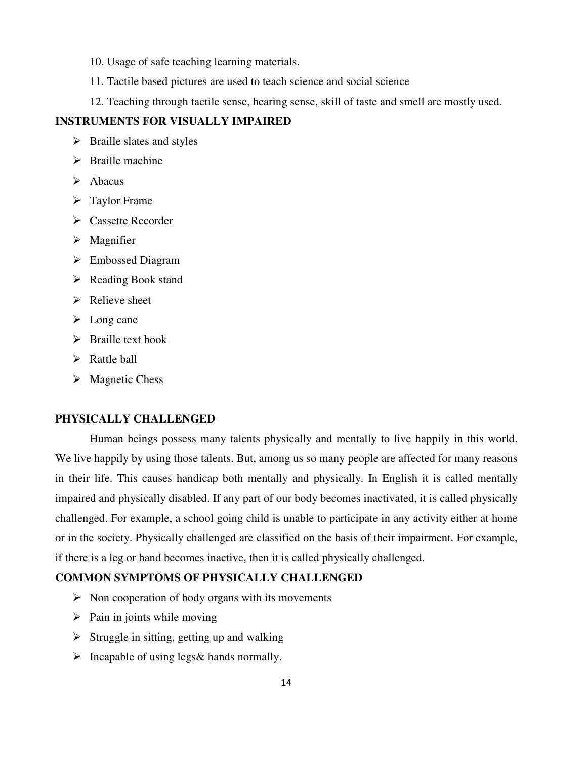10. Usage of safe teaching learning materials.

11. Tactile based pictures are used to teach science and social science

12. Teaching through tactile sense, hearing sense, skill of taste and smell are mostly used.

**INSTRUMENTS FOR VISUALLY IMPAIRED**

- Braille slates and styles
- Braille machine
- Abacus
- Taylor Frame
- Cassette Recorder
- Magnifier
- Embossed Diagram
- Reading Book stand
- Relieve sheet
- Long cane
- Braille text book
- Rattle ball
- Magnetic Chess

**PHYSICALLY CHALLENGED**

Human beings possess many talents physically and mentally to live happily in this world. We live happily by using those talents. But, among us so many people are affected for many reasons in their life. This causes handicap both mentally and physically. In English it is called mentally impaired and physically disabled. If any part of our body becomes inactivated, it is called physically challenged. For example, a school going child is unable to participate in any activity either at home or in the society. Physically challenged are classified on the basis of their impairment. For example, if there is a leg or hand becomes inactive, then it is called physically challenged.

**COMMON SYMPTOMS OF PHYSICALLY CHALLENGED**

- Non cooperation of body organs with its movements
- Pain in joints while moving
- Struggle in sitting, getting up and walking
- Incapable of using legs& hands normally.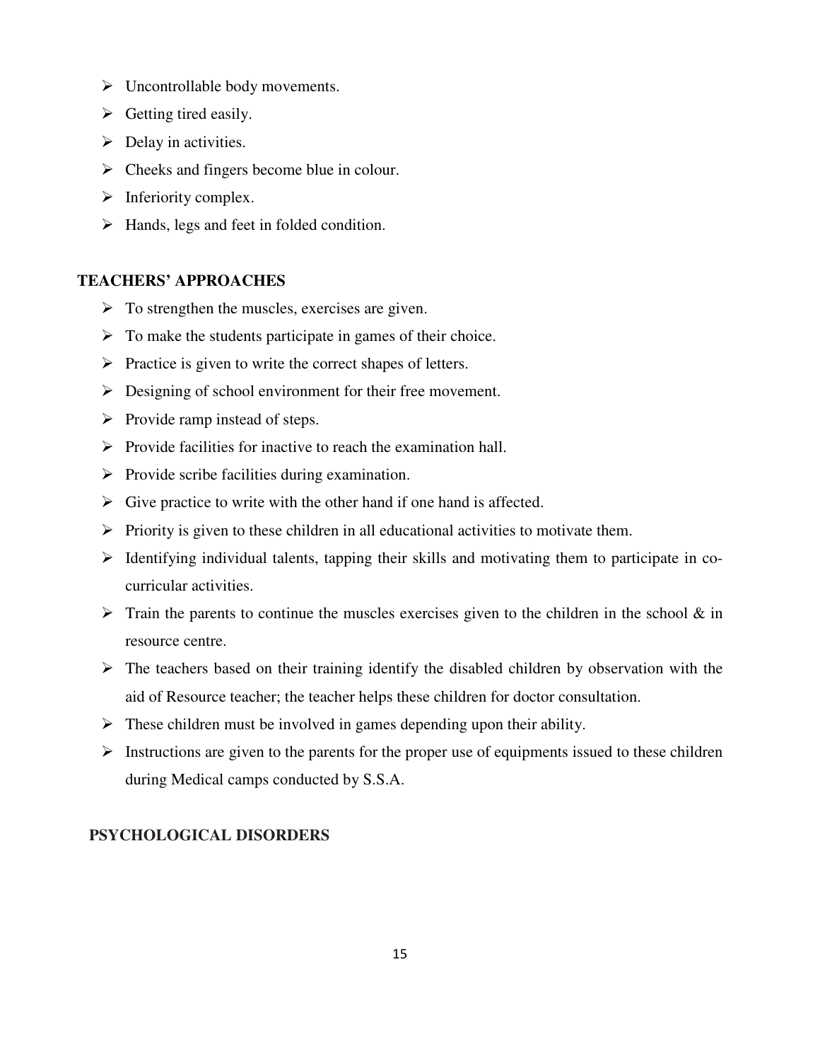- Uncontrollable body movements.
- Getting tired easily.
- Delay in activities.
- Cheeks and fingers become blue in colour.
- Inferiority complex.
- Hands, legs and feet in folded condition.

**TEACHERS' APPROACHES**

- To strengthen the muscles, exercises are given.
- To make the students participate in games of their choice.
- Practice is given to write the correct shapes of letters.
- Designing of school environment for their free movement.
- Provide ramp instead of steps.
- Provide facilities for inactive to reach the examination hall.
- Provide scribe facilities during examination.
- Give practice to write with the other hand if one hand is affected.
- Priority is given to these children in all educational activities to motivate them.
- Identifying individual talents, tapping their skills and motivating them to participate in co-curricular activities.
- Train the parents to continue the muscles exercises given to the children in the school & in resource centre.
- The teachers based on their training identify the disabled children by observation with the aid of Resource teacher; the teacher helps these children for doctor consultation.
- These children must be involved in games depending upon their ability.
- Instructions are given to the parents for the proper use of equipments issued to these children during Medical camps conducted by S.S.A.

**PSYCHOLOGICAL DISORDERS**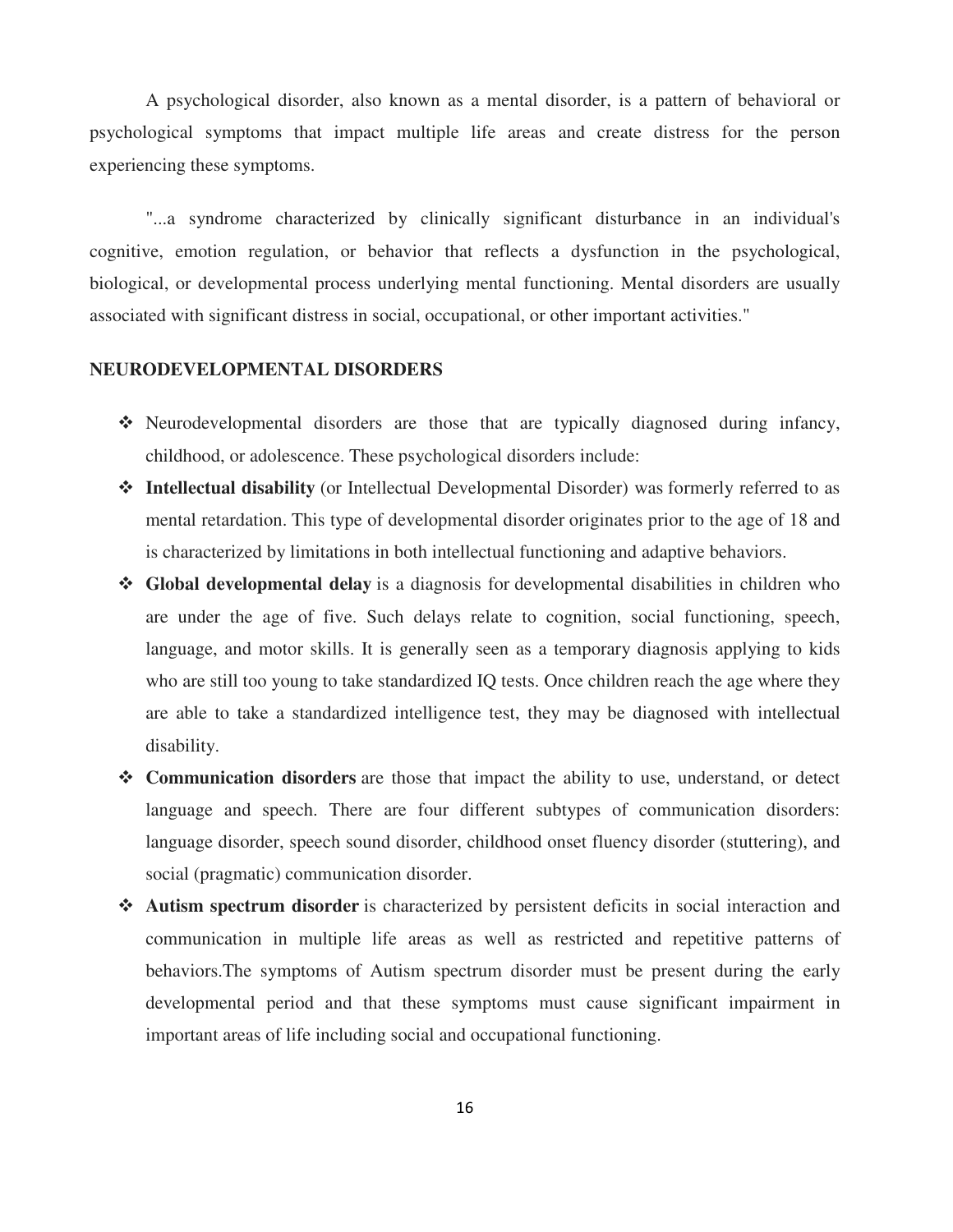A psychological disorder, also known as a mental disorder, is a pattern of behavioral or psychological symptoms that impact multiple life areas and create distress for the person experiencing these symptoms.

"...a syndrome characterized by clinically significant disturbance in an individual's cognitive, emotion regulation, or behavior that reflects a dysfunction in the psychological, biological, or developmental process underlying mental functioning. Mental disorders are usually associated with significant distress in social, occupational, or other important activities."

## NEURODEVELOPMENTAL DISORDERS

- Neurodevelopmental disorders are those that are typically diagnosed during infancy, childhood, or adolescence. These psychological disorders include:
- **Intellectual disability** (or Intellectual Developmental Disorder) was formerly referred to as mental retardation. This type of developmental disorder originates prior to the age of 18 and is characterized by limitations in both intellectual functioning and adaptive behaviors.
- **Global developmental delay** is a diagnosis for developmental disabilities in children who are under the age of five. Such delays relate to cognition, social functioning, speech, language, and motor skills. It is generally seen as a temporary diagnosis applying to kids who are still too young to take standardized IQ tests. Once children reach the age where they are able to take a standardized intelligence test, they may be diagnosed with intellectual disability.
- **Communication disorders** are those that impact the ability to use, understand, or detect language and speech. There are four different subtypes of communication disorders: language disorder, speech sound disorder, childhood onset fluency disorder (stuttering), and social (pragmatic) communication disorder.
- **Autism spectrum disorder** is characterized by persistent deficits in social interaction and communication in multiple life areas as well as restricted and repetitive patterns of behaviors.The symptoms of Autism spectrum disorder must be present during the early developmental period and that these symptoms must cause significant impairment in important areas of life including social and occupational functioning.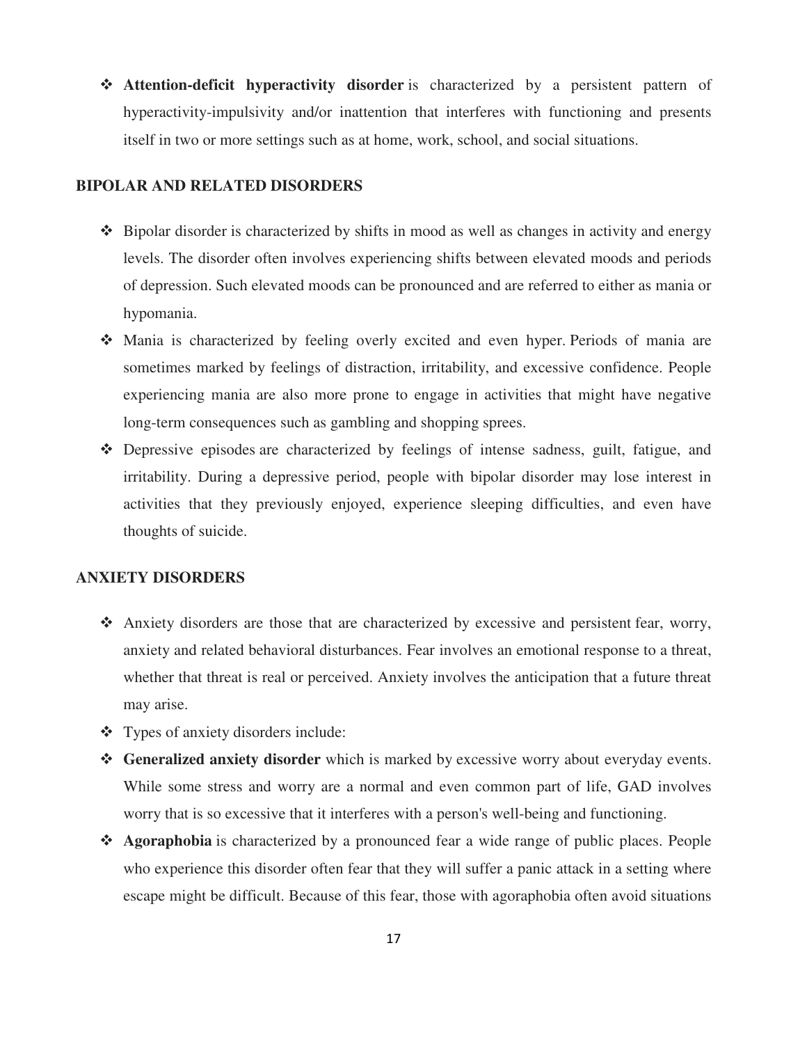- **Attention-deficit hyperactivity disorder** is characterized by a persistent pattern of hyperactivity-impulsivity and/or inattention that interferes with functioning and presents itself in two or more settings such as at home, work, school, and social situations.

## BIPOLAR AND RELATED DISORDERS

- Bipolar disorder is characterized by shifts in mood as well as changes in activity and energy levels. The disorder often involves experiencing shifts between elevated moods and periods of depression. Such elevated moods can be pronounced and are referred to either as mania or hypomania.
- Mania is characterized by feeling overly excited and even hyper. Periods of mania are sometimes marked by feelings of distraction, irritability, and excessive confidence. People experiencing mania are also more prone to engage in activities that might have negative long-term consequences such as gambling and shopping sprees.
- Depressive episodes are characterized by feelings of intense sadness, guilt, fatigue, and irritability. During a depressive period, people with bipolar disorder may lose interest in activities that they previously enjoyed, experience sleeping difficulties, and even have thoughts of suicide.

## ANXIETY DISORDERS

- Anxiety disorders are those that are characterized by excessive and persistent fear, worry, anxiety and related behavioral disturbances. Fear involves an emotional response to a threat, whether that threat is real or perceived. Anxiety involves the anticipation that a future threat may arise.
- Types of anxiety disorders include:
- **Generalized anxiety disorder** which is marked by excessive worry about everyday events. While some stress and worry are a normal and even common part of life, GAD involves worry that is so excessive that it interferes with a person's well-being and functioning.
- **Agoraphobia** is characterized by a pronounced fear a wide range of public places. People who experience this disorder often fear that they will suffer a panic attack in a setting where escape might be difficult. Because of this fear, those with agoraphobia often avoid situations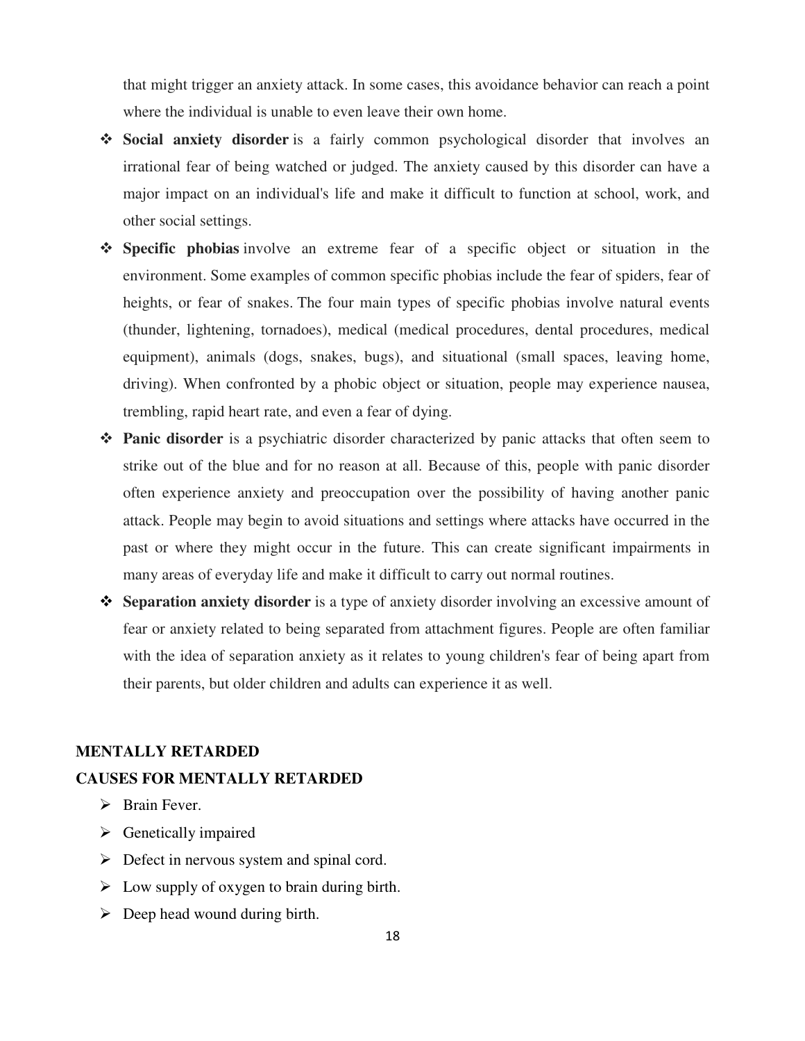that might trigger an anxiety attack. In some cases, this avoidance behavior can reach a point where the individual is unable to even leave their own home.

- **Social anxiety disorder** is a fairly common psychological disorder that involves an irrational fear of being watched or judged. The anxiety caused by this disorder can have a major impact on an individual's life and make it difficult to function at school, work, and other social settings.
- **Specific phobias** involve an extreme fear of a specific object or situation in the environment. Some examples of common specific phobias include the fear of spiders, fear of heights, or fear of snakes. The four main types of specific phobias involve natural events (thunder, lightening, tornadoes), medical (medical procedures, dental procedures, medical equipment), animals (dogs, snakes, bugs), and situational (small spaces, leaving home, driving). When confronted by a phobic object or situation, people may experience nausea, trembling, rapid heart rate, and even a fear of dying.
- **Panic disorder** is a psychiatric disorder characterized by panic attacks that often seem to strike out of the blue and for no reason at all. Because of this, people with panic disorder often experience anxiety and preoccupation over the possibility of having another panic attack. People may begin to avoid situations and settings where attacks have occurred in the past or where they might occur in the future. This can create significant impairments in many areas of everyday life and make it difficult to carry out normal routines.
- **Separation anxiety disorder** is a type of anxiety disorder involving an excessive amount of fear or anxiety related to being separated from attachment figures. People are often familiar with the idea of separation anxiety as it relates to young children's fear of being apart from their parents, but older children and adults can experience it as well.

## MENTALLY RETARDED

### CAUSES FOR MENTALLY RETARDED

- Brain Fever.
- Genetically impaired
- Defect in nervous system and spinal cord.
- Low supply of oxygen to brain during birth.
- Deep head wound during birth.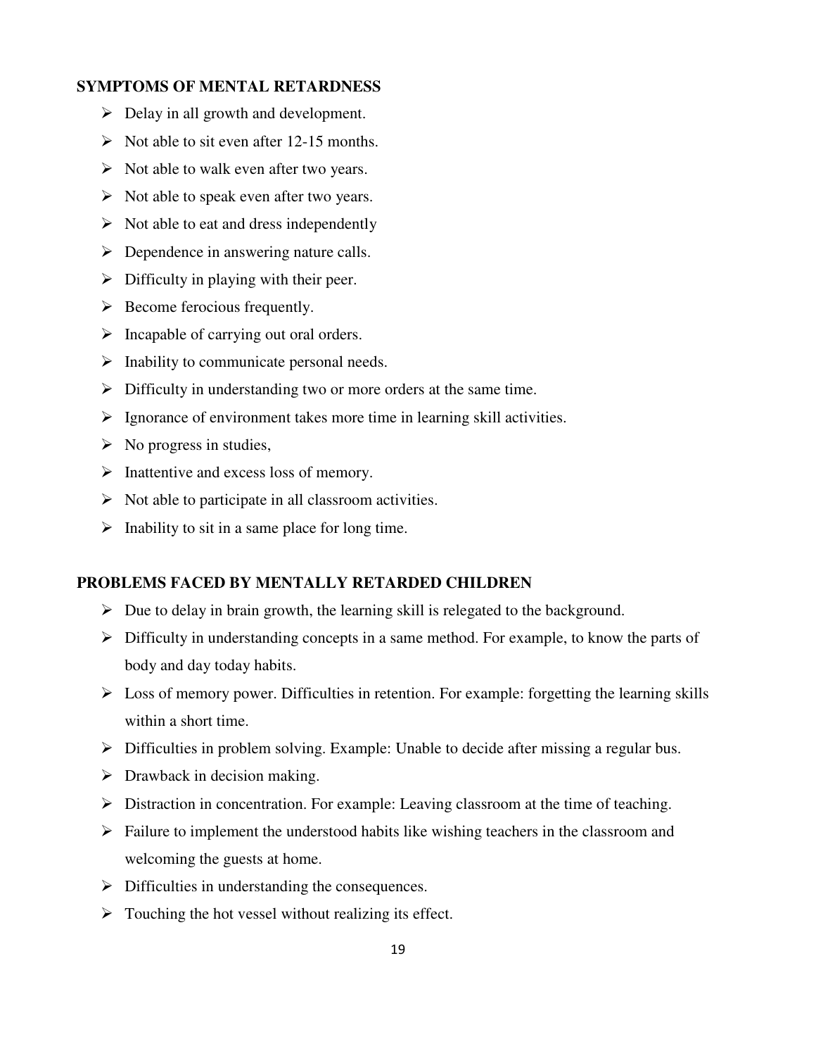## SYMPTOMS OF MENTAL RETARDNESS

- Delay in all growth and development.
- Not able to sit even after 12-15 months.
- Not able to walk even after two years.
- Not able to speak even after two years.
- Not able to eat and dress independently
- Dependence in answering nature calls.
- Difficulty in playing with their peer.
- Become ferocious frequently.
- Incapable of carrying out oral orders.
- Inability to communicate personal needs.
- Difficulty in understanding two or more orders at the same time.
- Ignorance of environment takes more time in learning skill activities.
- No progress in studies,
- Inattentive and excess loss of memory.
- Not able to participate in all classroom activities.
- Inability to sit in a same place for long time.

## PROBLEMS FACED BY MENTALLY RETARDED CHILDREN

- Due to delay in brain growth, the learning skill is relegated to the background.
- Difficulty in understanding concepts in a same method. For example, to know the parts of body and day today habits.
- Loss of memory power. Difficulties in retention. For example: forgetting the learning skills within a short time.
- Difficulties in problem solving. Example: Unable to decide after missing a regular bus.
- Drawback in decision making.
- Distraction in concentration. For example: Leaving classroom at the time of teaching.
- Failure to implement the understood habits like wishing teachers in the classroom and welcoming the guests at home.
- Difficulties in understanding the consequences.
- Touching the hot vessel without realizing its effect.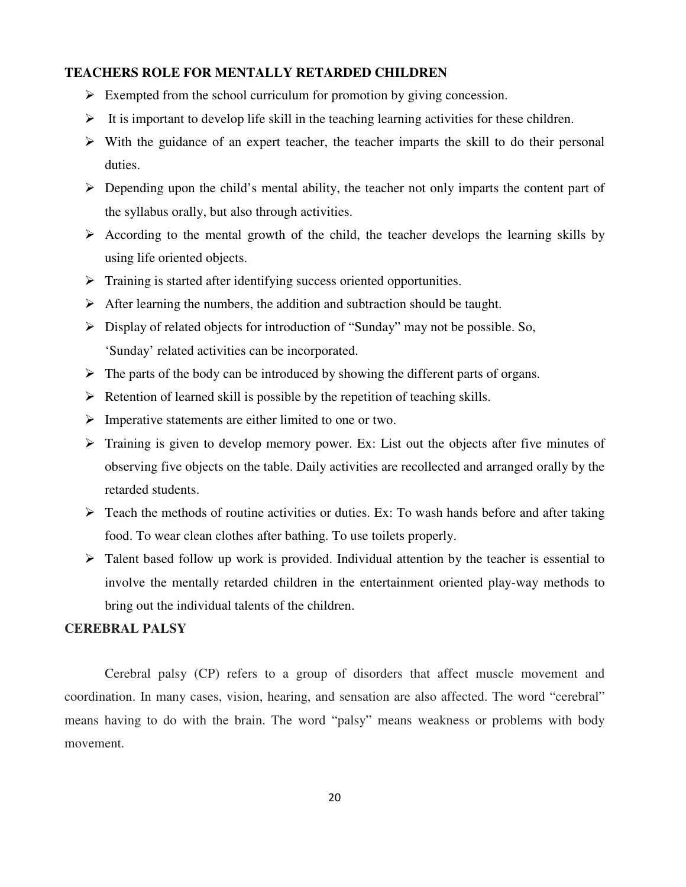## TEACHERS ROLE FOR MENTALLY RETARDED CHILDREN

- Exempted from the school curriculum for promotion by giving concession.
- It is important to develop life skill in the teaching learning activities for these children.
- With the guidance of an expert teacher, the teacher imparts the skill to do their personal duties.
- Depending upon the child's mental ability, the teacher not only imparts the content part of the syllabus orally, but also through activities.
- According to the mental growth of the child, the teacher develops the learning skills by using life oriented objects.
- Training is started after identifying success oriented opportunities.
- After learning the numbers, the addition and subtraction should be taught.
- Display of related objects for introduction of "Sunday" may not be possible. So, 'Sunday' related activities can be incorporated.
- The parts of the body can be introduced by showing the different parts of organs.
- Retention of learned skill is possible by the repetition of teaching skills.
- Imperative statements are either limited to one or two.
- Training is given to develop memory power. Ex: List out the objects after five minutes of observing five objects on the table. Daily activities are recollected and arranged orally by the retarded students.
- Teach the methods of routine activities or duties. Ex: To wash hands before and after taking food. To wear clean clothes after bathing. To use toilets properly.
- Talent based follow up work is provided. Individual attention by the teacher is essential to involve the mentally retarded children in the entertainment oriented play-way methods to bring out the individual talents of the children.

## CEREBRAL PALSY

Cerebral palsy (CP) refers to a group of disorders that affect muscle movement and coordination. In many cases, vision, hearing, and sensation are also affected. The word "cerebral" means having to do with the brain. The word "palsy" means weakness or problems with body movement.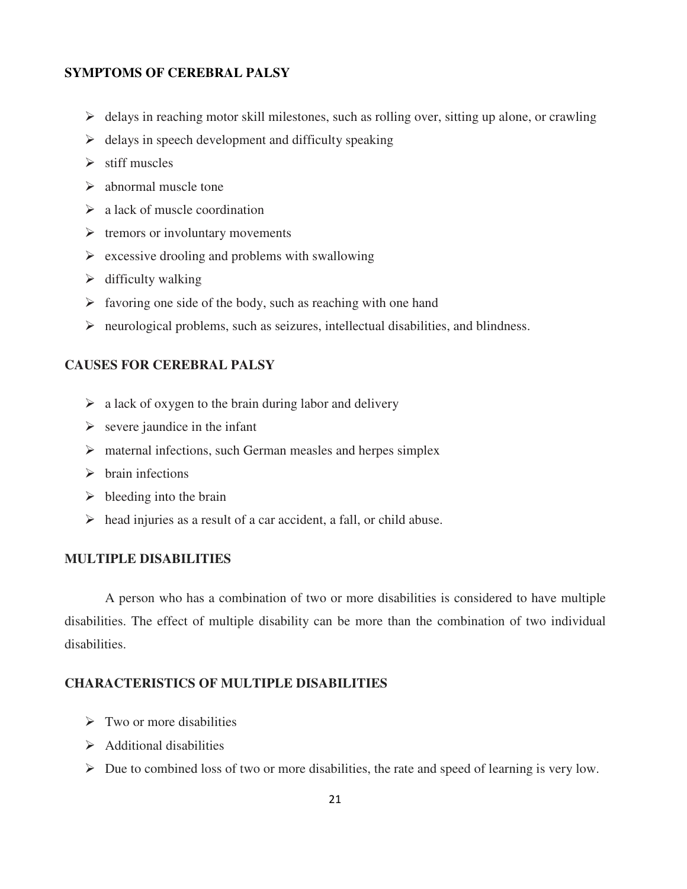## SYMPTOMS OF CEREBRAL PALSY

- delays in reaching motor skill milestones, such as rolling over, sitting up alone, or crawling
- delays in speech development and difficulty speaking
- stiff muscles
- abnormal muscle tone
- a lack of muscle coordination
- tremors or involuntary movements
- excessive drooling and problems with swallowing
- difficulty walking
- favoring one side of the body, such as reaching with one hand
- neurological problems, such as seizures, intellectual disabilities, and blindness.

## CAUSES FOR CEREBRAL PALSY

- a lack of oxygen to the brain during labor and delivery
- severe jaundice in the infant
- maternal infections, such German measles and herpes simplex
- brain infections
- bleeding into the brain
- head injuries as a result of a car accident, a fall, or child abuse.

## MULTIPLE DISABILITIES

A person who has a combination of two or more disabilities is considered to have multiple disabilities. The effect of multiple disability can be more than the combination of two individual disabilities.

## CHARACTERISTICS OF MULTIPLE DISABILITIES

- Two or more disabilities
- Additional disabilities
- Due to combined loss of two or more disabilities, the rate and speed of learning is very low.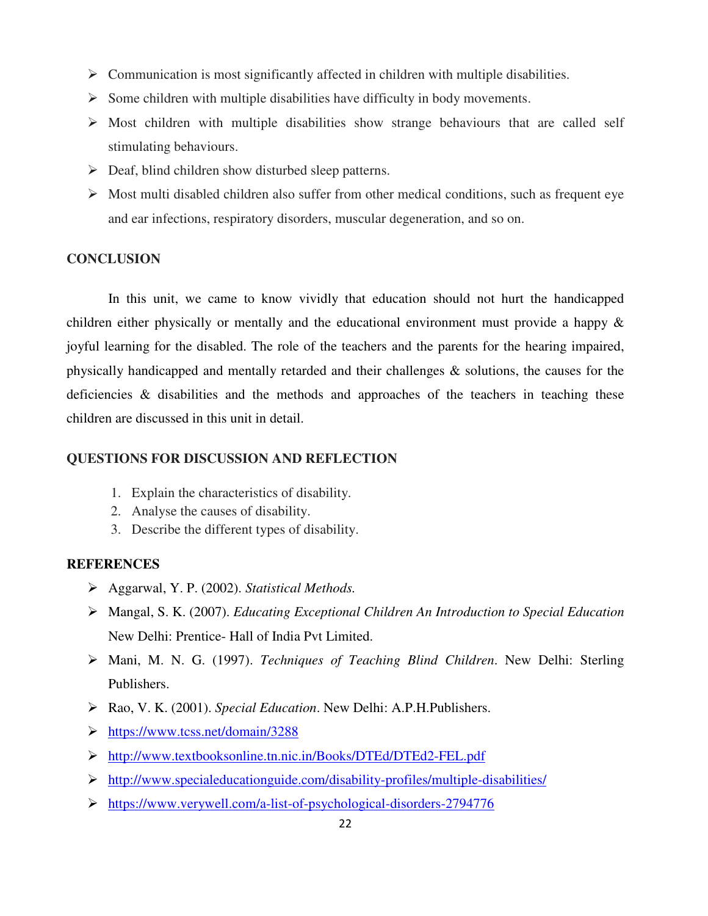- Communication is most significantly affected in children with multiple disabilities.
- Some children with multiple disabilities have difficulty in body movements.
- Most children with multiple disabilities show strange behaviours that are called self stimulating behaviours.
- Deaf, blind children show disturbed sleep patterns.
- Most multi disabled children also suffer from other medical conditions, such as frequent eye and ear infections, respiratory disorders, muscular degeneration, and so on.

## CONCLUSION

In this unit, we came to know vividly that education should not hurt the handicapped children either physically or mentally and the educational environment must provide a happy & joyful learning for the disabled. The role of the teachers and the parents for the hearing impaired, physically handicapped and mentally retarded and their challenges & solutions, the causes for the deficiencies & disabilities and the methods and approaches of the teachers in teaching these children are discussed in this unit in detail.

## QUESTIONS FOR DISCUSSION AND REFLECTION

1. Explain the characteristics of disability.
2. Analyse the causes of disability.
3. Describe the different types of disability.

## REFERENCES

- Aggarwal, Y. P. (2002). *Statistical Methods.*
- Mangal, S. K. (2007). *Educating Exceptional Children An Introduction to Special Education* New Delhi: Prentice- Hall of India Pvt Limited.
- Mani, M. N. G. (1997). *Techniques of Teaching Blind Children*. New Delhi: Sterling Publishers.
- Rao, V. K. (2001). *Special Education*. New Delhi: A.P.H.Publishers.
- https://www.tcss.net/domain/3288
- http://www.textbooksonline.tn.nic.in/Books/DTEd/DTEd2-FEL.pdf
- http://www.specialeducationguide.com/disability-profiles/multiple-disabilities/
- https://www.verywell.com/a-list-of-psychological-disorders-2794776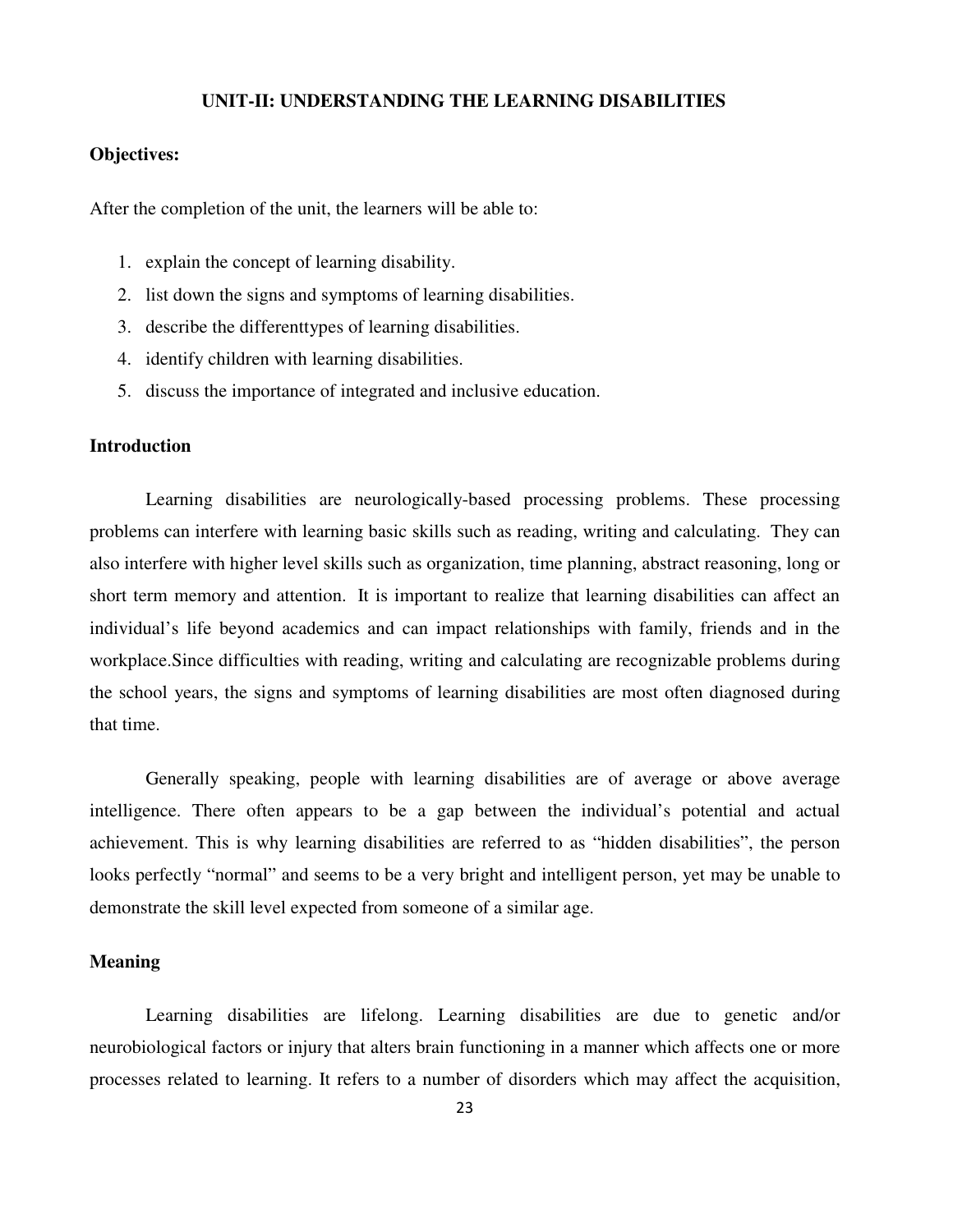## UNIT-II: UNDERSTANDING THE LEARNING DISABILITIES

**Objectives:**

After the completion of the unit, the learners will be able to:

1. explain the concept of learning disability.
2. list down the signs and symptoms of learning disabilities.
3. describe the differenttypes of learning disabilities.
4. identify children with learning disabilities.
5. discuss the importance of integrated and inclusive education.

**Introduction**

Learning disabilities are neurologically-based processing problems. These processing problems can interfere with learning basic skills such as reading, writing and calculating. They can also interfere with higher level skills such as organization, time planning, abstract reasoning, long or short term memory and attention. It is important to realize that learning disabilities can affect an individual's life beyond academics and can impact relationships with family, friends and in the workplace.Since difficulties with reading, writing and calculating are recognizable problems during the school years, the signs and symptoms of learning disabilities are most often diagnosed during that time.

Generally speaking, people with learning disabilities are of average or above average intelligence. There often appears to be a gap between the individual's potential and actual achievement. This is why learning disabilities are referred to as "hidden disabilities", the person looks perfectly "normal" and seems to be a very bright and intelligent person, yet may be unable to demonstrate the skill level expected from someone of a similar age.

**Meaning**

Learning disabilities are lifelong. Learning disabilities are due to genetic and/or neurobiological factors or injury that alters brain functioning in a manner which affects one or more processes related to learning. It refers to a number of disorders which may affect the acquisition,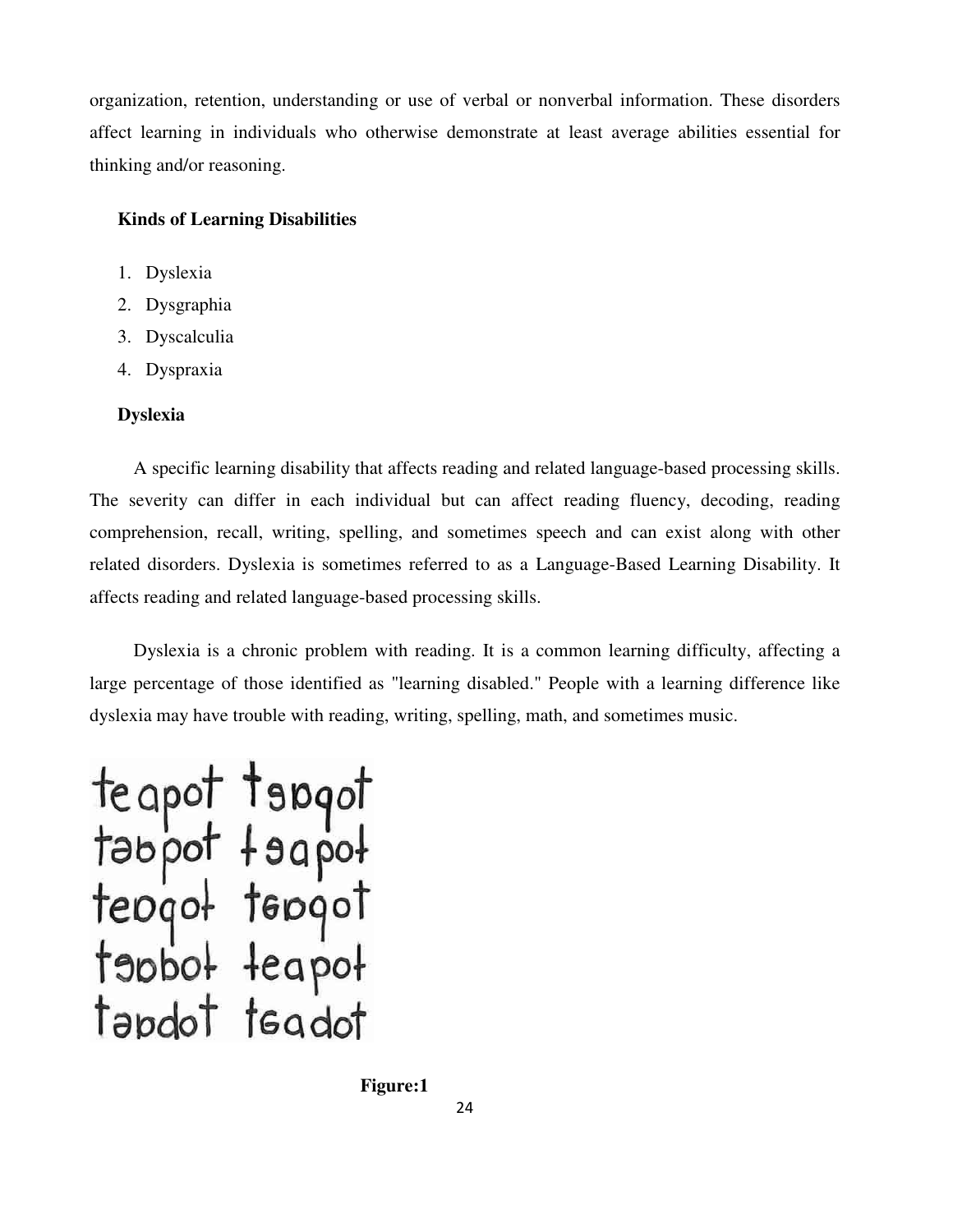organization, retention, understanding or use of verbal or nonverbal information. These disorders affect learning in individuals who otherwise demonstrate at least average abilities essential for thinking and/or reasoning.

**Kinds of Learning Disabilities**

1. Dyslexia
2. Dysgraphia
3. Dyscalculia
4. Dyspraxia

**Dyslexia**

A specific learning disability that affects reading and related language-based processing skills. The severity can differ in each individual but can affect reading fluency, decoding, reading comprehension, recall, writing, spelling, and sometimes speech and can exist along with other related disorders. Dyslexia is sometimes referred to as a Language-Based Learning Disability. It affects reading and related language-based processing skills.

Dyslexia is a chronic problem with reading. It is a common learning difficulty, affecting a large percentage of those identified as "learning disabled." People with a learning difference like dyslexia may have trouble with reading, writing, spelling, math, and sometimes music.

**Figure:1**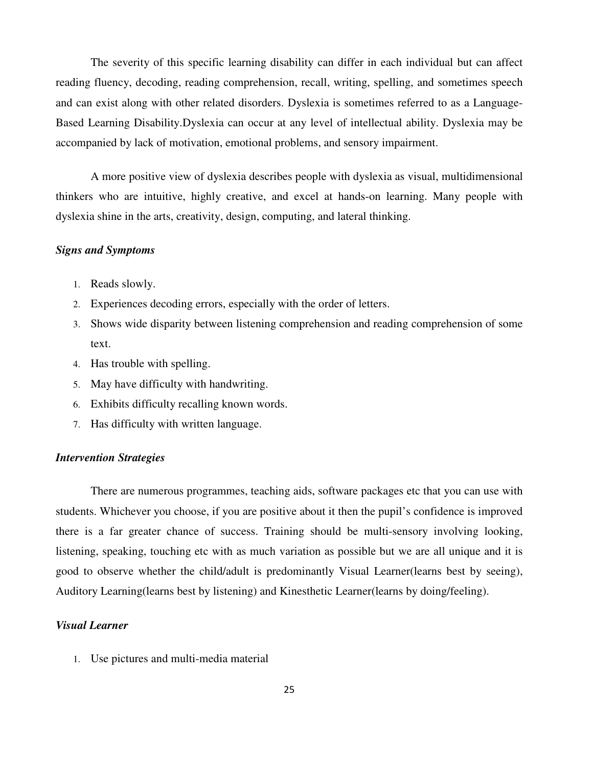The severity of this specific learning disability can differ in each individual but can affect reading fluency, decoding, reading comprehension, recall, writing, spelling, and sometimes speech and can exist along with other related disorders. Dyslexia is sometimes referred to as a Language-Based Learning Disability.Dyslexia can occur at any level of intellectual ability. Dyslexia may be accompanied by lack of motivation, emotional problems, and sensory impairment.

A more positive view of dyslexia describes people with dyslexia as visual, multidimensional thinkers who are intuitive, highly creative, and excel at hands-on learning. Many people with dyslexia shine in the arts, creativity, design, computing, and lateral thinking.

***Signs and Symptoms***

1. Reads slowly.
2. Experiences decoding errors, especially with the order of letters.
3. Shows wide disparity between listening comprehension and reading comprehension of some text.
4. Has trouble with spelling.
5. May have difficulty with handwriting.
6. Exhibits difficulty recalling known words.
7. Has difficulty with written language.

***Intervention Strategies***

There are numerous programmes, teaching aids, software packages etc that you can use with students. Whichever you choose, if you are positive about it then the pupil's confidence is improved there is a far greater chance of success. Training should be multi-sensory involving looking, listening, speaking, touching etc with as much variation as possible but we are all unique and it is good to observe whether the child/adult is predominantly Visual Learner(learns best by seeing), Auditory Learning(learns best by listening) and Kinesthetic Learner(learns by doing/feeling).

***Visual Learner***

1. Use pictures and multi-media material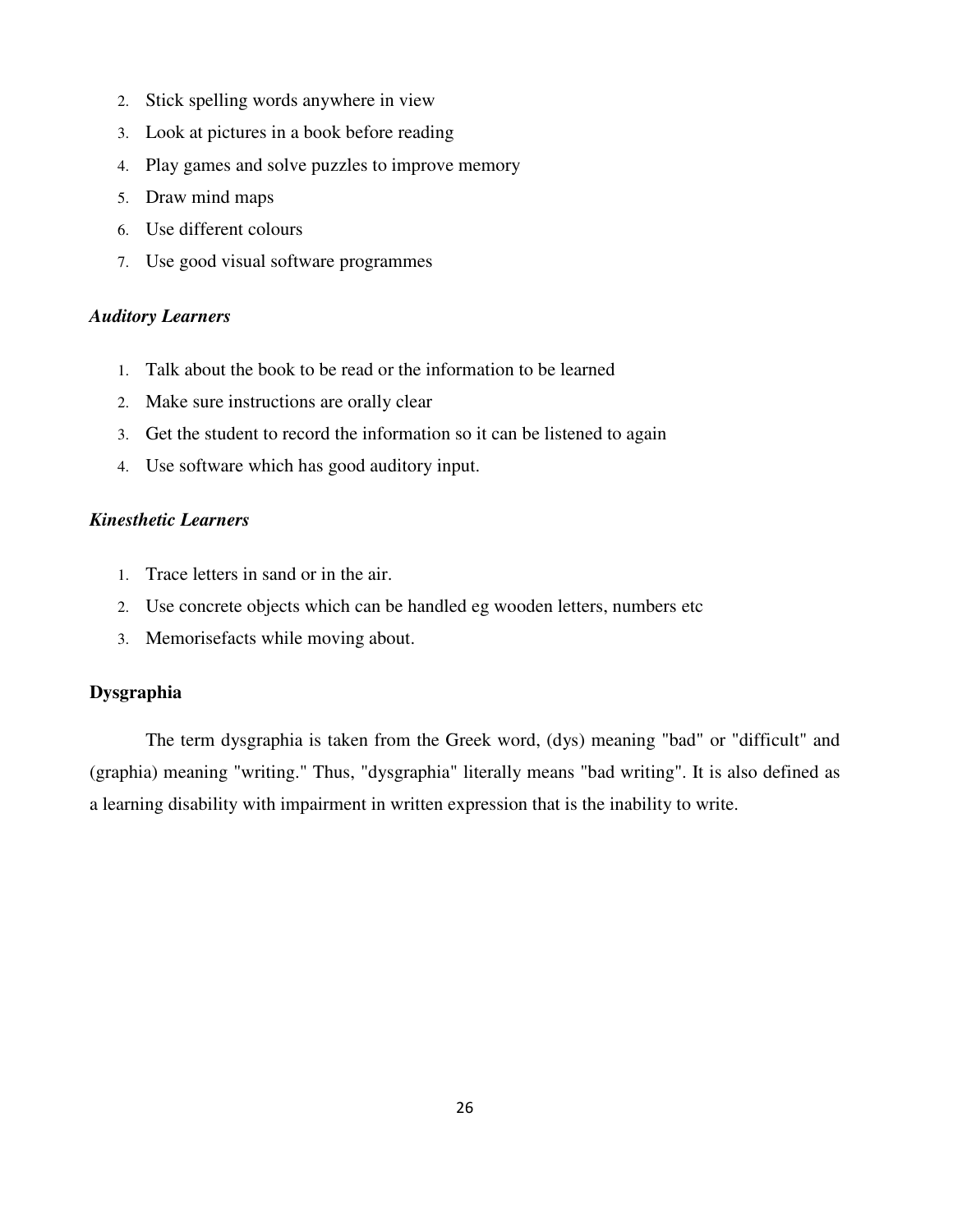2. Stick spelling words anywhere in view
3. Look at pictures in a book before reading
4. Play games and solve puzzles to improve memory
5. Draw mind maps
6. Use different colours
7. Use good visual software programmes

***Auditory Learners***

1. Talk about the book to be read or the information to be learned
2. Make sure instructions are orally clear
3. Get the student to record the information so it can be listened to again
4. Use software which has good auditory input.

***Kinesthetic Learners***

1. Trace letters in sand or in the air.
2. Use concrete objects which can be handled eg wooden letters, numbers etc
3. Memorisefacts while moving about.

**Dysgraphia**

The term dysgraphia is taken from the Greek word, (dys) meaning "bad" or "difficult" and (graphia) meaning "writing." Thus, "dysgraphia" literally means "bad writing". It is also defined as a learning disability with impairment in written expression that is the inability to write.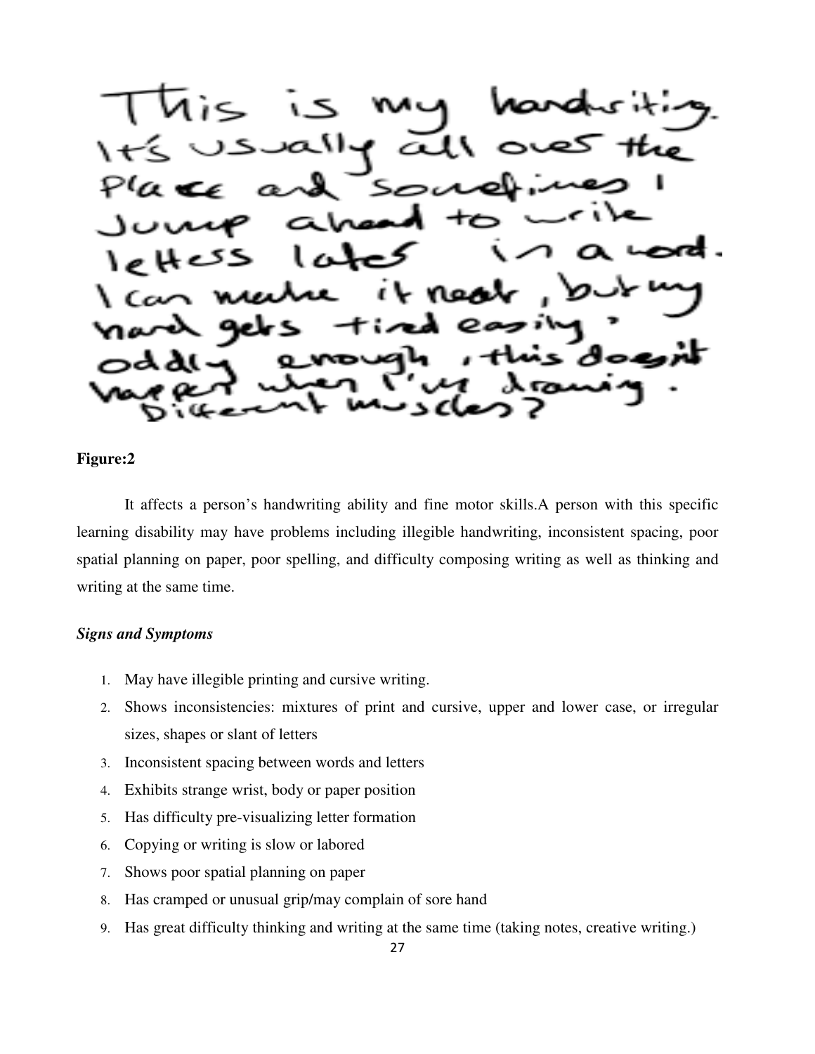**Figure:2**

It affects a person's handwriting ability and fine motor skills.A person with this specific learning disability may have problems including illegible handwriting, inconsistent spacing, poor spatial planning on paper, poor spelling, and difficulty composing writing as well as thinking and writing at the same time.

***Signs and Symptoms***

1. May have illegible printing and cursive writing.
2. Shows inconsistencies: mixtures of print and cursive, upper and lower case, or irregular sizes, shapes or slant of letters
3. Inconsistent spacing between words and letters
4. Exhibits strange wrist, body or paper position
5. Has difficulty pre-visualizing letter formation
6. Copying or writing is slow or labored
7. Shows poor spatial planning on paper
8. Has cramped or unusual grip/may complain of sore hand
9. Has great difficulty thinking and writing at the same time (taking notes, creative writing.)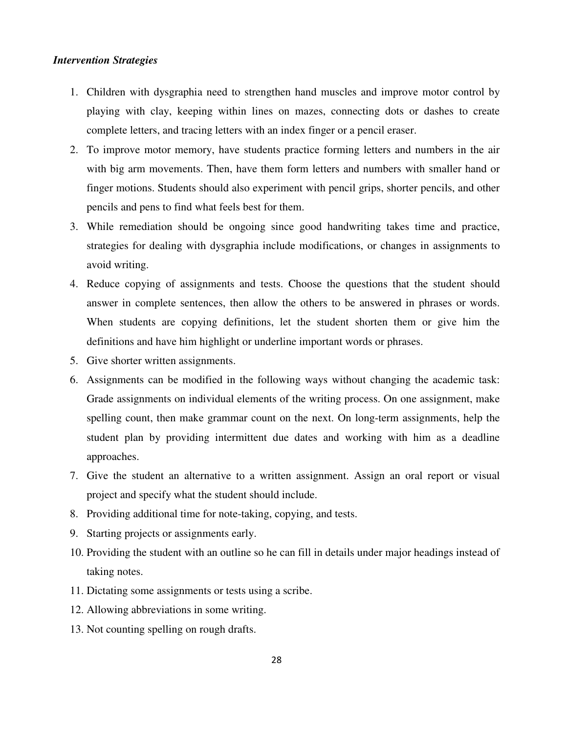*Intervention Strategies*

1. Children with dysgraphia need to strengthen hand muscles and improve motor control by playing with clay, keeping within lines on mazes, connecting dots or dashes to create complete letters, and tracing letters with an index finger or a pencil eraser.
2. To improve motor memory, have students practice forming letters and numbers in the air with big arm movements. Then, have them form letters and numbers with smaller hand or finger motions. Students should also experiment with pencil grips, shorter pencils, and other pencils and pens to find what feels best for them.
3. While remediation should be ongoing since good handwriting takes time and practice, strategies for dealing with dysgraphia include modifications, or changes in assignments to avoid writing.
4. Reduce copying of assignments and tests. Choose the questions that the student should answer in complete sentences, then allow the others to be answered in phrases or words. When students are copying definitions, let the student shorten them or give him the definitions and have him highlight or underline important words or phrases.
5. Give shorter written assignments.
6. Assignments can be modified in the following ways without changing the academic task: Grade assignments on individual elements of the writing process. On one assignment, make spelling count, then make grammar count on the next. On long-term assignments, help the student plan by providing intermittent due dates and working with him as a deadline approaches.
7. Give the student an alternative to a written assignment. Assign an oral report or visual project and specify what the student should include.
8. Providing additional time for note-taking, copying, and tests.
9. Starting projects or assignments early.
10. Providing the student with an outline so he can fill in details under major headings instead of taking notes.
11. Dictating some assignments or tests using a scribe.
12. Allowing abbreviations in some writing.
13. Not counting spelling on rough drafts.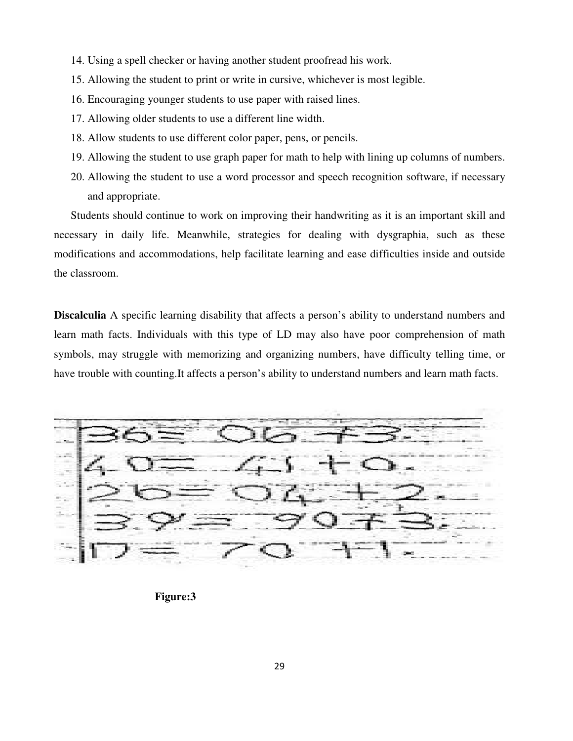14. Using a spell checker or having another student proofread his work.
15. Allowing the student to print or write in cursive, whichever is most legible.
16. Encouraging younger students to use paper with raised lines.
17. Allowing older students to use a different line width.
18. Allow students to use different color paper, pens, or pencils.
19. Allowing the student to use graph paper for math to help with lining up columns of numbers.
20. Allowing the student to use a word processor and speech recognition software, if necessary and appropriate.

Students should continue to work on improving their handwriting as it is an important skill and necessary in daily life. Meanwhile, strategies for dealing with dysgraphia, such as these modifications and accommodations, help facilitate learning and ease difficulties inside and outside the classroom.

**Discalculia** A specific learning disability that affects a person's ability to understand numbers and learn math facts. Individuals with this type of LD may also have poor comprehension of math symbols, may struggle with memorizing and organizing numbers, have difficulty telling time, or have trouble with counting.It affects a person's ability to understand numbers and learn math facts.

**Figure:3**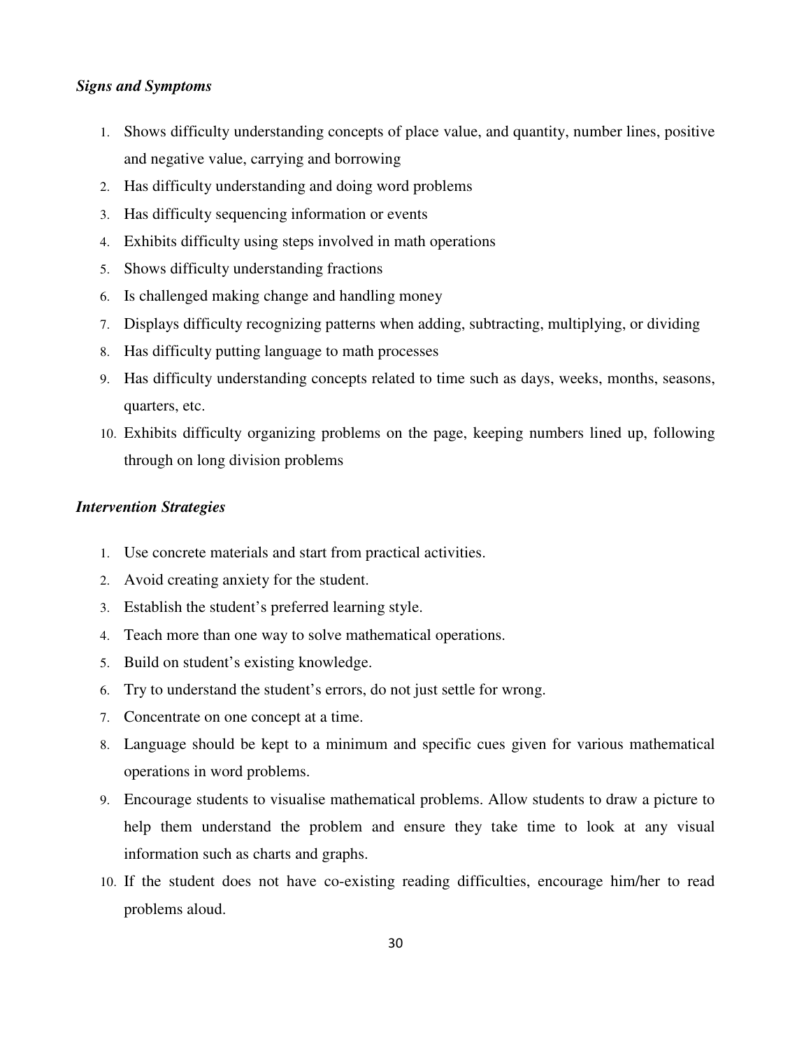### *Signs and Symptoms*

1. Shows difficulty understanding concepts of place value, and quantity, number lines, positive and negative value, carrying and borrowing
2. Has difficulty understanding and doing word problems
3. Has difficulty sequencing information or events
4. Exhibits difficulty using steps involved in math operations
5. Shows difficulty understanding fractions
6. Is challenged making change and handling money
7. Displays difficulty recognizing patterns when adding, subtracting, multiplying, or dividing
8. Has difficulty putting language to math processes
9. Has difficulty understanding concepts related to time such as days, weeks, months, seasons, quarters, etc.
10. Exhibits difficulty organizing problems on the page, keeping numbers lined up, following through on long division problems

### *Intervention Strategies*

1. Use concrete materials and start from practical activities.
2. Avoid creating anxiety for the student.
3. Establish the student's preferred learning style.
4. Teach more than one way to solve mathematical operations.
5. Build on student's existing knowledge.
6. Try to understand the student's errors, do not just settle for wrong.
7. Concentrate on one concept at a time.
8. Language should be kept to a minimum and specific cues given for various mathematical operations in word problems.
9. Encourage students to visualise mathematical problems. Allow students to draw a picture to help them understand the problem and ensure they take time to look at any visual information such as charts and graphs.
10. If the student does not have co-existing reading difficulties, encourage him/her to read problems aloud.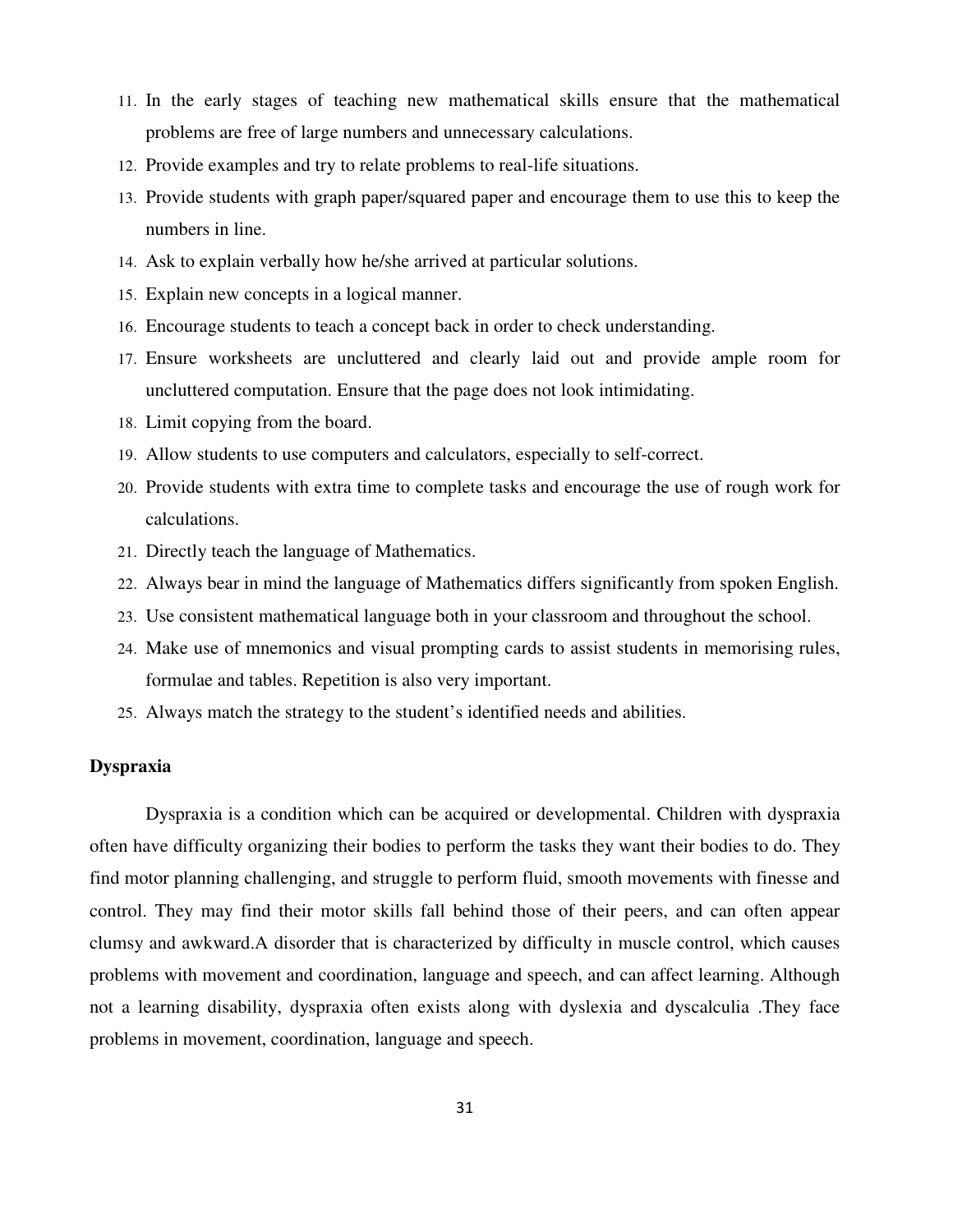11. In the early stages of teaching new mathematical skills ensure that the mathematical problems are free of large numbers and unnecessary calculations.
12. Provide examples and try to relate problems to real-life situations.
13. Provide students with graph paper/squared paper and encourage them to use this to keep the numbers in line.
14. Ask to explain verbally how he/she arrived at particular solutions.
15. Explain new concepts in a logical manner.
16. Encourage students to teach a concept back in order to check understanding.
17. Ensure worksheets are uncluttered and clearly laid out and provide ample room for uncluttered computation. Ensure that the page does not look intimidating.
18. Limit copying from the board.
19. Allow students to use computers and calculators, especially to self-correct.
20. Provide students with extra time to complete tasks and encourage the use of rough work for calculations.
21. Directly teach the language of Mathematics.
22. Always bear in mind the language of Mathematics differs significantly from spoken English.
23. Use consistent mathematical language both in your classroom and throughout the school.
24. Make use of mnemonics and visual prompting cards to assist students in memorising rules, formulae and tables. Repetition is also very important.
25. Always match the strategy to the student's identified needs and abilities.

**Dyspraxia**

Dyspraxia is a condition which can be acquired or developmental. Children with dyspraxia often have difficulty organizing their bodies to perform the tasks they want their bodies to do. They find motor planning challenging, and struggle to perform fluid, smooth movements with finesse and control. They may find their motor skills fall behind those of their peers, and can often appear clumsy and awkward.A disorder that is characterized by difficulty in muscle control, which causes problems with movement and coordination, language and speech, and can affect learning. Although not a learning disability, dyspraxia often exists along with dyslexia and dyscalculia .They face problems in movement, coordination, language and speech.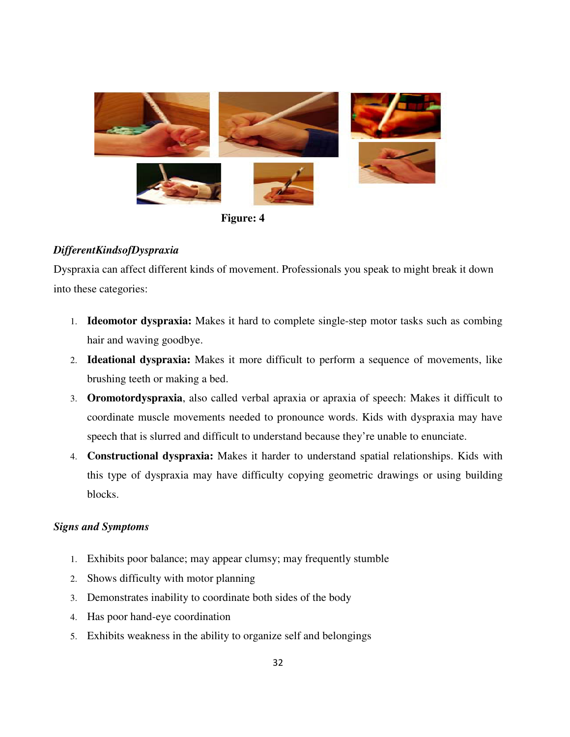Figure: 4

*DifferentKindsofDyspraxia*

Dyspraxia can affect different kinds of movement. Professionals you speak to might break it down into these categories:

1. **Ideomotor dyspraxia:** Makes it hard to complete single-step motor tasks such as combing hair and waving goodbye.
2. **Ideational dyspraxia:** Makes it more difficult to perform a sequence of movements, like brushing teeth or making a bed.
3. **Oromotordyspraxia**, also called verbal apraxia or apraxia of speech: Makes it difficult to coordinate muscle movements needed to pronounce words. Kids with dyspraxia may have speech that is slurred and difficult to understand because they're unable to enunciate.
4. **Constructional dyspraxia:** Makes it harder to understand spatial relationships. Kids with this type of dyspraxia may have difficulty copying geometric drawings or using building blocks.

*Signs and Symptoms*

1. Exhibits poor balance; may appear clumsy; may frequently stumble
2. Shows difficulty with motor planning
3. Demonstrates inability to coordinate both sides of the body
4. Has poor hand-eye coordination
5. Exhibits weakness in the ability to organize self and belongings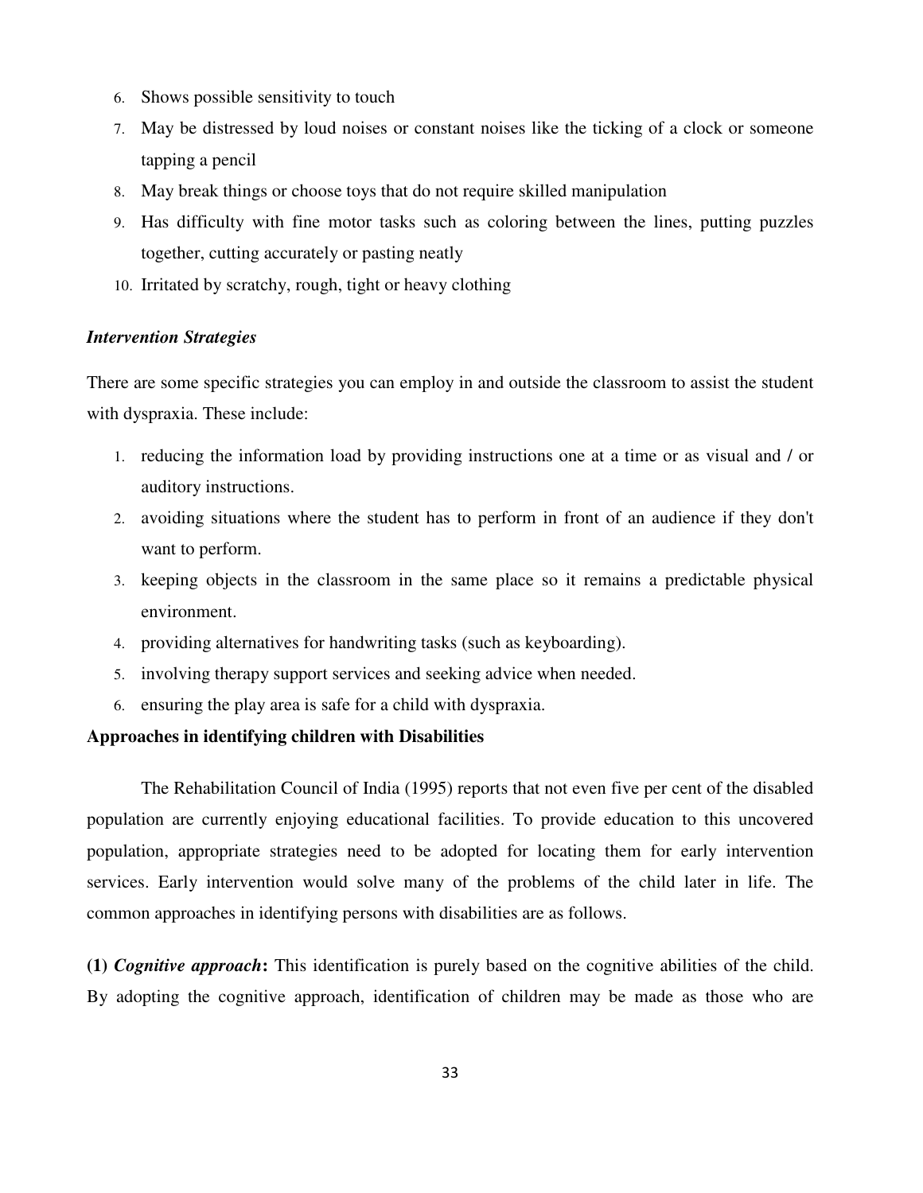6. Shows possible sensitivity to touch
7. May be distressed by loud noises or constant noises like the ticking of a clock or someone tapping a pencil
8. May break things or choose toys that do not require skilled manipulation
9. Has difficulty with fine motor tasks such as coloring between the lines, putting puzzles together, cutting accurately or pasting neatly
10. Irritated by scratchy, rough, tight or heavy clothing

***Intervention Strategies***

There are some specific strategies you can employ in and outside the classroom to assist the student with dyspraxia. These include:

1. reducing the information load by providing instructions one at a time or as visual and / or auditory instructions.
2. avoiding situations where the student has to perform in front of an audience if they don't want to perform.
3. keeping objects in the classroom in the same place so it remains a predictable physical environment.
4. providing alternatives for handwriting tasks (such as keyboarding).
5. involving therapy support services and seeking advice when needed.
6. ensuring the play area is safe for a child with dyspraxia.

**Approaches in identifying children with Disabilities**

The Rehabilitation Council of India (1995) reports that not even five per cent of the disabled population are currently enjoying educational facilities. To provide education to this uncovered population, appropriate strategies need to be adopted for locating them for early intervention services. Early intervention would solve many of the problems of the child later in life. The common approaches in identifying persons with disabilities are as follows.

**(1)** ***Cognitive approach*****:** This identification is purely based on the cognitive abilities of the child. By adopting the cognitive approach, identification of children may be made as those who are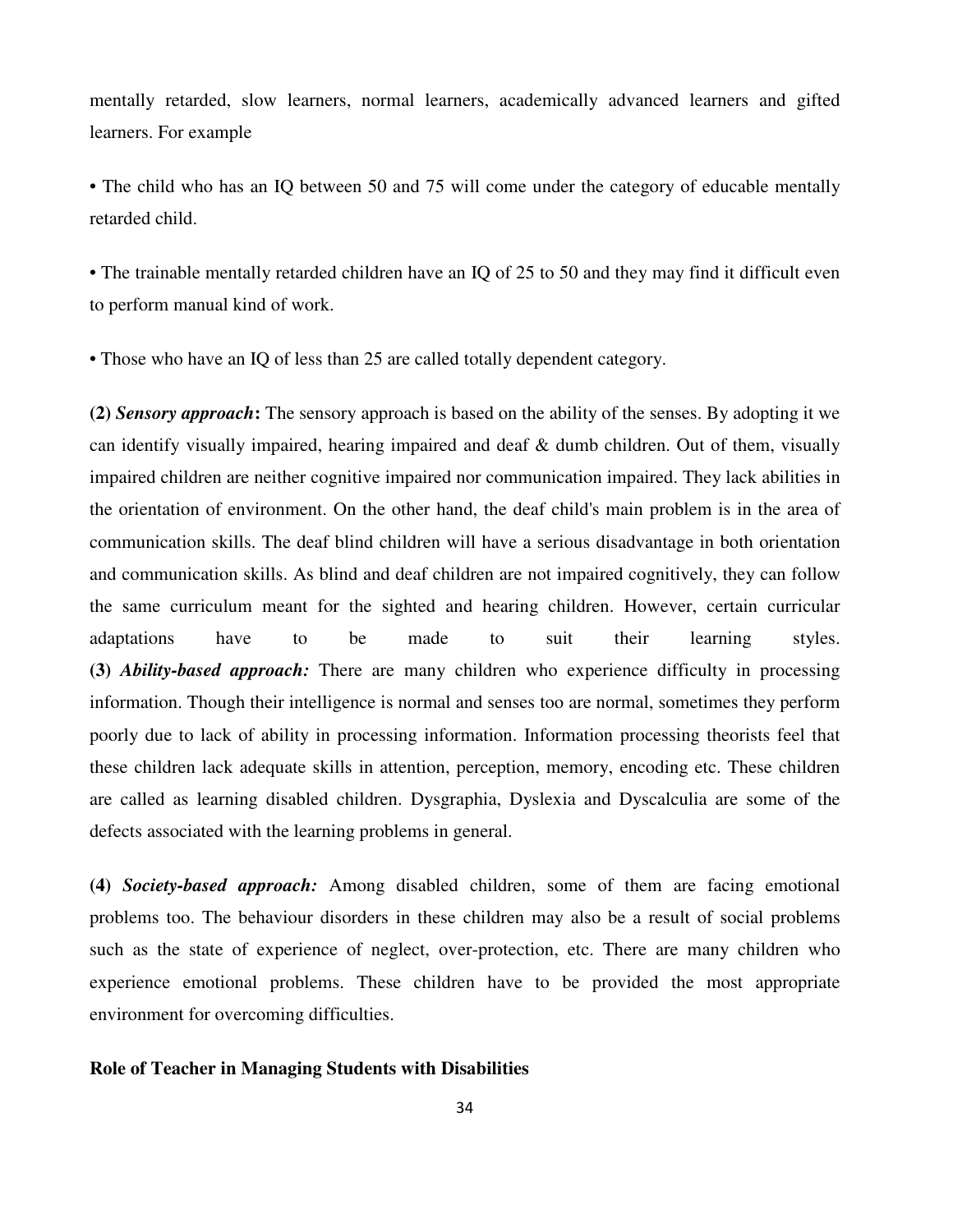mentally retarded, slow learners, normal learners, academically advanced learners and gifted learners. For example

• The child who has an IQ between 50 and 75 will come under the category of educable mentally retarded child.

• The trainable mentally retarded children have an IQ of 25 to 50 and they may find it difficult even to perform manual kind of work.

• Those who have an IQ of less than 25 are called totally dependent category.

**(2)** ***Sensory approach*****:** The sensory approach is based on the ability of the senses. By adopting it we can identify visually impaired, hearing impaired and deaf & dumb children. Out of them, visually impaired children are neither cognitive impaired nor communication impaired. They lack abilities in the orientation of environment. On the other hand, the deaf child's main problem is in the area of communication skills. The deaf blind children will have a serious disadvantage in both orientation and communication skills. As blind and deaf children are not impaired cognitively, they can follow the same curriculum meant for the sighted and hearing children. However, certain curricular adaptations have to be made to suit their learning styles.

**(3)** ***Ability-based approach:*** There are many children who experience difficulty in processing information. Though their intelligence is normal and senses too are normal, sometimes they perform poorly due to lack of ability in processing information. Information processing theorists feel that these children lack adequate skills in attention, perception, memory, encoding etc. These children are called as learning disabled children. Dysgraphia, Dyslexia and Dyscalculia are some of the defects associated with the learning problems in general.

**(4)** ***Society-based approach:*** Among disabled children, some of them are facing emotional problems too. The behaviour disorders in these children may also be a result of social problems such as the state of experience of neglect, over-protection, etc. There are many children who experience emotional problems. These children have to be provided the most appropriate environment for overcoming difficulties.

**Role of Teacher in Managing Students with Disabilities**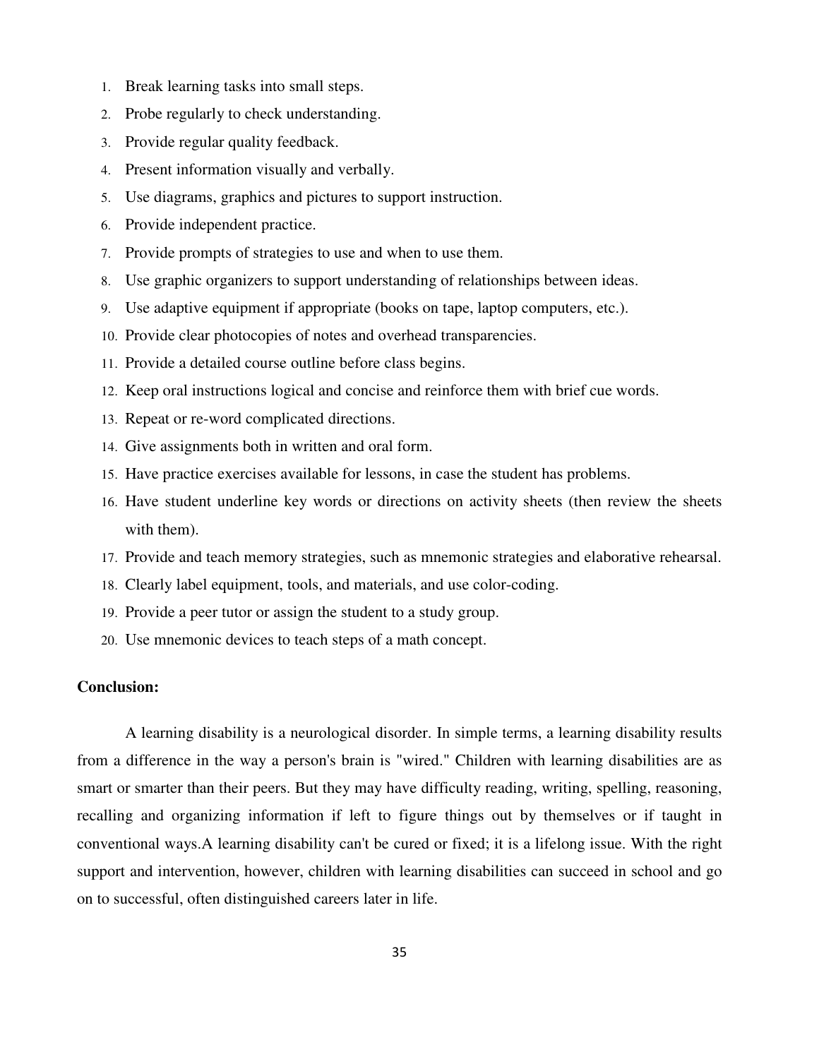1. Break learning tasks into small steps.
2. Probe regularly to check understanding.
3. Provide regular quality feedback.
4. Present information visually and verbally.
5. Use diagrams, graphics and pictures to support instruction.
6. Provide independent practice.
7. Provide prompts of strategies to use and when to use them.
8. Use graphic organizers to support understanding of relationships between ideas.
9. Use adaptive equipment if appropriate (books on tape, laptop computers, etc.).
10. Provide clear photocopies of notes and overhead transparencies.
11. Provide a detailed course outline before class begins.
12. Keep oral instructions logical and concise and reinforce them with brief cue words.
13. Repeat or re-word complicated directions.
14. Give assignments both in written and oral form.
15. Have practice exercises available for lessons, in case the student has problems.
16. Have student underline key words or directions on activity sheets (then review the sheets with them).
17. Provide and teach memory strategies, such as mnemonic strategies and elaborative rehearsal.
18. Clearly label equipment, tools, and materials, and use color-coding.
19. Provide a peer tutor or assign the student to a study group.
20. Use mnemonic devices to teach steps of a math concept.

**Conclusion:**

A learning disability is a neurological disorder. In simple terms, a learning disability results from a difference in the way a person's brain is "wired." Children with learning disabilities are as smart or smarter than their peers. But they may have difficulty reading, writing, spelling, reasoning, recalling and organizing information if left to figure things out by themselves or if taught in conventional ways.A learning disability can't be cured or fixed; it is a lifelong issue. With the right support and intervention, however, children with learning disabilities can succeed in school and go on to successful, often distinguished careers later in life.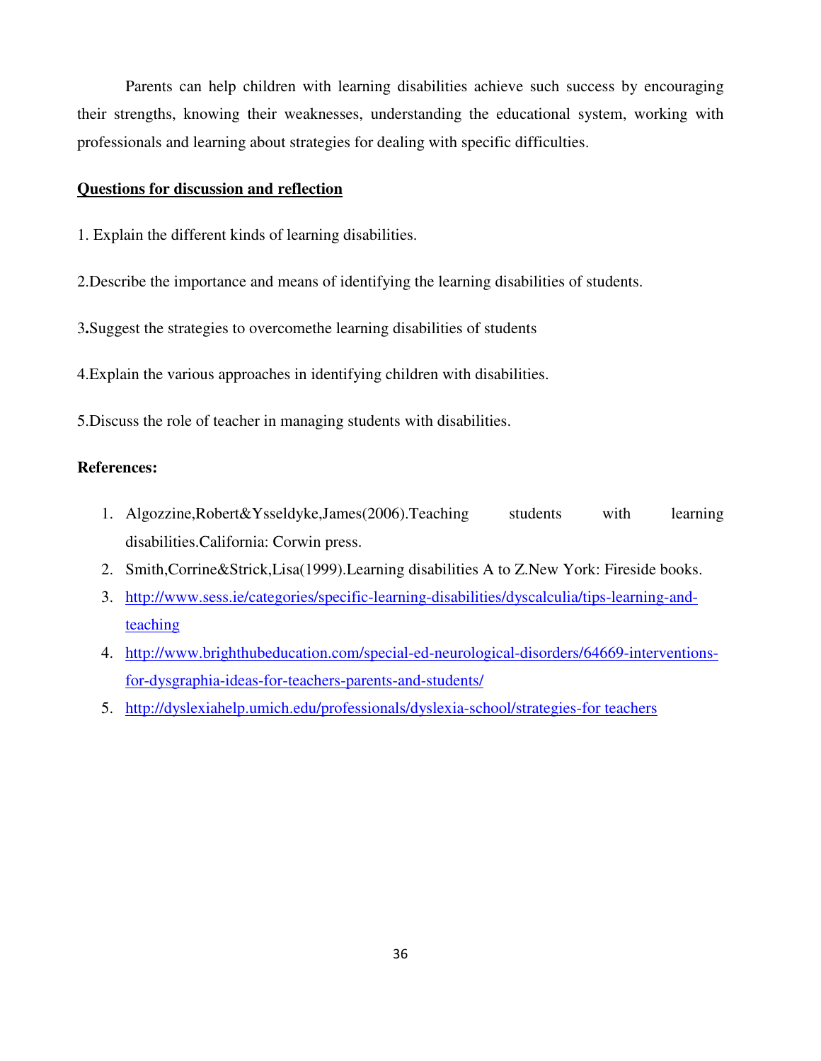Parents can help children with learning disabilities achieve such success by encouraging their strengths, knowing their weaknesses, understanding the educational system, working with professionals and learning about strategies for dealing with specific difficulties.

**<u>Questions for discussion and reflection</u>**

1. Explain the different kinds of learning disabilities.

2.Describe the importance and means of identifying the learning disabilities of students.

3**.**Suggest the strategies to overcomethe learning disabilities of students

4.Explain the various approaches in identifying children with disabilities.

5.Discuss the role of teacher in managing students with disabilities.

**References:**

1. Algozzine,Robert&Ysseldyke,James(2006).Teaching students with learning disabilities.California: Corwin press.
2. Smith,Corrine&Strick,Lisa(1999).Learning disabilities A to Z.New York: Fireside books.
3. http://www.sess.ie/categories/specific-learning-disabilities/dyscalculia/tips-learning-and-teaching
4. http://www.brighthubeducation.com/special-ed-neurological-disorders/64669-interventions-for-dysgraphia-ideas-for-teachers-parents-and-students/
5. http://dyslexiahelp.umich.edu/professionals/dyslexia-school/strategies-for teachers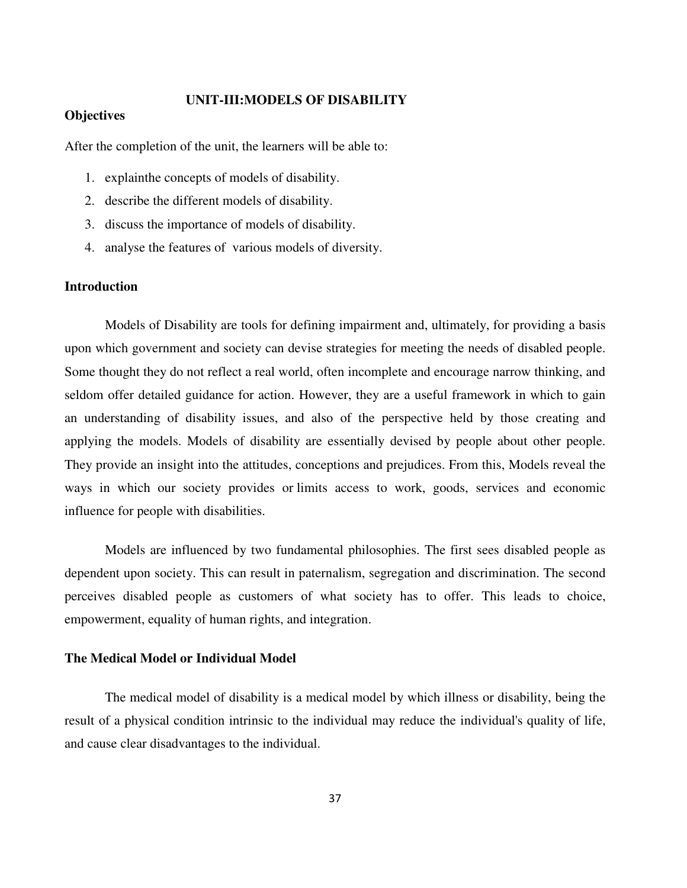# UNIT-III:MODELS OF DISABILITY

## Objectives

After the completion of the unit, the learners will be able to:

1. explainthe concepts of models of disability.
2. describe the different models of disability.
3. discuss the importance of models of disability.
4. analyse the features of various models of diversity.

## Introduction

Models of Disability are tools for defining impairment and, ultimately, for providing a basis upon which government and society can devise strategies for meeting the needs of disabled people. Some thought they do not reflect a real world, often incomplete and encourage narrow thinking, and seldom offer detailed guidance for action. However, they are a useful framework in which to gain an understanding of disability issues, and also of the perspective held by those creating and applying the models. Models of disability are essentially devised by people about other people. They provide an insight into the attitudes, conceptions and prejudices. From this, Models reveal the ways in which our society provides or limits access to work, goods, services and economic influence for people with disabilities.

Models are influenced by two fundamental philosophies. The first sees disabled people as dependent upon society. This can result in paternalism, segregation and discrimination. The second perceives disabled people as customers of what society has to offer. This leads to choice, empowerment, equality of human rights, and integration.

## The Medical Model or Individual Model

The medical model of disability is a medical model by which illness or disability, being the result of a physical condition intrinsic to the individual may reduce the individual's quality of life, and cause clear disadvantages to the individual.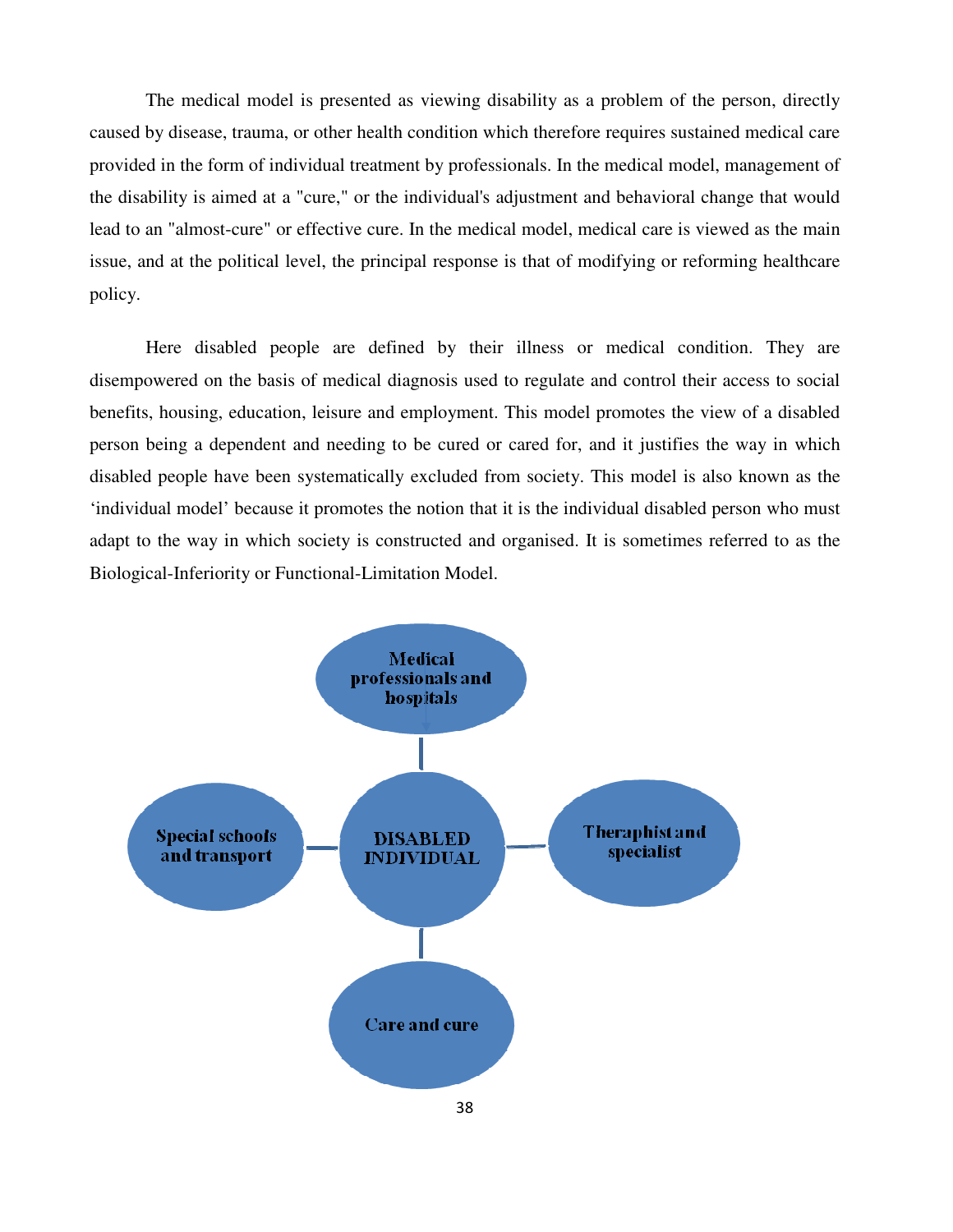The medical model is presented as viewing disability as a problem of the person, directly caused by disease, trauma, or other health condition which therefore requires sustained medical care provided in the form of individual treatment by professionals. In the medical model, management of the disability is aimed at a "cure," or the individual's adjustment and behavioral change that would lead to an "almost-cure" or effective cure. In the medical model, medical care is viewed as the main issue, and at the political level, the principal response is that of modifying or reforming healthcare policy.

Here disabled people are defined by their illness or medical condition. They are disempowered on the basis of medical diagnosis used to regulate and control their access to social benefits, housing, education, leisure and employment. This model promotes the view of a disabled person being a dependent and needing to be cured or cared for, and it justifies the way in which disabled people have been systematically excluded from society. This model is also known as the 'individual model' because it promotes the notion that it is the individual disabled person who must adapt to the way in which society is constructed and organised. It is sometimes referred to as the Biological-Inferiority or Functional-Limitation Model.

Medical professionals and hospitals

Special schools and transport

DISABLED INDIVIDUAL

Theraphist and specialist

Care and cure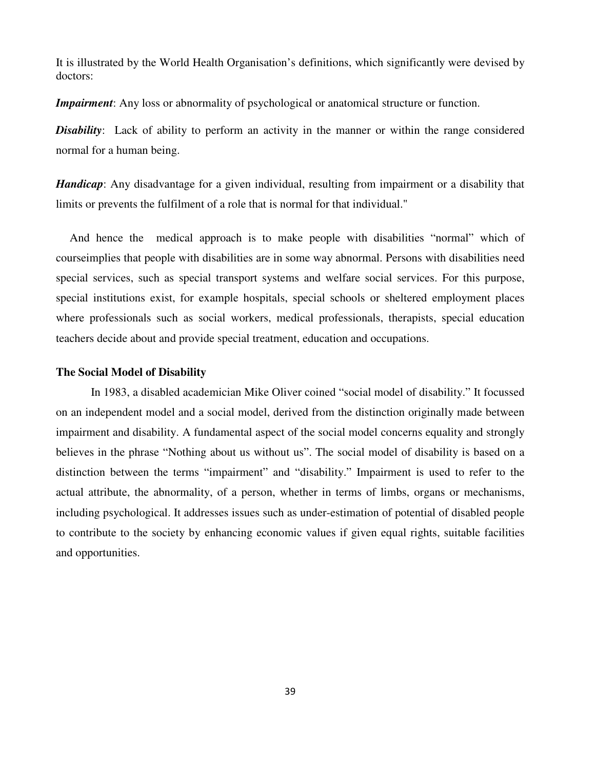It is illustrated by the World Health Organisation's definitions, which significantly were devised by doctors:

***Impairment***: Any loss or abnormality of psychological or anatomical structure or function.

***Disability***: Lack of ability to perform an activity in the manner or within the range considered normal for a human being.

***Handicap***: Any disadvantage for a given individual, resulting from impairment or a disability that limits or prevents the fulfilment of a role that is normal for that individual."

And hence the medical approach is to make people with disabilities "normal" which of courseimplies that people with disabilities are in some way abnormal. Persons with disabilities need special services, such as special transport systems and welfare social services. For this purpose, special institutions exist, for example hospitals, special schools or sheltered employment places where professionals such as social workers, medical professionals, therapists, special education teachers decide about and provide special treatment, education and occupations.

**The Social Model of Disability**

In 1983, a disabled academician Mike Oliver coined "social model of disability." It focussed on an independent model and a social model, derived from the distinction originally made between impairment and disability. A fundamental aspect of the social model concerns equality and strongly believes in the phrase "Nothing about us without us". The social model of disability is based on a distinction between the terms "impairment" and "disability." Impairment is used to refer to the actual attribute, the abnormality, of a person, whether in terms of limbs, organs or mechanisms, including psychological. It addresses issues such as under-estimation of potential of disabled people to contribute to the society by enhancing economic values if given equal rights, suitable facilities and opportunities.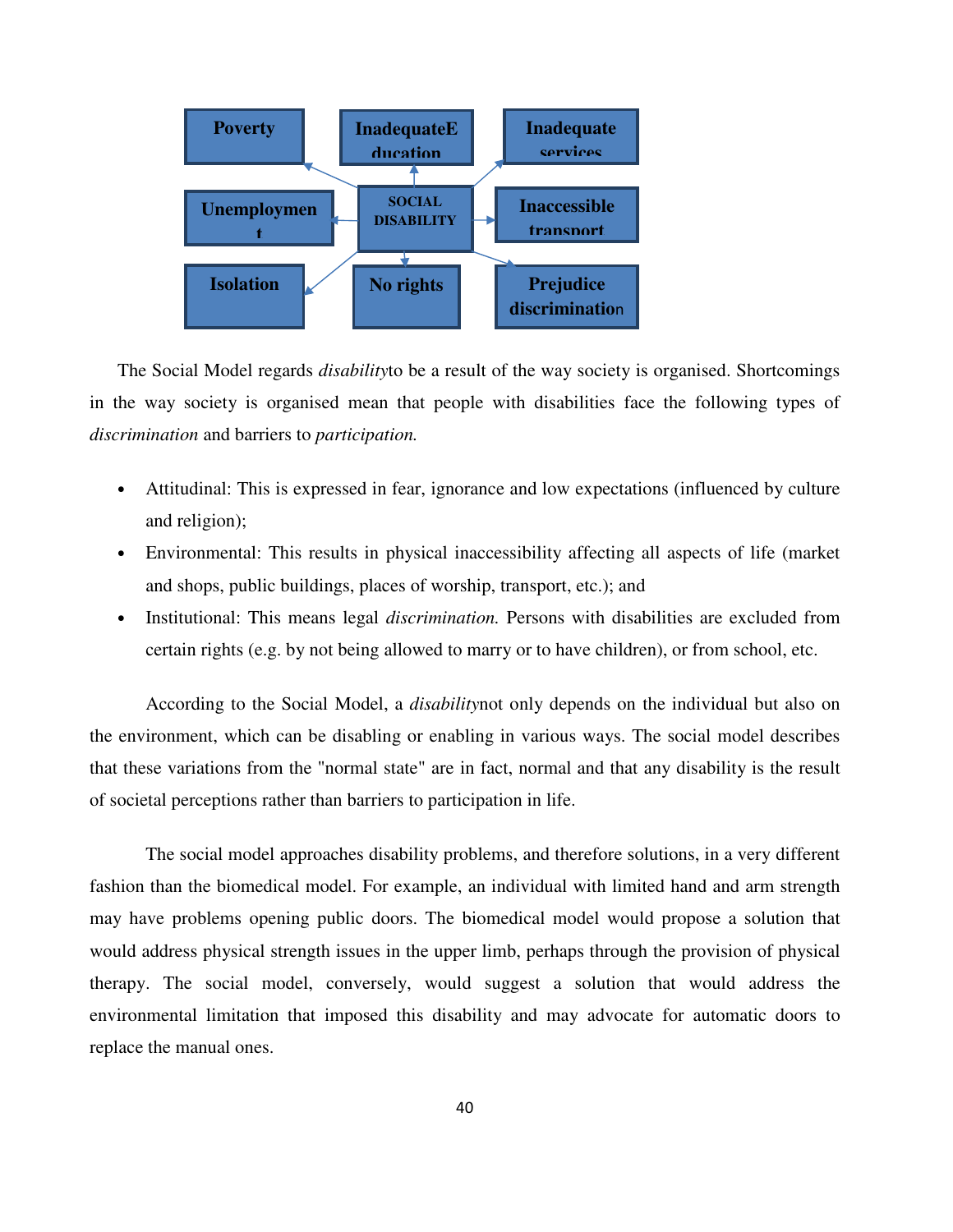| | | |
|---|---|---|
| Poverty | Inadequate Education | Inadequate services |
| Unemployment | SOCIAL DISABILITY | Inaccessible transport |
| Isolation | No rights | Prejudice discrimination |

The Social Model regards *disability*to be a result of the way society is organised. Shortcomings in the way society is organised mean that people with disabilities face the following types of *discrimination* and barriers to *participation.*

- Attitudinal: This is expressed in fear, ignorance and low expectations (influenced by culture and religion);
- Environmental: This results in physical inaccessibility affecting all aspects of life (market and shops, public buildings, places of worship, transport, etc.); and
- Institutional: This means legal *discrimination.* Persons with disabilities are excluded from certain rights (e.g. by not being allowed to marry or to have children), or from school, etc.

According to the Social Model, a *disability*not only depends on the individual but also on the environment, which can be disabling or enabling in various ways. The social model describes that these variations from the "normal state" are in fact, normal and that any disability is the result of societal perceptions rather than barriers to participation in life.

The social model approaches disability problems, and therefore solutions, in a very different fashion than the biomedical model. For example, an individual with limited hand and arm strength may have problems opening public doors. The biomedical model would propose a solution that would address physical strength issues in the upper limb, perhaps through the provision of physical therapy. The social model, conversely, would suggest a solution that would address the environmental limitation that imposed this disability and may advocate for automatic doors to replace the manual ones.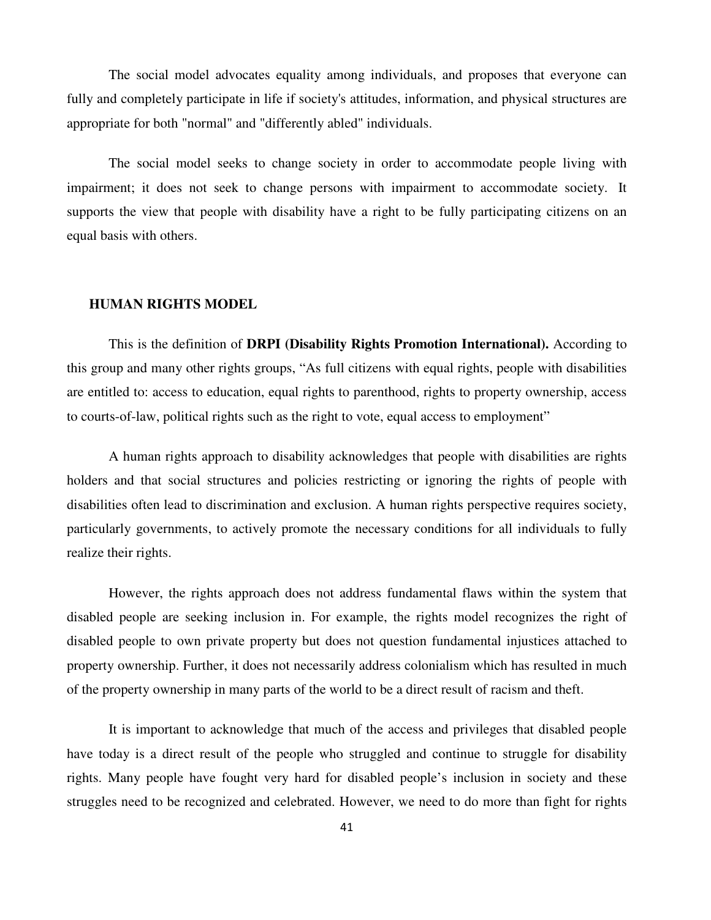The social model advocates equality among individuals, and proposes that everyone can fully and completely participate in life if society's attitudes, information, and physical structures are appropriate for both "normal" and "differently abled" individuals.

The social model seeks to change society in order to accommodate people living with impairment; it does not seek to change persons with impairment to accommodate society. It supports the view that people with disability have a right to be fully participating citizens on an equal basis with others.

## HUMAN RIGHTS MODEL

This is the definition of **DRPI (Disability Rights Promotion International).** According to this group and many other rights groups, "As full citizens with equal rights, people with disabilities are entitled to: access to education, equal rights to parenthood, rights to property ownership, access to courts-of-law, political rights such as the right to vote, equal access to employment"

A human rights approach to disability acknowledges that people with disabilities are rights holders and that social structures and policies restricting or ignoring the rights of people with disabilities often lead to discrimination and exclusion. A human rights perspective requires society, particularly governments, to actively promote the necessary conditions for all individuals to fully realize their rights.

However, the rights approach does not address fundamental flaws within the system that disabled people are seeking inclusion in. For example, the rights model recognizes the right of disabled people to own private property but does not question fundamental injustices attached to property ownership. Further, it does not necessarily address colonialism which has resulted in much of the property ownership in many parts of the world to be a direct result of racism and theft.

It is important to acknowledge that much of the access and privileges that disabled people have today is a direct result of the people who struggled and continue to struggle for disability rights. Many people have fought very hard for disabled people's inclusion in society and these struggles need to be recognized and celebrated. However, we need to do more than fight for rights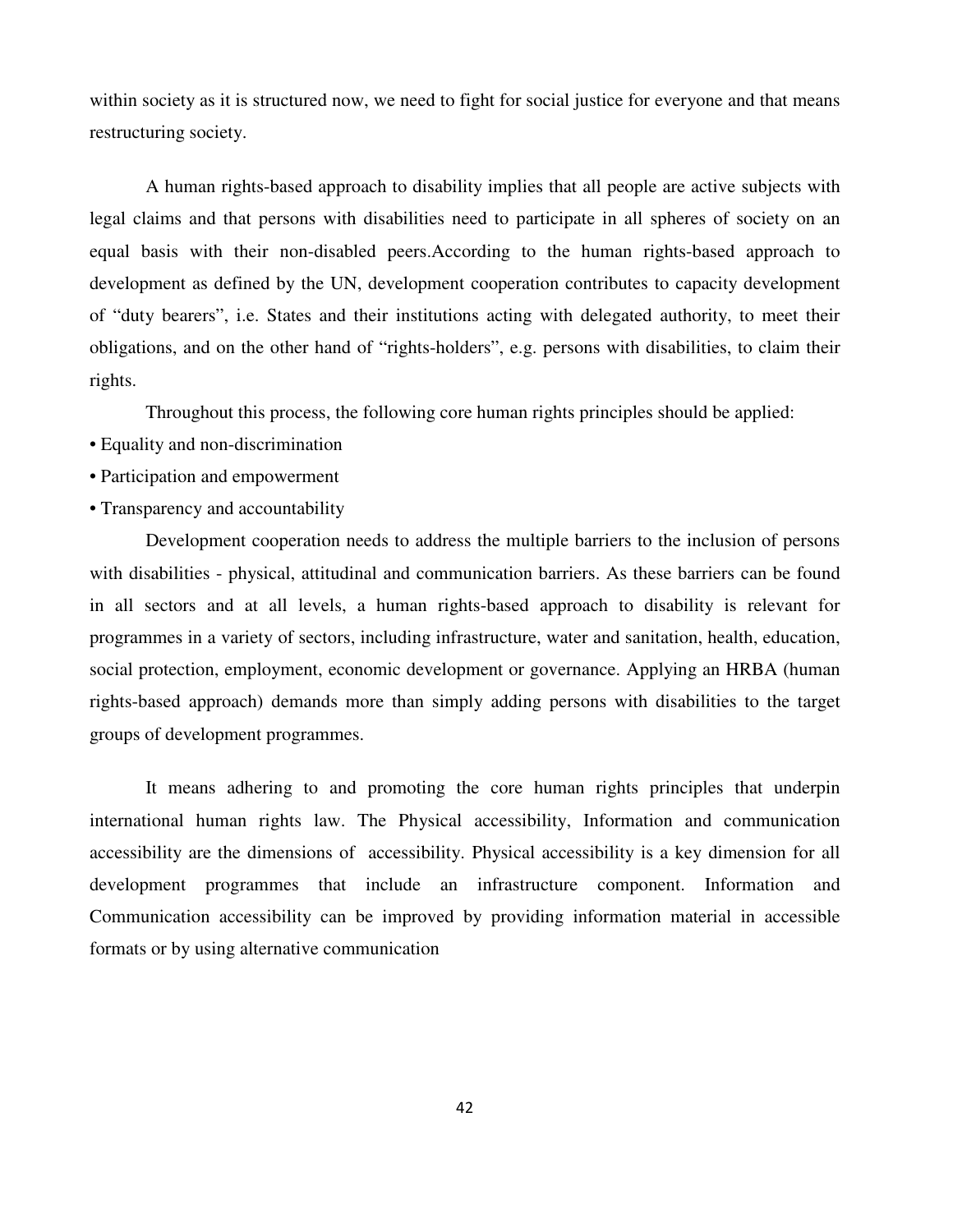within society as it is structured now, we need to fight for social justice for everyone and that means restructuring society.

A human rights-based approach to disability implies that all people are active subjects with legal claims and that persons with disabilities need to participate in all spheres of society on an equal basis with their non-disabled peers.According to the human rights-based approach to development as defined by the UN, development cooperation contributes to capacity development of "duty bearers", i.e. States and their institutions acting with delegated authority, to meet their obligations, and on the other hand of "rights-holders", e.g. persons with disabilities, to claim their rights.

Throughout this process, the following core human rights principles should be applied:

- Equality and non-discrimination
- Participation and empowerment
- Transparency and accountability

Development cooperation needs to address the multiple barriers to the inclusion of persons with disabilities - physical, attitudinal and communication barriers. As these barriers can be found in all sectors and at all levels, a human rights-based approach to disability is relevant for programmes in a variety of sectors, including infrastructure, water and sanitation, health, education, social protection, employment, economic development or governance. Applying an HRBA (human rights-based approach) demands more than simply adding persons with disabilities to the target groups of development programmes.

It means adhering to and promoting the core human rights principles that underpin international human rights law. The Physical accessibility, Information and communication accessibility are the dimensions of accessibility. Physical accessibility is a key dimension for all development programmes that include an infrastructure component. Information and Communication accessibility can be improved by providing information material in accessible formats or by using alternative communication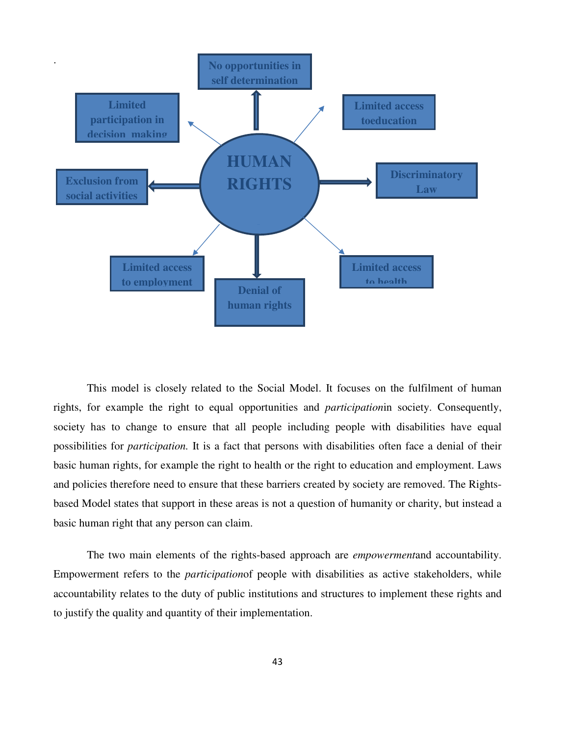HUMAN RIGHTS

- No opportunities in self determination
- Limited access toeducation
- Discriminatory Law
- Limited access to health
- Denial of human rights
- Limited access to employment
- Exclusion from social activities
- Limited participation in decision making

This model is closely related to the Social Model. It focuses on the fulfilment of human rights, for example the right to equal opportunities and *participation*in society. Consequently, society has to change to ensure that all people including people with disabilities have equal possibilities for *participation.* It is a fact that persons with disabilities often face a denial of their basic human rights, for example the right to health or the right to education and employment. Laws and policies therefore need to ensure that these barriers created by society are removed. The Rights-based Model states that support in these areas is not a question of humanity or charity, but instead a basic human right that any person can claim.

The two main elements of the rights-based approach are *empowerment*and accountability. Empowerment refers to the *participation*of people with disabilities as active stakeholders, while accountability relates to the duty of public institutions and structures to implement these rights and to justify the quality and quantity of their implementation.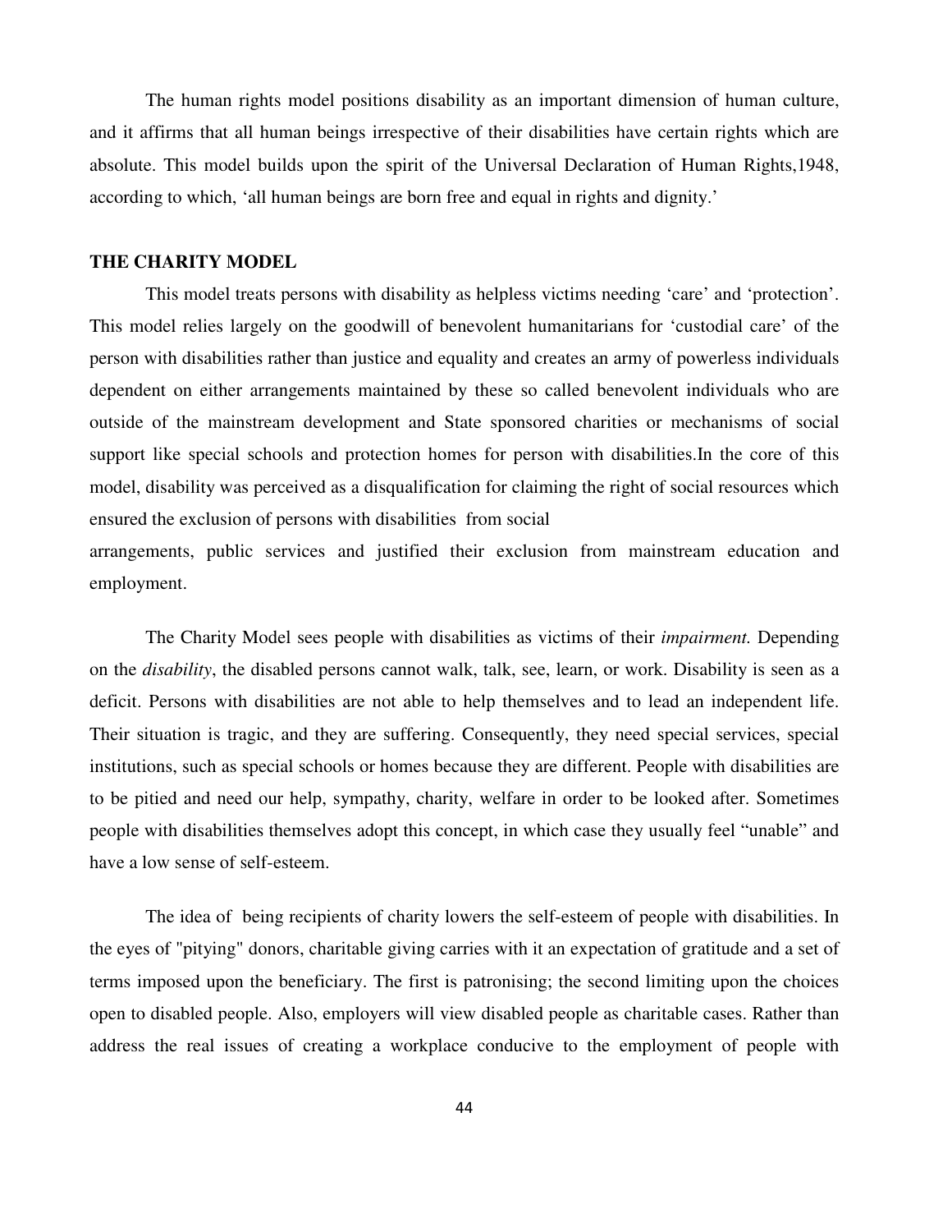The human rights model positions disability as an important dimension of human culture, and it affirms that all human beings irrespective of their disabilities have certain rights which are absolute. This model builds upon the spirit of the Universal Declaration of Human Rights,1948, according to which, 'all human beings are born free and equal in rights and dignity.'

## THE CHARITY MODEL

This model treats persons with disability as helpless victims needing 'care' and 'protection'. This model relies largely on the goodwill of benevolent humanitarians for 'custodial care' of the person with disabilities rather than justice and equality and creates an army of powerless individuals dependent on either arrangements maintained by these so called benevolent individuals who are outside of the mainstream development and State sponsored charities or mechanisms of social support like special schools and protection homes for person with disabilities.In the core of this model, disability was perceived as a disqualification for claiming the right of social resources which ensured the exclusion of persons with disabilities from social arrangements, public services and justified their exclusion from mainstream education and employment.

The Charity Model sees people with disabilities as victims of their *impairment.* Depending on the *disability*, the disabled persons cannot walk, talk, see, learn, or work. Disability is seen as a deficit. Persons with disabilities are not able to help themselves and to lead an independent life. Their situation is tragic, and they are suffering. Consequently, they need special services, special institutions, such as special schools or homes because they are different. People with disabilities are to be pitied and need our help, sympathy, charity, welfare in order to be looked after. Sometimes people with disabilities themselves adopt this concept, in which case they usually feel "unable" and have a low sense of self-esteem.

The idea of being recipients of charity lowers the self-esteem of people with disabilities. In the eyes of "pitying" donors, charitable giving carries with it an expectation of gratitude and a set of terms imposed upon the beneficiary. The first is patronising; the second limiting upon the choices open to disabled people. Also, employers will view disabled people as charitable cases. Rather than address the real issues of creating a workplace conducive to the employment of people with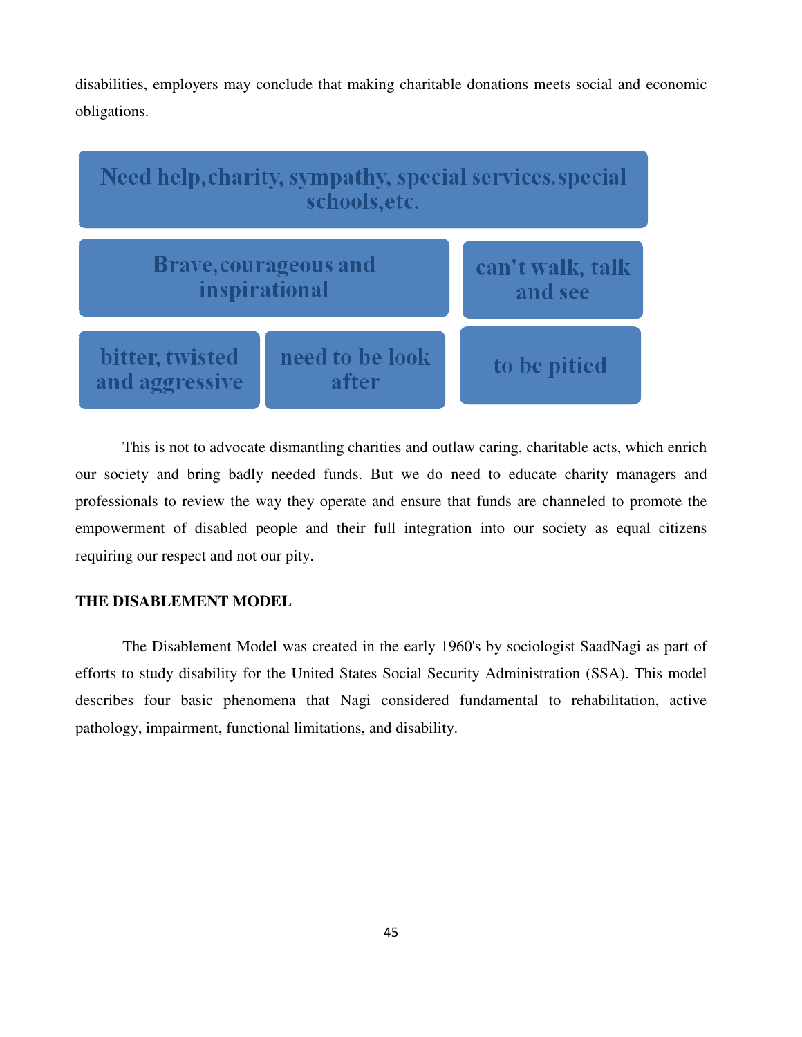disabilities, employers may conclude that making charitable donations meets social and economic obligations.

Need help, charity, sympathy, special services. special schools, etc.

Brave, courageous and inspirational

can't walk, talk and see

bitter, twisted and aggressive

need to be look after

to be pitied

This is not to advocate dismantling charities and outlaw caring, charitable acts, which enrich our society and bring badly needed funds. But we do need to educate charity managers and professionals to review the way they operate and ensure that funds are channeled to promote the empowerment of disabled people and their full integration into our society as equal citizens requiring our respect and not our pity.

**THE DISABLEMENT MODEL**

The Disablement Model was created in the early 1960's by sociologist SaadNagi as part of efforts to study disability for the United States Social Security Administration (SSA). This model describes four basic phenomena that Nagi considered fundamental to rehabilitation, active pathology, impairment, functional limitations, and disability.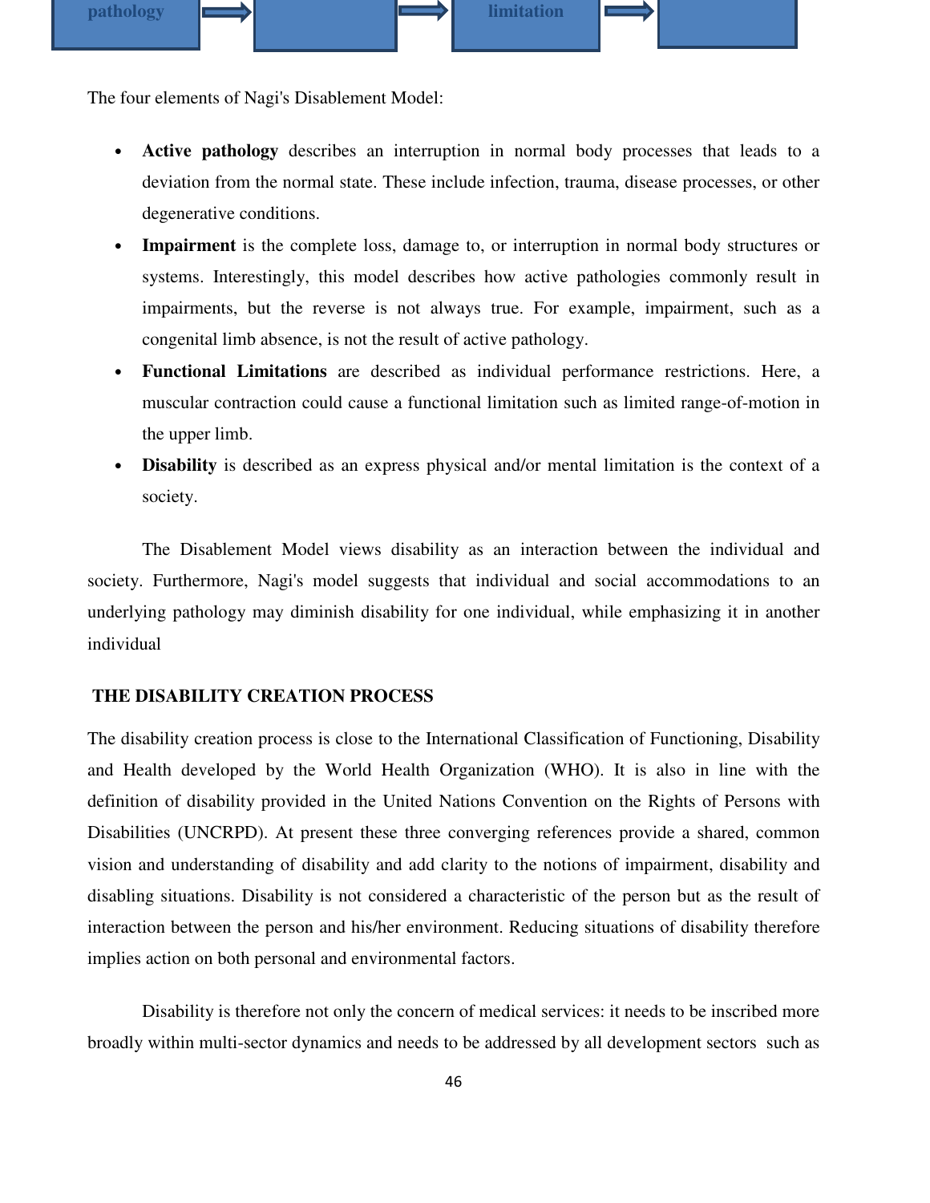| pathology | → | | → | limitation | → | |
|---|---|---|---|---|---|---|

The four elements of Nagi's Disablement Model:

- **Active pathology** describes an interruption in normal body processes that leads to a deviation from the normal state. These include infection, trauma, disease processes, or other degenerative conditions.
- **Impairment** is the complete loss, damage to, or interruption in normal body structures or systems. Interestingly, this model describes how active pathologies commonly result in impairments, but the reverse is not always true. For example, impairment, such as a congenital limb absence, is not the result of active pathology.
- **Functional Limitations** are described as individual performance restrictions. Here, a muscular contraction could cause a functional limitation such as limited range-of-motion in the upper limb.
- **Disability** is described as an express physical and/or mental limitation is the context of a society.

The Disablement Model views disability as an interaction between the individual and society. Furthermore, Nagi's model suggests that individual and social accommodations to an underlying pathology may diminish disability for one individual, while emphasizing it in another individual

**THE DISABILITY CREATION PROCESS**

The disability creation process is close to the International Classification of Functioning, Disability and Health developed by the World Health Organization (WHO). It is also in line with the definition of disability provided in the United Nations Convention on the Rights of Persons with Disabilities (UNCRPD). At present these three converging references provide a shared, common vision and understanding of disability and add clarity to the notions of impairment, disability and disabling situations. Disability is not considered a characteristic of the person but as the result of interaction between the person and his/her environment. Reducing situations of disability therefore implies action on both personal and environmental factors.

Disability is therefore not only the concern of medical services: it needs to be inscribed more broadly within multi-sector dynamics and needs to be addressed by all development sectors such as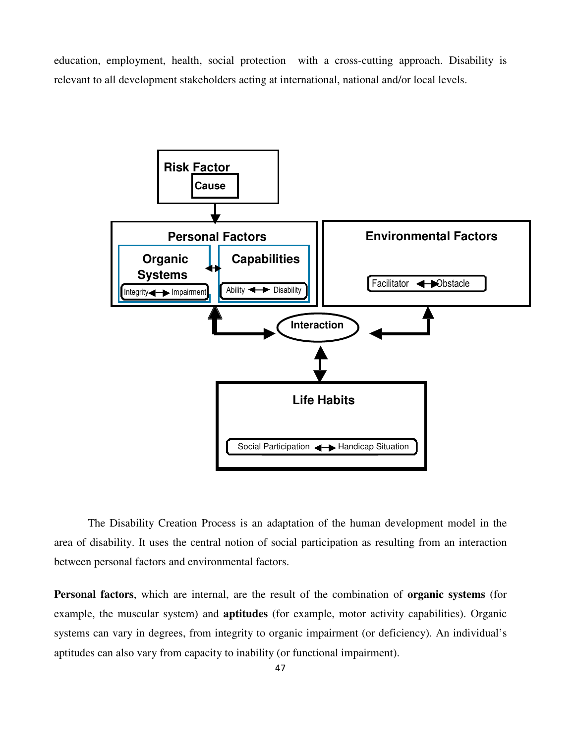education, employment, health, social protection with a cross-cutting approach. Disability is relevant to all development stakeholders acting at international, national and/or local levels.

Risk Factor

Cause

Personal Factors

Organic Systems

Integrity ↔ Impairment

Capabilities

Ability ↔ Disability

Environmental Factors

Facilitator ↔ Obstacle

Interaction

Life Habits

Social Participation ↔ Handicap Situation

The Disability Creation Process is an adaptation of the human development model in the area of disability. It uses the central notion of social participation as resulting from an interaction between personal factors and environmental factors.

**Personal factors**, which are internal, are the result of the combination of **organic systems** (for example, the muscular system) and **aptitudes** (for example, motor activity capabilities). Organic systems can vary in degrees, from integrity to organic impairment (or deficiency). An individual's aptitudes can also vary from capacity to inability (or functional impairment).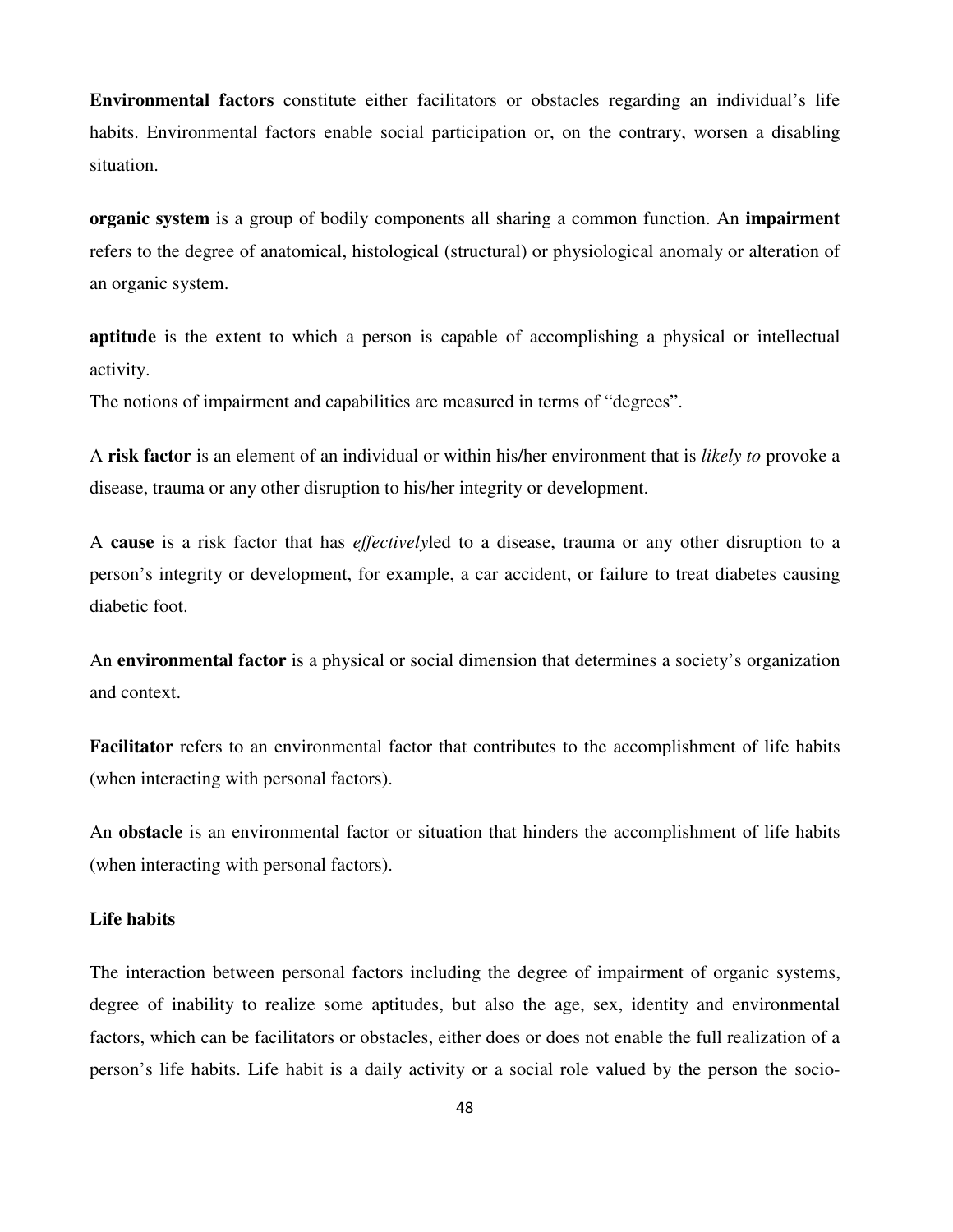**Environmental factors** constitute either facilitators or obstacles regarding an individual's life habits. Environmental factors enable social participation or, on the contrary, worsen a disabling situation.

**organic system** is a group of bodily components all sharing a common function. An **impairment** refers to the degree of anatomical, histological (structural) or physiological anomaly or alteration of an organic system.

**aptitude** is the extent to which a person is capable of accomplishing a physical or intellectual activity.
The notions of impairment and capabilities are measured in terms of "degrees".

A **risk factor** is an element of an individual or within his/her environment that is *likely to* provoke a disease, trauma or any other disruption to his/her integrity or development.

A **cause** is a risk factor that has *effectively*led to a disease, trauma or any other disruption to a person's integrity or development, for example, a car accident, or failure to treat diabetes causing diabetic foot.

An **environmental factor** is a physical or social dimension that determines a society's organization and context.

**Facilitator** refers to an environmental factor that contributes to the accomplishment of life habits (when interacting with personal factors).

An **obstacle** is an environmental factor or situation that hinders the accomplishment of life habits (when interacting with personal factors).

**Life habits**

The interaction between personal factors including the degree of impairment of organic systems, degree of inability to realize some aptitudes, but also the age, sex, identity and environmental factors, which can be facilitators or obstacles, either does or does not enable the full realization of a person's life habits. Life habit is a daily activity or a social role valued by the person the socio-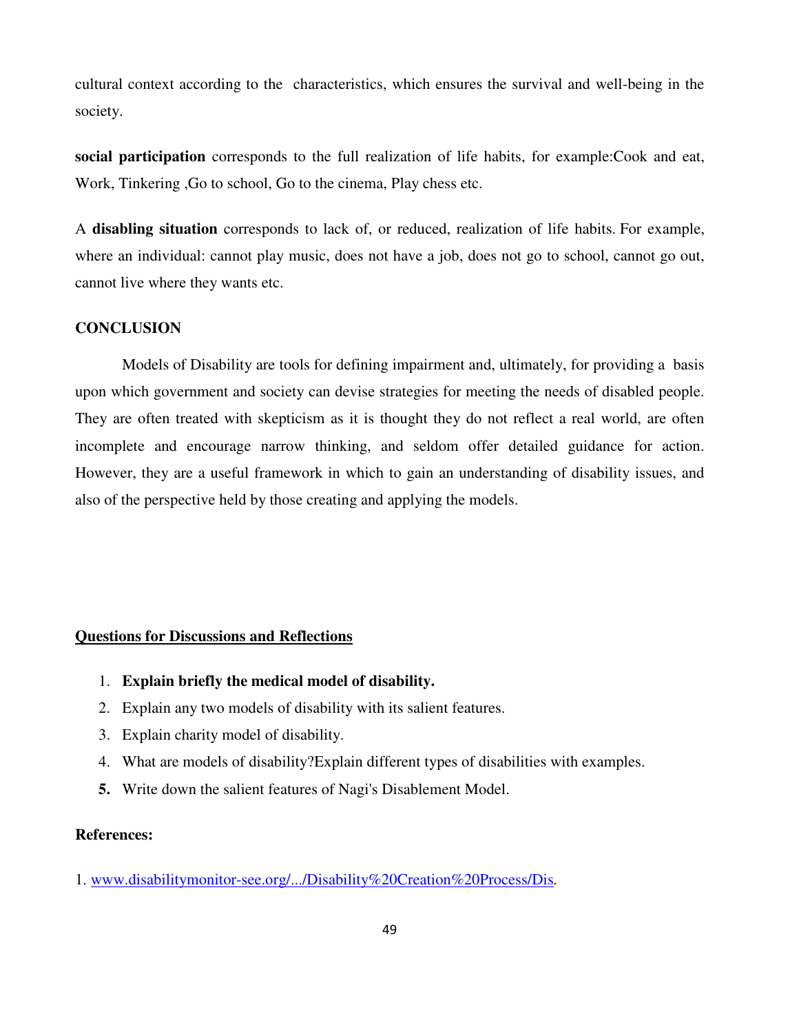cultural context according to the characteristics, which ensures the survival and well-being in the society.

**social participation** corresponds to the full realization of life habits, for example:Cook and eat, Work, Tinkering ,Go to school, Go to the cinema, Play chess etc.

A **disabling situation** corresponds to lack of, or reduced, realization of life habits. For example, where an individual: cannot play music, does not have a job, does not go to school, cannot go out, cannot live where they wants etc.

## CONCLUSION

Models of Disability are tools for defining impairment and, ultimately, for providing a basis upon which government and society can devise strategies for meeting the needs of disabled people. They are often treated with skepticism as it is thought they do not reflect a real world, are often incomplete and encourage narrow thinking, and seldom offer detailed guidance for action. However, they are a useful framework in which to gain an understanding of disability issues, and also of the perspective held by those creating and applying the models.

## <u>Questions for Discussions and Reflections</u>

1. **Explain briefly the medical model of disability.**
2. Explain any two models of disability with its salient features.
3. Explain charity model of disability.
4. What are models of disability?Explain different types of disabilities with examples.
5. Write down the salient features of Nagi's Disablement Model.

**References:**

1. www.disabilitymonitor-see.org/.../Disability%20Creation%20Process/Dis.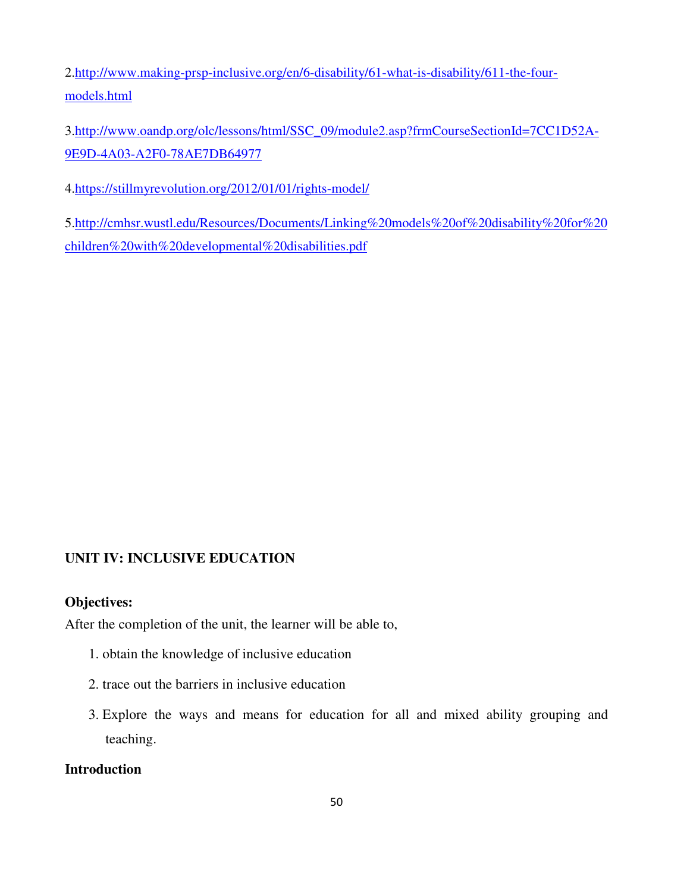2.[http://www.making-prsp-inclusive.org/en/6-disability/61-what-is-disability/611-the-four-models.html](http://www.making-prsp-inclusive.org/en/6-disability/61-what-is-disability/611-the-four-models.html)

3.[http://www.oandp.org/olc/lessons/html/SSC_09/module2.asp?frmCourseSectionId=7CC1D52A-9E9D-4A03-A2F0-78AE7DB64977](http://www.oandp.org/olc/lessons/html/SSC_09/module2.asp?frmCourseSectionId=7CC1D52A-9E9D-4A03-A2F0-78AE7DB64977)

4.[https://stillmyrevolution.org/2012/01/01/rights-model/](https://stillmyrevolution.org/2012/01/01/rights-model/)

5.[http://cmhsr.wustl.edu/Resources/Documents/Linking%20models%20of%20disability%20for%20children%20with%20developmental%20disabilities.pdf](http://cmhsr.wustl.edu/Resources/Documents/Linking%20models%20of%20disability%20for%20children%20with%20developmental%20disabilities.pdf)

## UNIT IV: INCLUSIVE EDUCATION

**Objectives:**

After the completion of the unit, the learner will be able to,

1. obtain the knowledge of inclusive education
2. trace out the barriers in inclusive education
3. Explore the ways and means for education for all and mixed ability grouping and teaching.

**Introduction**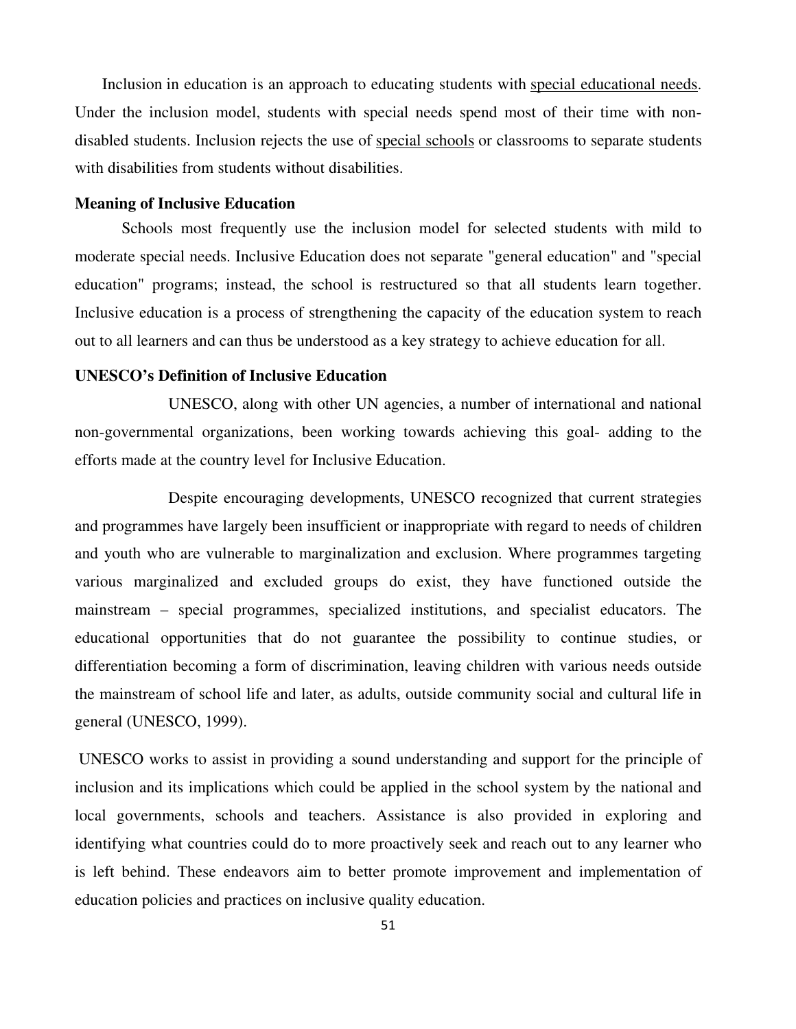Inclusion in education is an approach to educating students with special educational needs. Under the inclusion model, students with special needs spend most of their time with non-disabled students. Inclusion rejects the use of special schools or classrooms to separate students with disabilities from students without disabilities.

**Meaning of Inclusive Education**

Schools most frequently use the inclusion model for selected students with mild to moderate special needs. Inclusive Education does not separate "general education" and "special education" programs; instead, the school is restructured so that all students learn together. Inclusive education is a process of strengthening the capacity of the education system to reach out to all learners and can thus be understood as a key strategy to achieve education for all.

**UNESCO's Definition of Inclusive Education**

UNESCO, along with other UN agencies, a number of international and national non-governmental organizations, been working towards achieving this goal- adding to the efforts made at the country level for Inclusive Education.

Despite encouraging developments, UNESCO recognized that current strategies and programmes have largely been insufficient or inappropriate with regard to needs of children and youth who are vulnerable to marginalization and exclusion. Where programmes targeting various marginalized and excluded groups do exist, they have functioned outside the mainstream – special programmes, specialized institutions, and specialist educators. The educational opportunities that do not guarantee the possibility to continue studies, or differentiation becoming a form of discrimination, leaving children with various needs outside the mainstream of school life and later, as adults, outside community social and cultural life in general (UNESCO, 1999).

UNESCO works to assist in providing a sound understanding and support for the principle of inclusion and its implications which could be applied in the school system by the national and local governments, schools and teachers. Assistance is also provided in exploring and identifying what countries could do to more proactively seek and reach out to any learner who is left behind. These endeavors aim to better promote improvement and implementation of education policies and practices on inclusive quality education.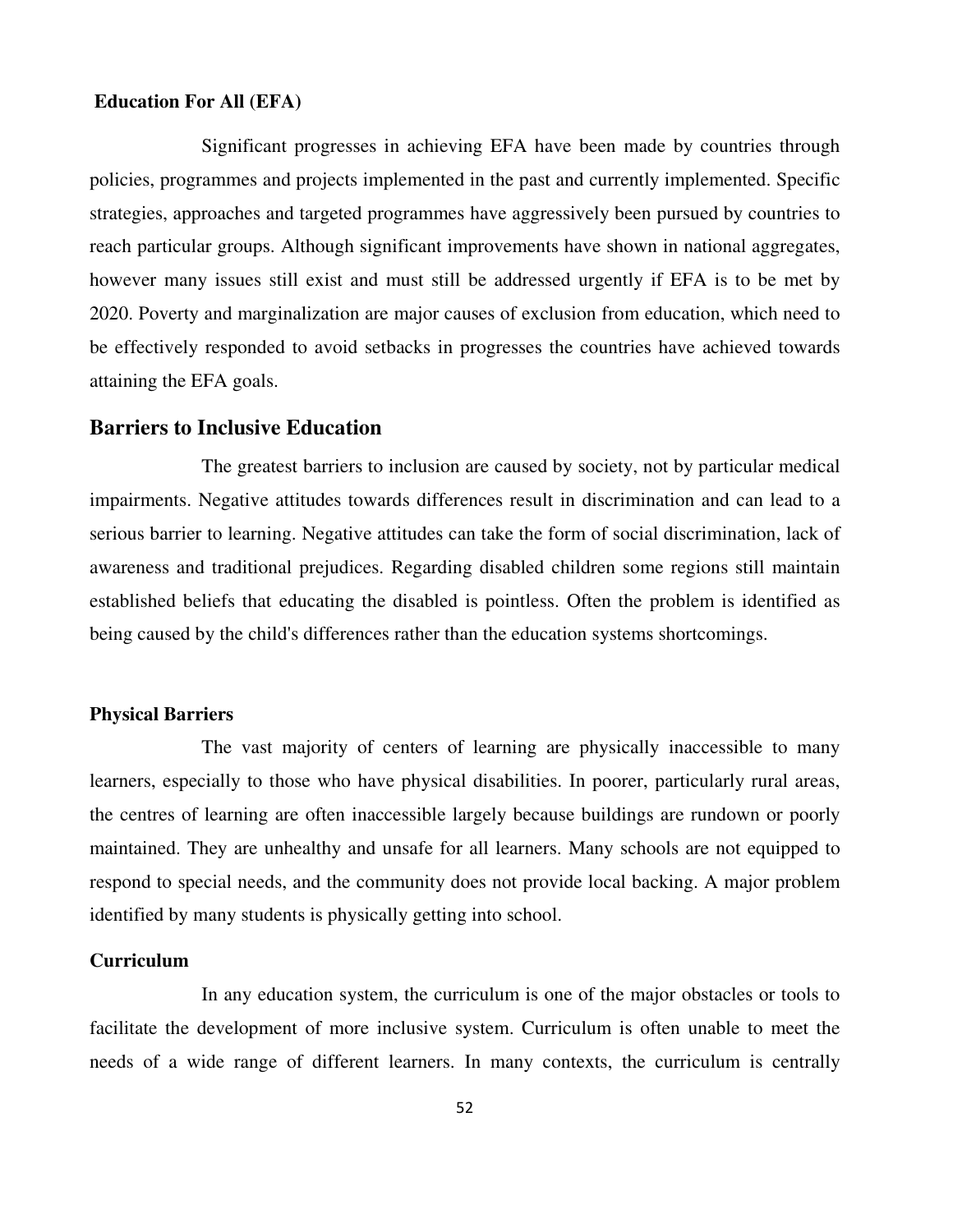**Education For All (EFA)**

Significant progresses in achieving EFA have been made by countries through policies, programmes and projects implemented in the past and currently implemented. Specific strategies, approaches and targeted programmes have aggressively been pursued by countries to reach particular groups. Although significant improvements have shown in national aggregates, however many issues still exist and must still be addressed urgently if EFA is to be met by 2020. Poverty and marginalization are major causes of exclusion from education, which need to be effectively responded to avoid setbacks in progresses the countries have achieved towards attaining the EFA goals.

## Barriers to Inclusive Education

The greatest barriers to inclusion are caused by society, not by particular medical impairments. Negative attitudes towards differences result in discrimination and can lead to a serious barrier to learning. Negative attitudes can take the form of social discrimination, lack of awareness and traditional prejudices. Regarding disabled children some regions still maintain established beliefs that educating the disabled is pointless. Often the problem is identified as being caused by the child's differences rather than the education systems shortcomings.

**Physical Barriers**

The vast majority of centers of learning are physically inaccessible to many learners, especially to those who have physical disabilities. In poorer, particularly rural areas, the centres of learning are often inaccessible largely because buildings are rundown or poorly maintained. They are unhealthy and unsafe for all learners. Many schools are not equipped to respond to special needs, and the community does not provide local backing. A major problem identified by many students is physically getting into school.

**Curriculum**

In any education system, the curriculum is one of the major obstacles or tools to facilitate the development of more inclusive system. Curriculum is often unable to meet the needs of a wide range of different learners. In many contexts, the curriculum is centrally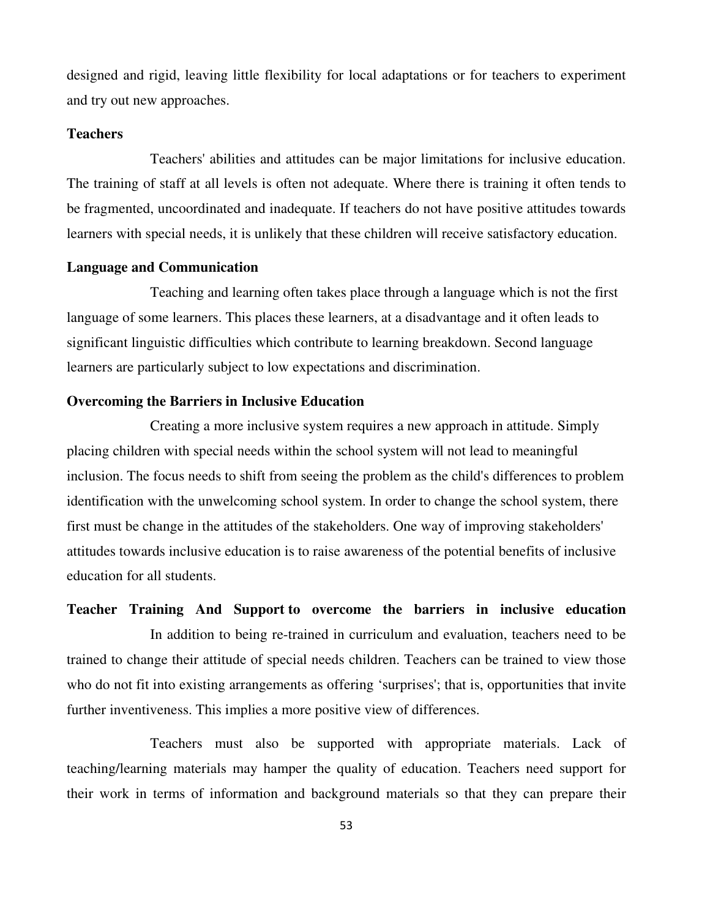designed and rigid, leaving little flexibility for local adaptations or for teachers to experiment and try out new approaches.

**Teachers**

Teachers' abilities and attitudes can be major limitations for inclusive education. The training of staff at all levels is often not adequate. Where there is training it often tends to be fragmented, uncoordinated and inadequate. If teachers do not have positive attitudes towards learners with special needs, it is unlikely that these children will receive satisfactory education.

**Language and Communication**

Teaching and learning often takes place through a language which is not the first language of some learners. This places these learners, at a disadvantage and it often leads to significant linguistic difficulties which contribute to learning breakdown. Second language learners are particularly subject to low expectations and discrimination.

**Overcoming the Barriers in Inclusive Education**

Creating a more inclusive system requires a new approach in attitude. Simply placing children with special needs within the school system will not lead to meaningful inclusion. The focus needs to shift from seeing the problem as the child's differences to problem identification with the unwelcoming school system. In order to change the school system, there first must be change in the attitudes of the stakeholders. One way of improving stakeholders' attitudes towards inclusive education is to raise awareness of the potential benefits of inclusive education for all students.

**Teacher Training And Support to overcome the barriers in inclusive education**

In addition to being re-trained in curriculum and evaluation, teachers need to be trained to change their attitude of special needs children. Teachers can be trained to view those who do not fit into existing arrangements as offering 'surprises'; that is, opportunities that invite further inventiveness. This implies a more positive view of differences.

Teachers must also be supported with appropriate materials. Lack of teaching/learning materials may hamper the quality of education. Teachers need support for their work in terms of information and background materials so that they can prepare their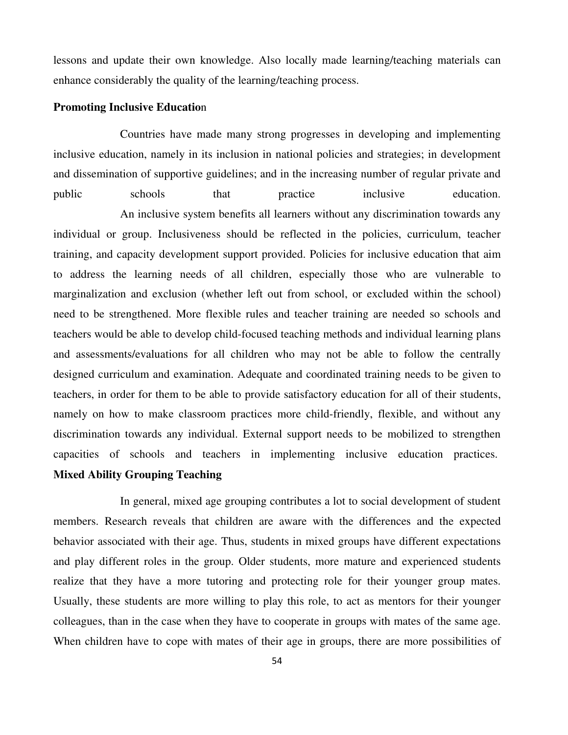lessons and update their own knowledge. Also locally made learning/teaching materials can enhance considerably the quality of the learning/teaching process.

**Promoting Inclusive Education**

Countries have made many strong progresses in developing and implementing inclusive education, namely in its inclusion in national policies and strategies; in development and dissemination of supportive guidelines; and in the increasing number of regular private and public schools that practice inclusive education.

An inclusive system benefits all learners without any discrimination towards any individual or group. Inclusiveness should be reflected in the policies, curriculum, teacher training, and capacity development support provided. Policies for inclusive education that aim to address the learning needs of all children, especially those who are vulnerable to marginalization and exclusion (whether left out from school, or excluded within the school) need to be strengthened. More flexible rules and teacher training are needed so schools and teachers would be able to develop child-focused teaching methods and individual learning plans and assessments/evaluations for all children who may not be able to follow the centrally designed curriculum and examination. Adequate and coordinated training needs to be given to teachers, in order for them to be able to provide satisfactory education for all of their students, namely on how to make classroom practices more child-friendly, flexible, and without any discrimination towards any individual. External support needs to be mobilized to strengthen capacities of schools and teachers in implementing inclusive education practices.

**Mixed Ability Grouping Teaching**

In general, mixed age grouping contributes a lot to social development of student members. Research reveals that children are aware with the differences and the expected behavior associated with their age. Thus, students in mixed groups have different expectations and play different roles in the group. Older students, more mature and experienced students realize that they have a more tutoring and protecting role for their younger group mates. Usually, these students are more willing to play this role, to act as mentors for their younger colleagues, than in the case when they have to cooperate in groups with mates of the same age. When children have to cope with mates of their age in groups, there are more possibilities of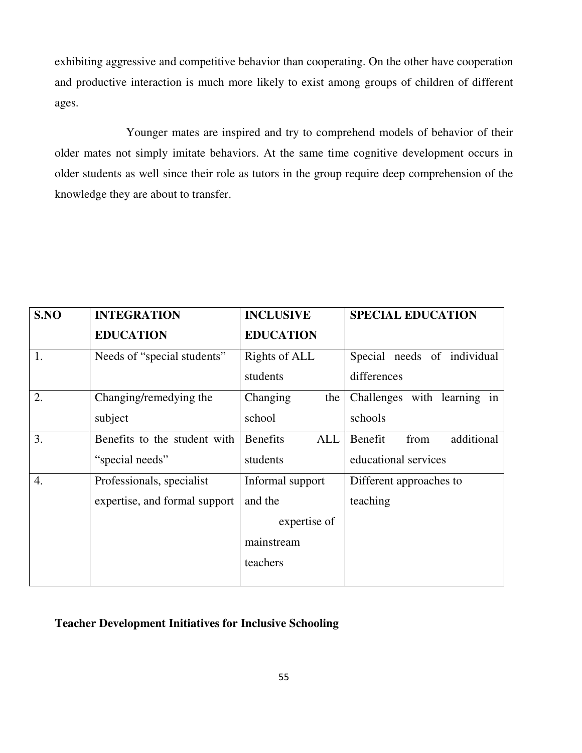exhibiting aggressive and competitive behavior than cooperating. On the other have cooperation and productive interaction is much more likely to exist among groups of children of different ages.

Younger mates are inspired and try to comprehend models of behavior of their older mates not simply imitate behaviors. At the same time cognitive development occurs in older students as well since their role as tutors in the group require deep comprehension of the knowledge they are about to transfer.

| S.NO | INTEGRATION EDUCATION | INCLUSIVE EDUCATION | SPECIAL EDUCATION |
|---|---|---|---|
| 1. | Needs of "special students" | Rights of ALL students | Special needs of individual differences |
| 2. | Changing/remedying the subject | Changing the school | Challenges with learning in schools |
| 3. | Benefits to the student with "special needs" | Benefits ALL students | Benefit from additional educational services |
| 4. | Professionals, specialist expertise, and formal support | Informal support and the expertise of mainstream teachers | Different approaches to teaching |

**Teacher Development Initiatives for Inclusive Schooling**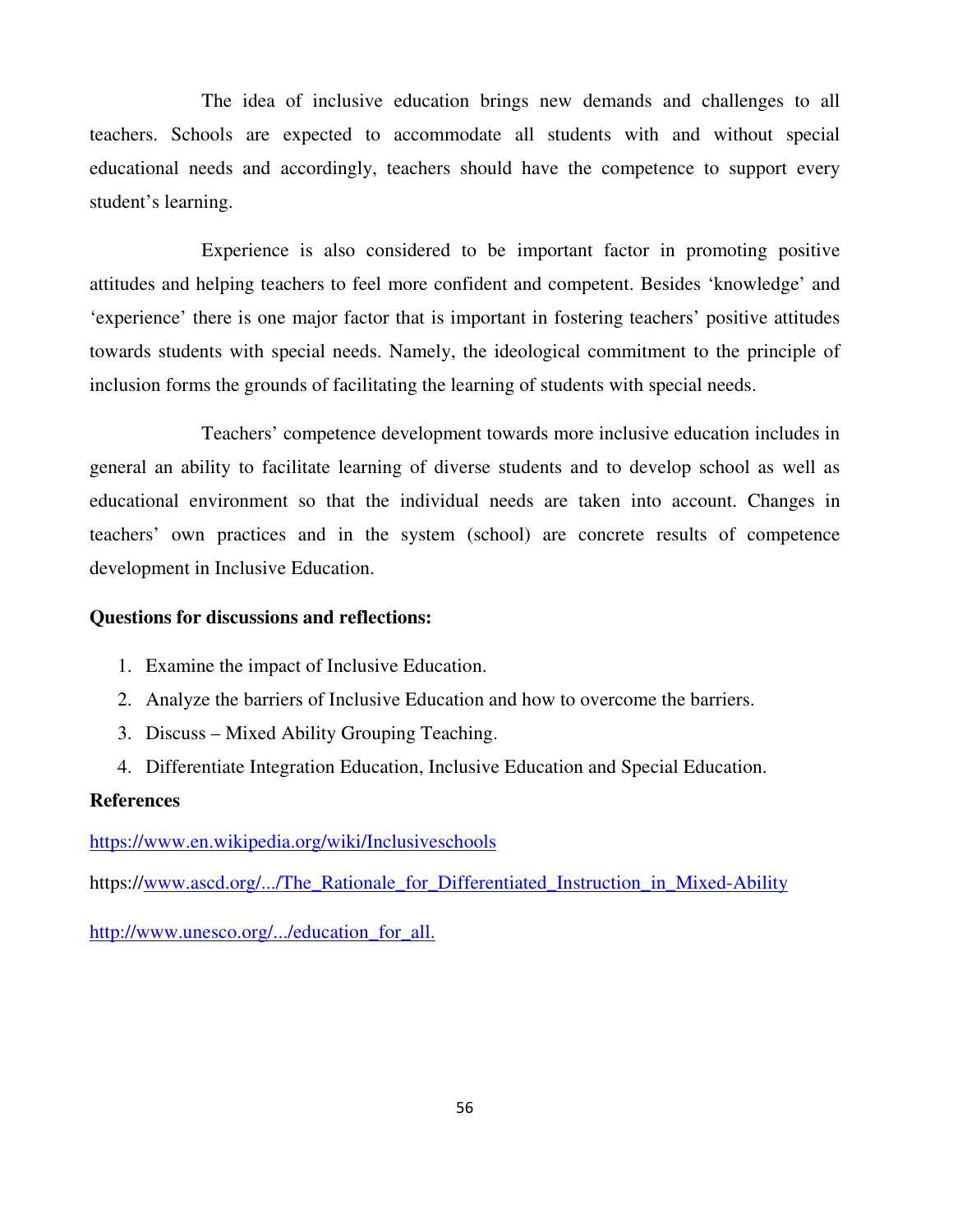The idea of inclusive education brings new demands and challenges to all teachers. Schools are expected to accommodate all students with and without special educational needs and accordingly, teachers should have the competence to support every student's learning.

Experience is also considered to be important factor in promoting positive attitudes and helping teachers to feel more confident and competent. Besides 'knowledge' and 'experience' there is one major factor that is important in fostering teachers' positive attitudes towards students with special needs. Namely, the ideological commitment to the principle of inclusion forms the grounds of facilitating the learning of students with special needs.

Teachers' competence development towards more inclusive education includes in general an ability to facilitate learning of diverse students and to develop school as well as educational environment so that the individual needs are taken into account. Changes in teachers' own practices and in the system (school) are concrete results of competence development in Inclusive Education.

**Questions for discussions and reflections:**

1. Examine the impact of Inclusive Education.
2. Analyze the barriers of Inclusive Education and how to overcome the barriers.
3. Discuss – Mixed Ability Grouping Teaching.
4. Differentiate Integration Education, Inclusive Education and Special Education.

**References**

https://www.en.wikipedia.org/wiki/Inclusiveschools

https://www.ascd.org/.../The_Rationale_for_Differentiated_Instruction_in_Mixed-Ability

http://www.unesco.org/.../education_for_all.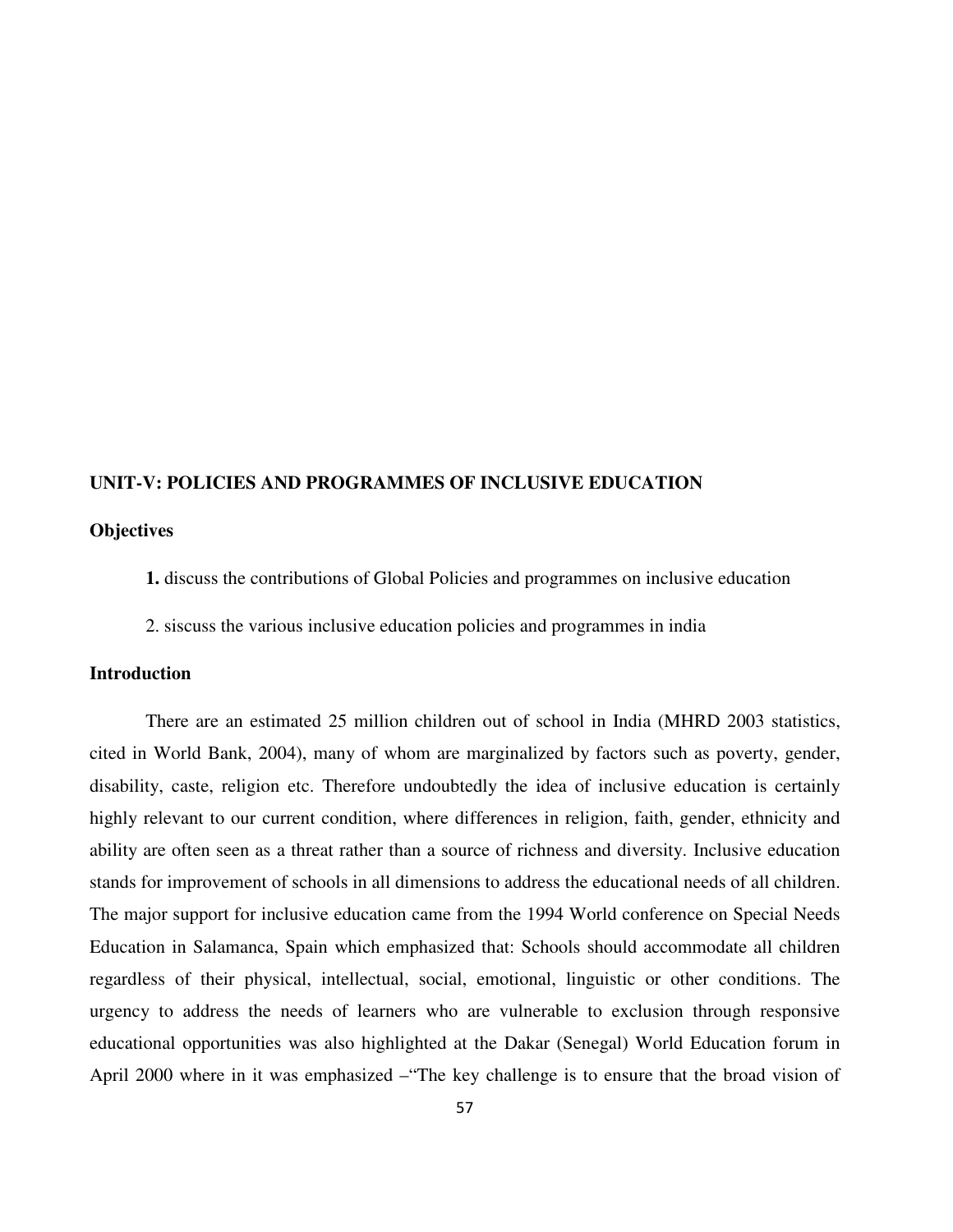## UNIT-V: POLICIES AND PROGRAMMES OF INCLUSIVE EDUCATION

### Objectives

**1.** discuss the contributions of Global Policies and programmes on inclusive education

2. siscuss the various inclusive education policies and programmes in india

### Introduction

There are an estimated 25 million children out of school in India (MHRD 2003 statistics, cited in World Bank, 2004), many of whom are marginalized by factors such as poverty, gender, disability, caste, religion etc. Therefore undoubtedly the idea of inclusive education is certainly highly relevant to our current condition, where differences in religion, faith, gender, ethnicity and ability are often seen as a threat rather than a source of richness and diversity. Inclusive education stands for improvement of schools in all dimensions to address the educational needs of all children. The major support for inclusive education came from the 1994 World conference on Special Needs Education in Salamanca, Spain which emphasized that: Schools should accommodate all children regardless of their physical, intellectual, social, emotional, linguistic or other conditions. The urgency to address the needs of learners who are vulnerable to exclusion through responsive educational opportunities was also highlighted at the Dakar (Senegal) World Education forum in April 2000 where in it was emphasized –"The key challenge is to ensure that the broad vision of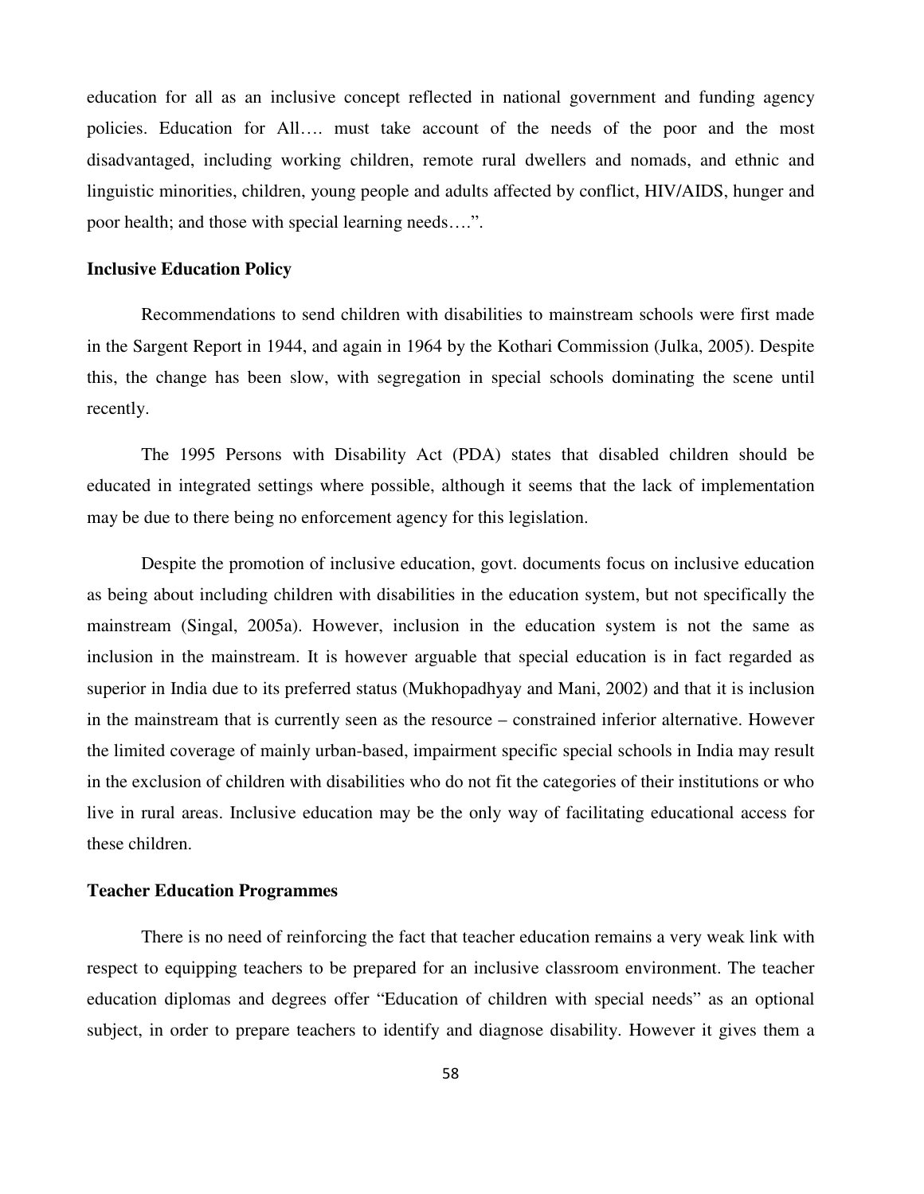education for all as an inclusive concept reflected in national government and funding agency policies. Education for All…. must take account of the needs of the poor and the most disadvantaged, including working children, remote rural dwellers and nomads, and ethnic and linguistic minorities, children, young people and adults affected by conflict, HIV/AIDS, hunger and poor health; and those with special learning needs….".

**Inclusive Education Policy**

Recommendations to send children with disabilities to mainstream schools were first made in the Sargent Report in 1944, and again in 1964 by the Kothari Commission (Julka, 2005). Despite this, the change has been slow, with segregation in special schools dominating the scene until recently.

The 1995 Persons with Disability Act (PDA) states that disabled children should be educated in integrated settings where possible, although it seems that the lack of implementation may be due to there being no enforcement agency for this legislation.

Despite the promotion of inclusive education, govt. documents focus on inclusive education as being about including children with disabilities in the education system, but not specifically the mainstream (Singal, 2005a). However, inclusion in the education system is not the same as inclusion in the mainstream. It is however arguable that special education is in fact regarded as superior in India due to its preferred status (Mukhopadhyay and Mani, 2002) and that it is inclusion in the mainstream that is currently seen as the resource – constrained inferior alternative. However the limited coverage of mainly urban-based, impairment specific special schools in India may result in the exclusion of children with disabilities who do not fit the categories of their institutions or who live in rural areas. Inclusive education may be the only way of facilitating educational access for these children.

**Teacher Education Programmes**

There is no need of reinforcing the fact that teacher education remains a very weak link with respect to equipping teachers to be prepared for an inclusive classroom environment. The teacher education diplomas and degrees offer "Education of children with special needs" as an optional subject, in order to prepare teachers to identify and diagnose disability. However it gives them a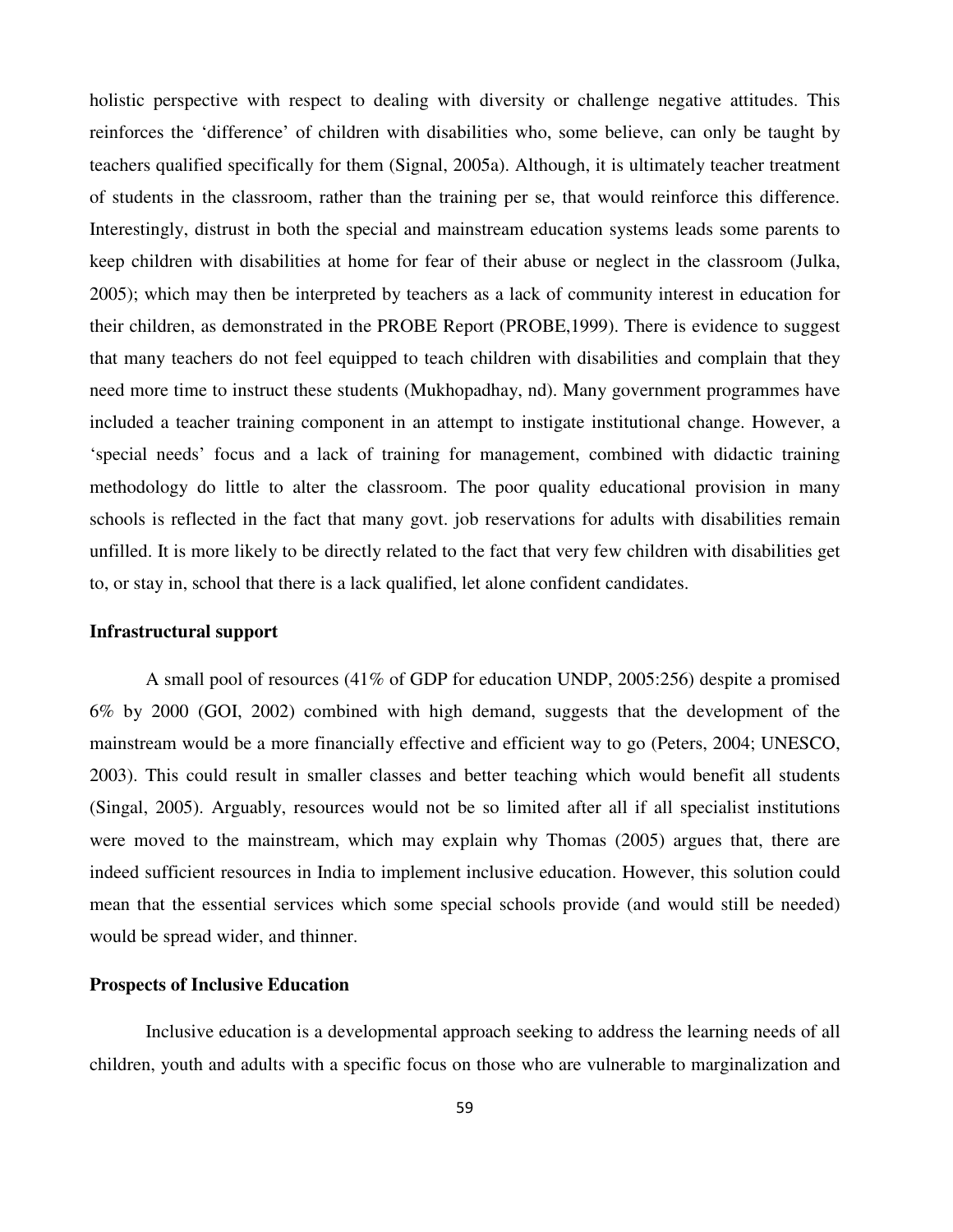holistic perspective with respect to dealing with diversity or challenge negative attitudes. This reinforces the 'difference' of children with disabilities who, some believe, can only be taught by teachers qualified specifically for them (Signal, 2005a). Although, it is ultimately teacher treatment of students in the classroom, rather than the training per se, that would reinforce this difference. Interestingly, distrust in both the special and mainstream education systems leads some parents to keep children with disabilities at home for fear of their abuse or neglect in the classroom (Julka, 2005); which may then be interpreted by teachers as a lack of community interest in education for their children, as demonstrated in the PROBE Report (PROBE,1999). There is evidence to suggest that many teachers do not feel equipped to teach children with disabilities and complain that they need more time to instruct these students (Mukhopadhay, nd). Many government programmes have included a teacher training component in an attempt to instigate institutional change. However, a 'special needs' focus and a lack of training for management, combined with didactic training methodology do little to alter the classroom. The poor quality educational provision in many schools is reflected in the fact that many govt. job reservations for adults with disabilities remain unfilled. It is more likely to be directly related to the fact that very few children with disabilities get to, or stay in, school that there is a lack qualified, let alone confident candidates.

**Infrastructural support**

A small pool of resources (41% of GDP for education UNDP, 2005:256) despite a promised 6% by 2000 (GOI, 2002) combined with high demand, suggests that the development of the mainstream would be a more financially effective and efficient way to go (Peters, 2004; UNESCO, 2003). This could result in smaller classes and better teaching which would benefit all students (Singal, 2005). Arguably, resources would not be so limited after all if all specialist institutions were moved to the mainstream, which may explain why Thomas (2005) argues that, there are indeed sufficient resources in India to implement inclusive education. However, this solution could mean that the essential services which some special schools provide (and would still be needed) would be spread wider, and thinner.

**Prospects of Inclusive Education**

Inclusive education is a developmental approach seeking to address the learning needs of all children, youth and adults with a specific focus on those who are vulnerable to marginalization and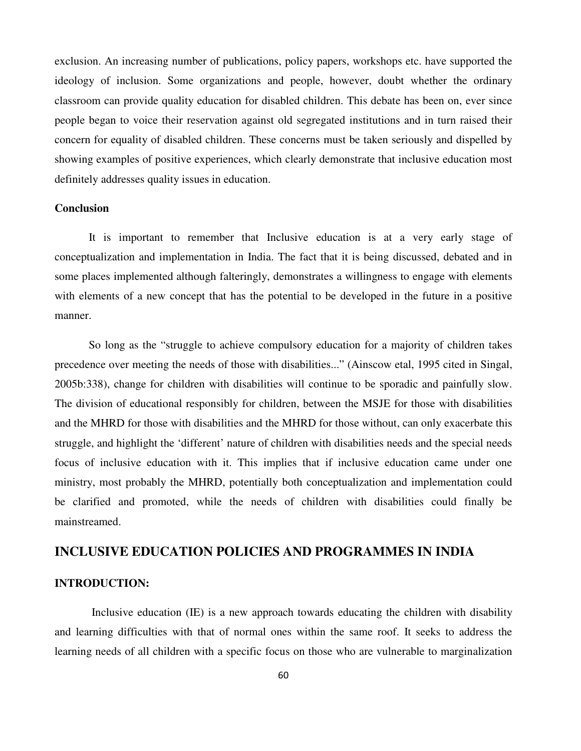exclusion. An increasing number of publications, policy papers, workshops etc. have supported the ideology of inclusion. Some organizations and people, however, doubt whether the ordinary classroom can provide quality education for disabled children. This debate has been on, ever since people began to voice their reservation against old segregated institutions and in turn raised their concern for equality of disabled children. These concerns must be taken seriously and dispelled by showing examples of positive experiences, which clearly demonstrate that inclusive education most definitely addresses quality issues in education.

**Conclusion**

It is important to remember that Inclusive education is at a very early stage of conceptualization and implementation in India. The fact that it is being discussed, debated and in some places implemented although falteringly, demonstrates a willingness to engage with elements with elements of a new concept that has the potential to be developed in the future in a positive manner.

So long as the "struggle to achieve compulsory education for a majority of children takes precedence over meeting the needs of those with disabilities..." (Ainscow etal, 1995 cited in Singal, 2005b:338), change for children with disabilities will continue to be sporadic and painfully slow. The division of educational responsibly for children, between the MSJE for those with disabilities and the MHRD for those with disabilities and the MHRD for those without, can only exacerbate this struggle, and highlight the 'different' nature of children with disabilities needs and the special needs focus of inclusive education with it. This implies that if inclusive education came under one ministry, most probably the MHRD, potentially both conceptualization and implementation could be clarified and promoted, while the needs of children with disabilities could finally be mainstreamed.

## INCLUSIVE EDUCATION POLICIES AND PROGRAMMES IN INDIA

**INTRODUCTION:**

Inclusive education (IE) is a new approach towards educating the children with disability and learning difficulties with that of normal ones within the same roof. It seeks to address the learning needs of all children with a specific focus on those who are vulnerable to marginalization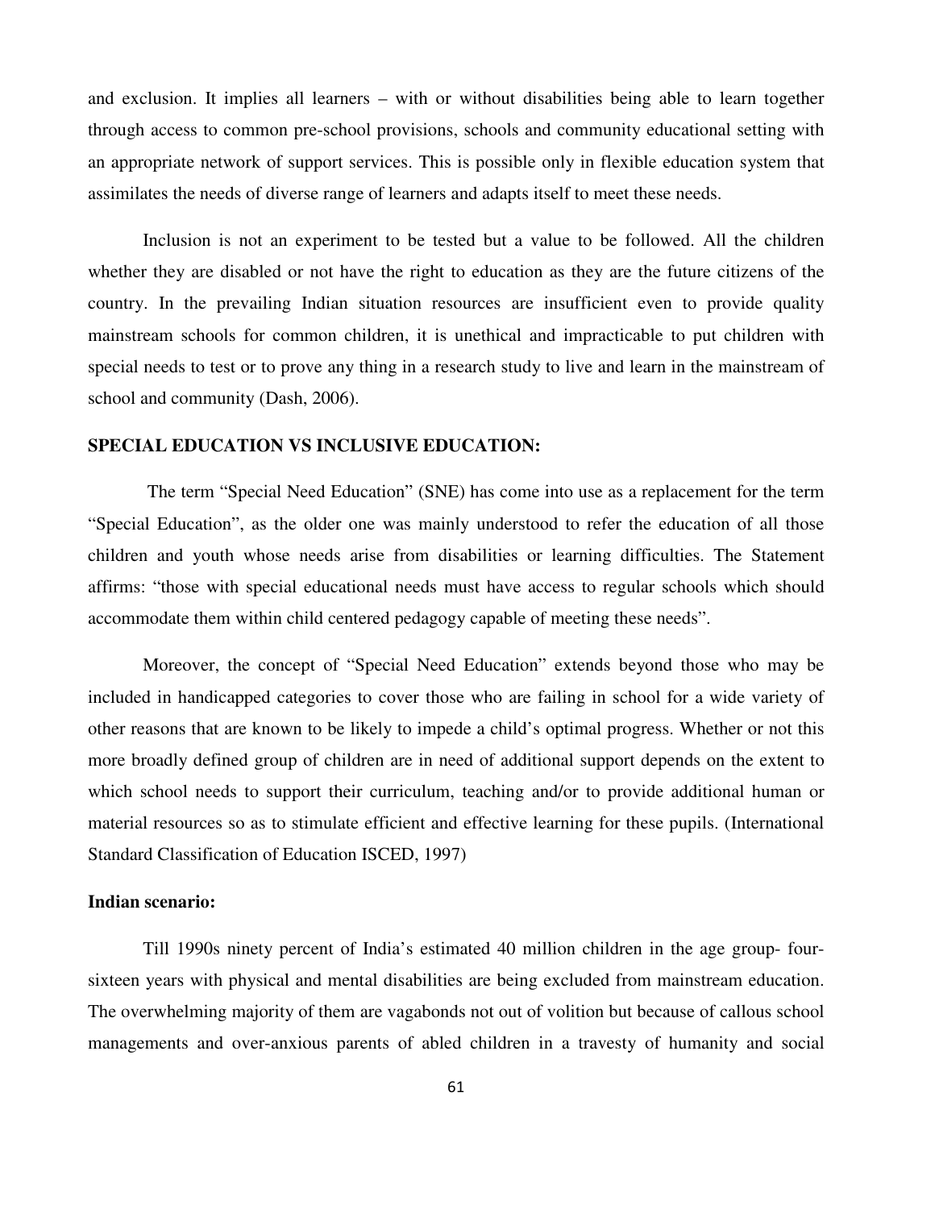and exclusion. It implies all learners – with or without disabilities being able to learn together through access to common pre-school provisions, schools and community educational setting with an appropriate network of support services. This is possible only in flexible education system that assimilates the needs of diverse range of learners and adapts itself to meet these needs.

Inclusion is not an experiment to be tested but a value to be followed. All the children whether they are disabled or not have the right to education as they are the future citizens of the country. In the prevailing Indian situation resources are insufficient even to provide quality mainstream schools for common children, it is unethical and impracticable to put children with special needs to test or to prove any thing in a research study to live and learn in the mainstream of school and community (Dash, 2006).

**SPECIAL EDUCATION VS INCLUSIVE EDUCATION:**

The term "Special Need Education" (SNE) has come into use as a replacement for the term "Special Education", as the older one was mainly understood to refer the education of all those children and youth whose needs arise from disabilities or learning difficulties. The Statement affirms: "those with special educational needs must have access to regular schools which should accommodate them within child centered pedagogy capable of meeting these needs".

Moreover, the concept of "Special Need Education" extends beyond those who may be included in handicapped categories to cover those who are failing in school for a wide variety of other reasons that are known to be likely to impede a child's optimal progress. Whether or not this more broadly defined group of children are in need of additional support depends on the extent to which school needs to support their curriculum, teaching and/or to provide additional human or material resources so as to stimulate efficient and effective learning for these pupils. (International Standard Classification of Education ISCED, 1997)

**Indian scenario:**

Till 1990s ninety percent of India's estimated 40 million children in the age group- four-sixteen years with physical and mental disabilities are being excluded from mainstream education. The overwhelming majority of them are vagabonds not out of volition but because of callous school managements and over-anxious parents of abled children in a travesty of humanity and social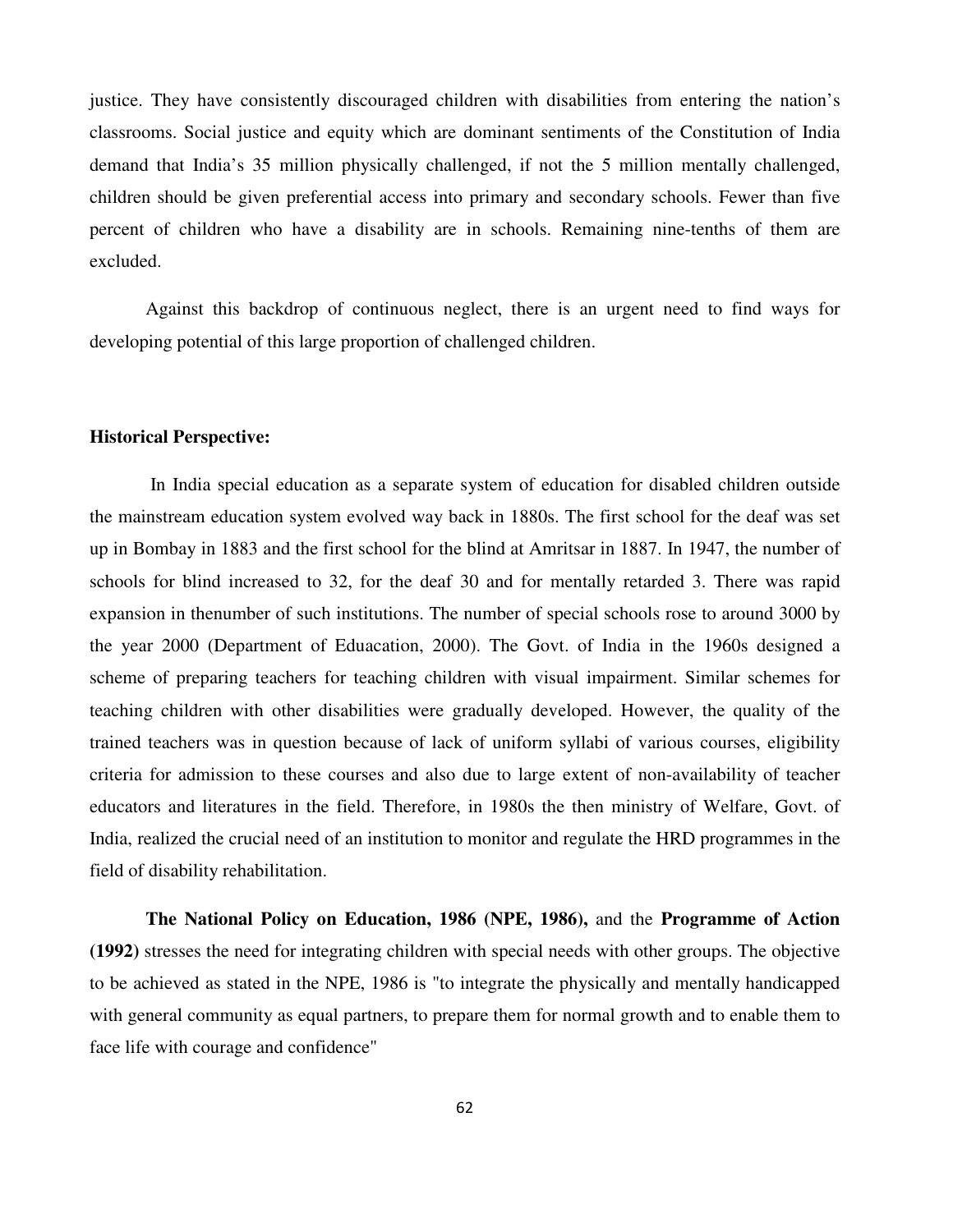justice. They have consistently discouraged children with disabilities from entering the nation's classrooms. Social justice and equity which are dominant sentiments of the Constitution of India demand that India's 35 million physically challenged, if not the 5 million mentally challenged, children should be given preferential access into primary and secondary schools. Fewer than five percent of children who have a disability are in schools. Remaining nine-tenths of them are excluded.

Against this backdrop of continuous neglect, there is an urgent need to find ways for developing potential of this large proportion of challenged children.

**Historical Perspective:**

In India special education as a separate system of education for disabled children outside the mainstream education system evolved way back in 1880s. The first school for the deaf was set up in Bombay in 1883 and the first school for the blind at Amritsar in 1887. In 1947, the number of schools for blind increased to 32, for the deaf 30 and for mentally retarded 3. There was rapid expansion in thenumber of such institutions. The number of special schools rose to around 3000 by the year 2000 (Department of Eduacation, 2000). The Govt. of India in the 1960s designed a scheme of preparing teachers for teaching children with visual impairment. Similar schemes for teaching children with other disabilities were gradually developed. However, the quality of the trained teachers was in question because of lack of uniform syllabi of various courses, eligibility criteria for admission to these courses and also due to large extent of non-availability of teacher educators and literatures in the field. Therefore, in 1980s the then ministry of Welfare, Govt. of India, realized the crucial need of an institution to monitor and regulate the HRD programmes in the field of disability rehabilitation.

**The National Policy on Education, 1986 (NPE, 1986),** and the **Programme of Action (1992)** stresses the need for integrating children with special needs with other groups. The objective to be achieved as stated in the NPE, 1986 is "to integrate the physically and mentally handicapped with general community as equal partners, to prepare them for normal growth and to enable them to face life with courage and confidence"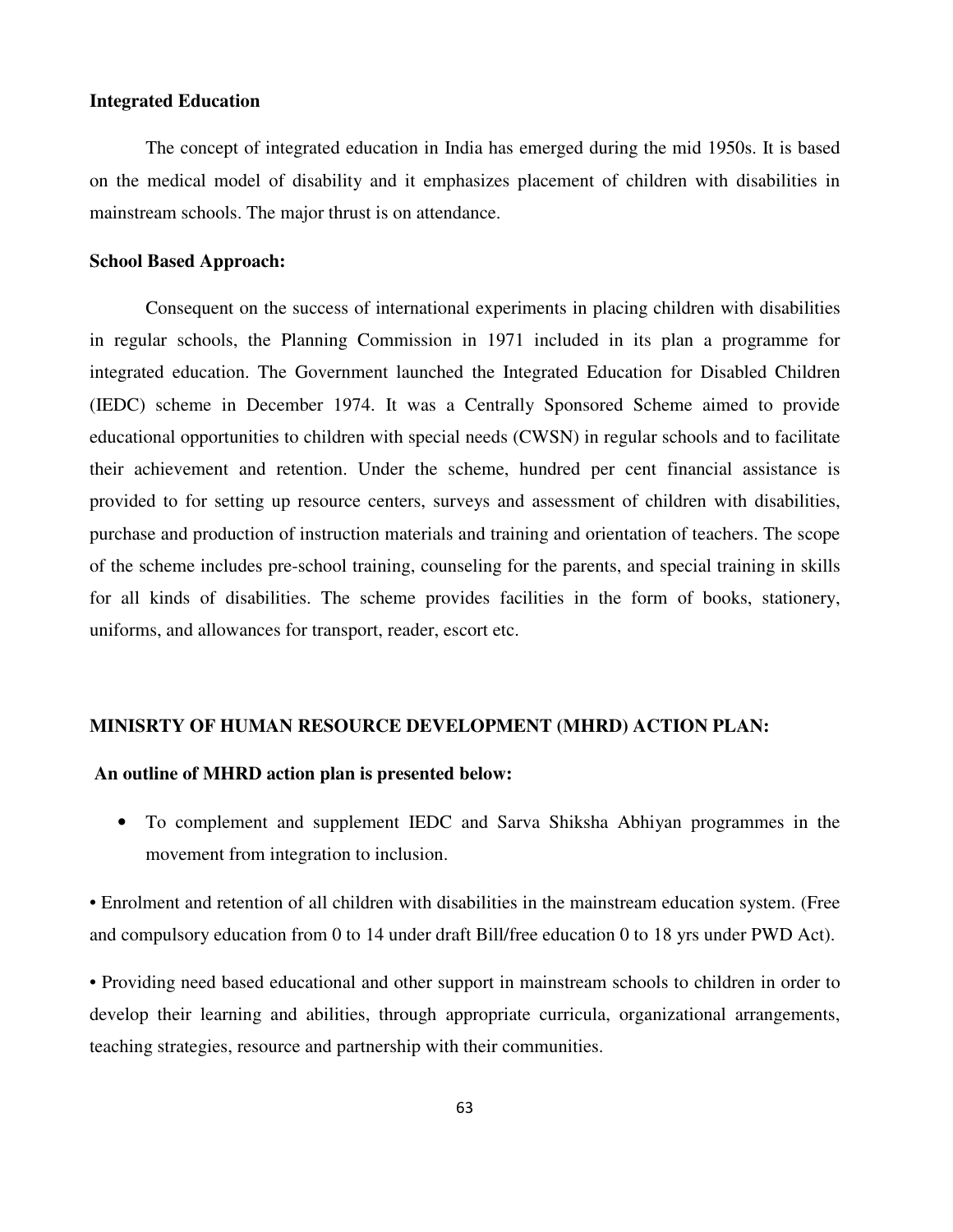**Integrated Education**

The concept of integrated education in India has emerged during the mid 1950s. It is based on the medical model of disability and it emphasizes placement of children with disabilities in mainstream schools. The major thrust is on attendance.

**School Based Approach:**

Consequent on the success of international experiments in placing children with disabilities in regular schools, the Planning Commission in 1971 included in its plan a programme for integrated education. The Government launched the Integrated Education for Disabled Children (IEDC) scheme in December 1974. It was a Centrally Sponsored Scheme aimed to provide educational opportunities to children with special needs (CWSN) in regular schools and to facilitate their achievement and retention. Under the scheme, hundred per cent financial assistance is provided to for setting up resource centers, surveys and assessment of children with disabilities, purchase and production of instruction materials and training and orientation of teachers. The scope of the scheme includes pre-school training, counseling for the parents, and special training in skills for all kinds of disabilities. The scheme provides facilities in the form of books, stationery, uniforms, and allowances for transport, reader, escort etc.

**MINISRTY OF HUMAN RESOURCE DEVELOPMENT (MHRD) ACTION PLAN:**

**An outline of MHRD action plan is presented below:**

- To complement and supplement IEDC and Sarva Shiksha Abhiyan programmes in the movement from integration to inclusion.

• Enrolment and retention of all children with disabilities in the mainstream education system. (Free and compulsory education from 0 to 14 under draft Bill/free education 0 to 18 yrs under PWD Act).

• Providing need based educational and other support in mainstream schools to children in order to develop their learning and abilities, through appropriate curricula, organizational arrangements, teaching strategies, resource and partnership with their communities.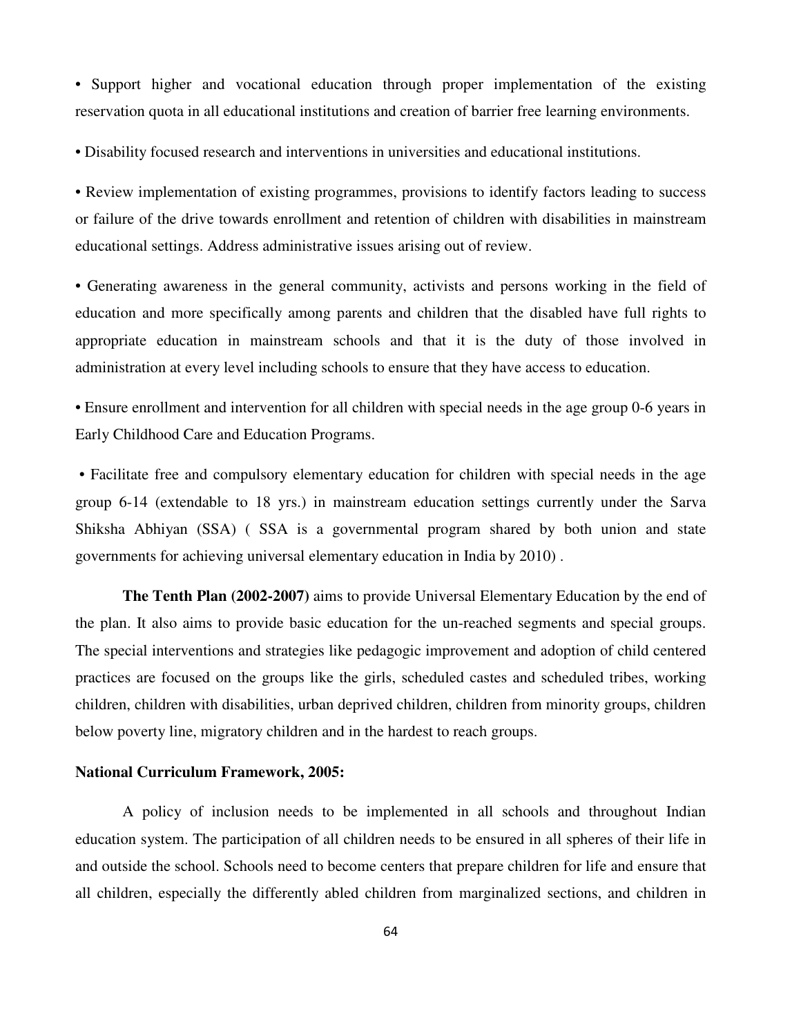- Support higher and vocational education through proper implementation of the existing reservation quota in all educational institutions and creation of barrier free learning environments.

- Disability focused research and interventions in universities and educational institutions.

- Review implementation of existing programmes, provisions to identify factors leading to success or failure of the drive towards enrollment and retention of children with disabilities in mainstream educational settings. Address administrative issues arising out of review.

- Generating awareness in the general community, activists and persons working in the field of education and more specifically among parents and children that the disabled have full rights to appropriate education in mainstream schools and that it is the duty of those involved in administration at every level including schools to ensure that they have access to education.

- Ensure enrollment and intervention for all children with special needs in the age group 0-6 years in Early Childhood Care and Education Programs.

- Facilitate free and compulsory elementary education for children with special needs in the age group 6-14 (extendable to 18 yrs.) in mainstream education settings currently under the Sarva Shiksha Abhiyan (SSA) ( SSA is a governmental program shared by both union and state governments for achieving universal elementary education in India by 2010) .

**The Tenth Plan (2002-2007)** aims to provide Universal Elementary Education by the end of the plan. It also aims to provide basic education for the un-reached segments and special groups. The special interventions and strategies like pedagogic improvement and adoption of child centered practices are focused on the groups like the girls, scheduled castes and scheduled tribes, working children, children with disabilities, urban deprived children, children from minority groups, children below poverty line, migratory children and in the hardest to reach groups.

**National Curriculum Framework, 2005:**

A policy of inclusion needs to be implemented in all schools and throughout Indian education system. The participation of all children needs to be ensured in all spheres of their life in and outside the school. Schools need to become centers that prepare children for life and ensure that all children, especially the differently abled children from marginalized sections, and children in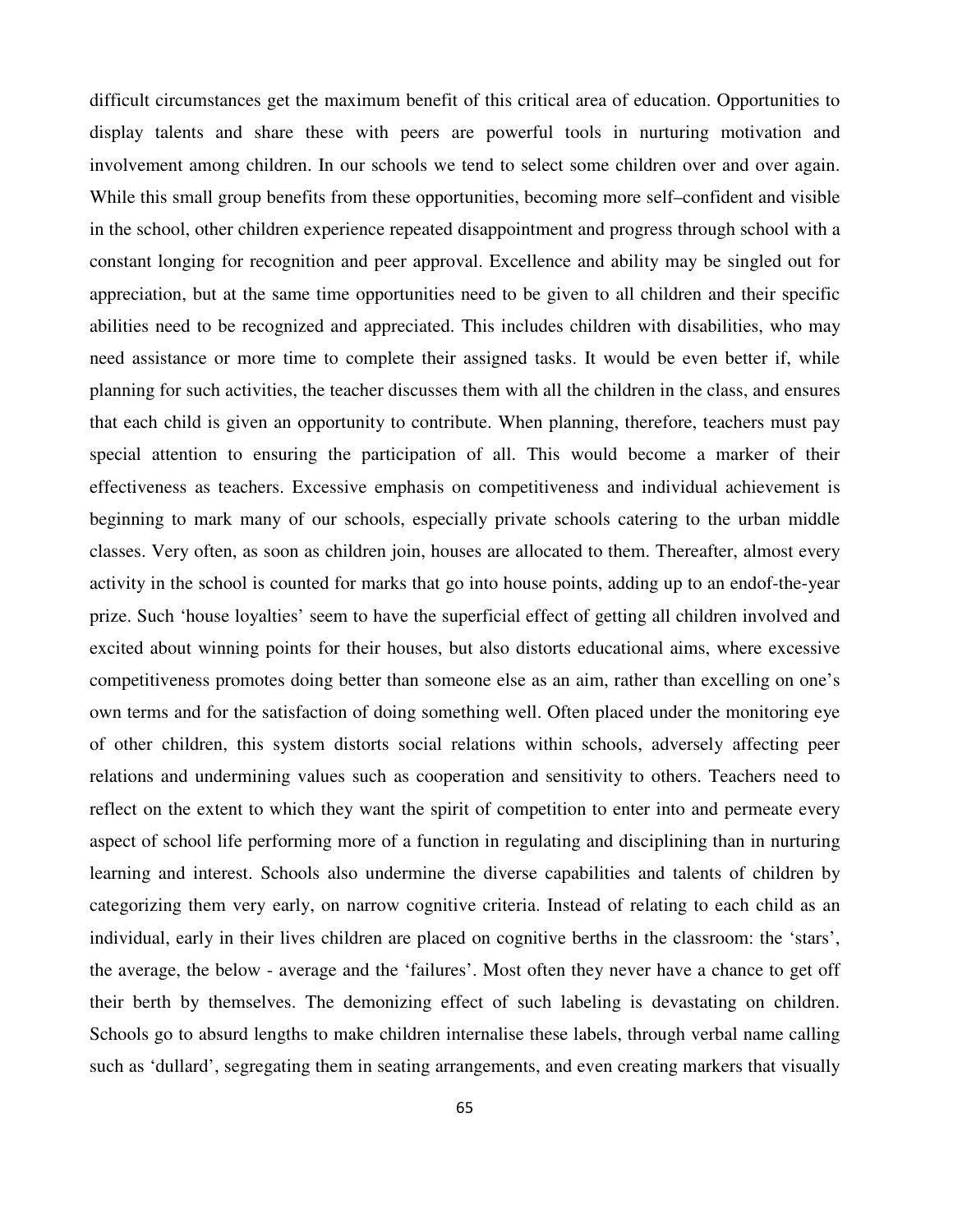difficult circumstances get the maximum benefit of this critical area of education. Opportunities to display talents and share these with peers are powerful tools in nurturing motivation and involvement among children. In our schools we tend to select some children over and over again. While this small group benefits from these opportunities, becoming more self–confident and visible in the school, other children experience repeated disappointment and progress through school with a constant longing for recognition and peer approval. Excellence and ability may be singled out for appreciation, but at the same time opportunities need to be given to all children and their specific abilities need to be recognized and appreciated. This includes children with disabilities, who may need assistance or more time to complete their assigned tasks. It would be even better if, while planning for such activities, the teacher discusses them with all the children in the class, and ensures that each child is given an opportunity to contribute. When planning, therefore, teachers must pay special attention to ensuring the participation of all. This would become a marker of their effectiveness as teachers. Excessive emphasis on competitiveness and individual achievement is beginning to mark many of our schools, especially private schools catering to the urban middle classes. Very often, as soon as children join, houses are allocated to them. Thereafter, almost every activity in the school is counted for marks that go into house points, adding up to an endof-the-year prize. Such 'house loyalties' seem to have the superficial effect of getting all children involved and excited about winning points for their houses, but also distorts educational aims, where excessive competitiveness promotes doing better than someone else as an aim, rather than excelling on one's own terms and for the satisfaction of doing something well. Often placed under the monitoring eye of other children, this system distorts social relations within schools, adversely affecting peer relations and undermining values such as cooperation and sensitivity to others. Teachers need to reflect on the extent to which they want the spirit of competition to enter into and permeate every aspect of school life performing more of a function in regulating and disciplining than in nurturing learning and interest. Schools also undermine the diverse capabilities and talents of children by categorizing them very early, on narrow cognitive criteria. Instead of relating to each child as an individual, early in their lives children are placed on cognitive berths in the classroom: the 'stars', the average, the below - average and the 'failures'. Most often they never have a chance to get off their berth by themselves. The demonizing effect of such labeling is devastating on children. Schools go to absurd lengths to make children internalise these labels, through verbal name calling such as 'dullard', segregating them in seating arrangements, and even creating markers that visually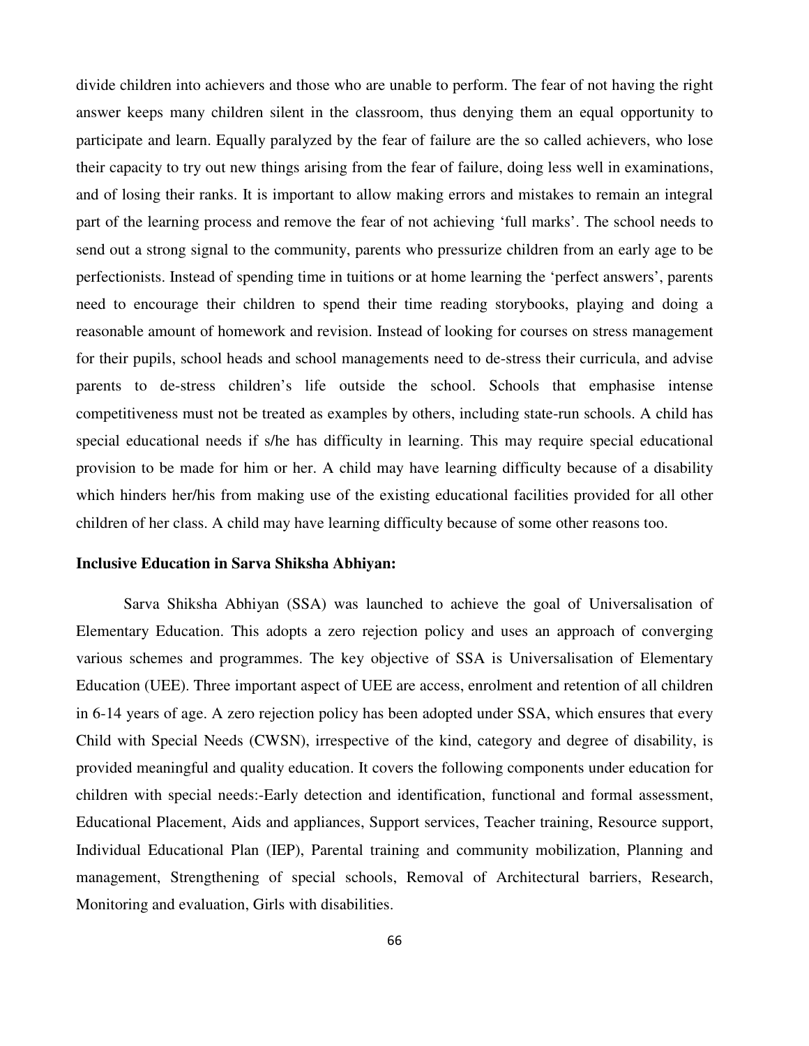divide children into achievers and those who are unable to perform. The fear of not having the right answer keeps many children silent in the classroom, thus denying them an equal opportunity to participate and learn. Equally paralyzed by the fear of failure are the so called achievers, who lose their capacity to try out new things arising from the fear of failure, doing less well in examinations, and of losing their ranks. It is important to allow making errors and mistakes to remain an integral part of the learning process and remove the fear of not achieving 'full marks'. The school needs to send out a strong signal to the community, parents who pressurize children from an early age to be perfectionists. Instead of spending time in tuitions or at home learning the 'perfect answers', parents need to encourage their children to spend their time reading storybooks, playing and doing a reasonable amount of homework and revision. Instead of looking for courses on stress management for their pupils, school heads and school managements need to de-stress their curricula, and advise parents to de-stress children's life outside the school. Schools that emphasise intense competitiveness must not be treated as examples by others, including state-run schools. A child has special educational needs if s/he has difficulty in learning. This may require special educational provision to be made for him or her. A child may have learning difficulty because of a disability which hinders her/his from making use of the existing educational facilities provided for all other children of her class. A child may have learning difficulty because of some other reasons too.

**Inclusive Education in Sarva Shiksha Abhiyan:**

Sarva Shiksha Abhiyan (SSA) was launched to achieve the goal of Universalisation of Elementary Education. This adopts a zero rejection policy and uses an approach of converging various schemes and programmes. The key objective of SSA is Universalisation of Elementary Education (UEE). Three important aspect of UEE are access, enrolment and retention of all children in 6-14 years of age. A zero rejection policy has been adopted under SSA, which ensures that every Child with Special Needs (CWSN), irrespective of the kind, category and degree of disability, is provided meaningful and quality education. It covers the following components under education for children with special needs:-Early detection and identification, functional and formal assessment, Educational Placement, Aids and appliances, Support services, Teacher training, Resource support, Individual Educational Plan (IEP), Parental training and community mobilization, Planning and management, Strengthening of special schools, Removal of Architectural barriers, Research, Monitoring and evaluation, Girls with disabilities.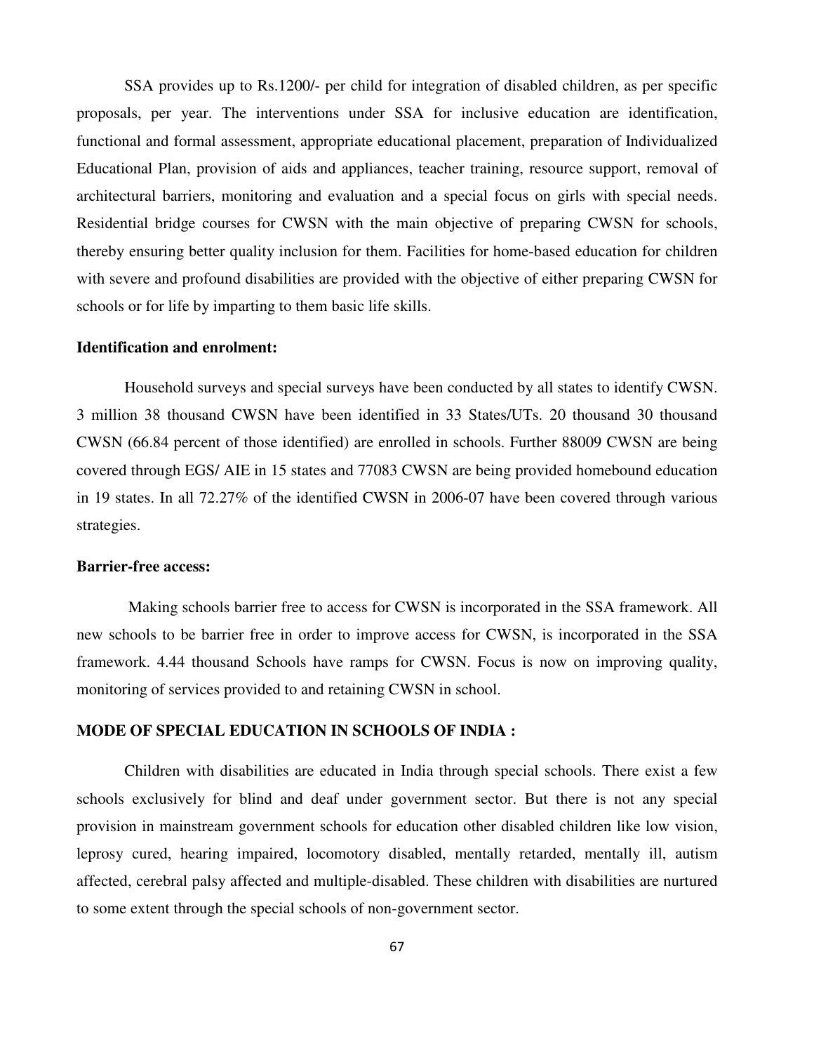SSA provides up to Rs.1200/- per child for integration of disabled children, as per specific proposals, per year. The interventions under SSA for inclusive education are identification, functional and formal assessment, appropriate educational placement, preparation of Individualized Educational Plan, provision of aids and appliances, teacher training, resource support, removal of architectural barriers, monitoring and evaluation and a special focus on girls with special needs. Residential bridge courses for CWSN with the main objective of preparing CWSN for schools, thereby ensuring better quality inclusion for them. Facilities for home-based education for children with severe and profound disabilities are provided with the objective of either preparing CWSN for schools or for life by imparting to them basic life skills.

**Identification and enrolment:**

Household surveys and special surveys have been conducted by all states to identify CWSN. 3 million 38 thousand CWSN have been identified in 33 States/UTs. 20 thousand 30 thousand CWSN (66.84 percent of those identified) are enrolled in schools. Further 88009 CWSN are being covered through EGS/ AIE in 15 states and 77083 CWSN are being provided homebound education in 19 states. In all 72.27% of the identified CWSN in 2006-07 have been covered through various strategies.

**Barrier-free access:**

Making schools barrier free to access for CWSN is incorporated in the SSA framework. All new schools to be barrier free in order to improve access for CWSN, is incorporated in the SSA framework. 4.44 thousand Schools have ramps for CWSN. Focus is now on improving quality, monitoring of services provided to and retaining CWSN in school.

**MODE OF SPECIAL EDUCATION IN SCHOOLS OF INDIA :**

Children with disabilities are educated in India through special schools. There exist a few schools exclusively for blind and deaf under government sector. But there is not any special provision in mainstream government schools for education other disabled children like low vision, leprosy cured, hearing impaired, locomotory disabled, mentally retarded, mentally ill, autism affected, cerebral palsy affected and multiple-disabled. These children with disabilities are nurtured to some extent through the special schools of non-government sector.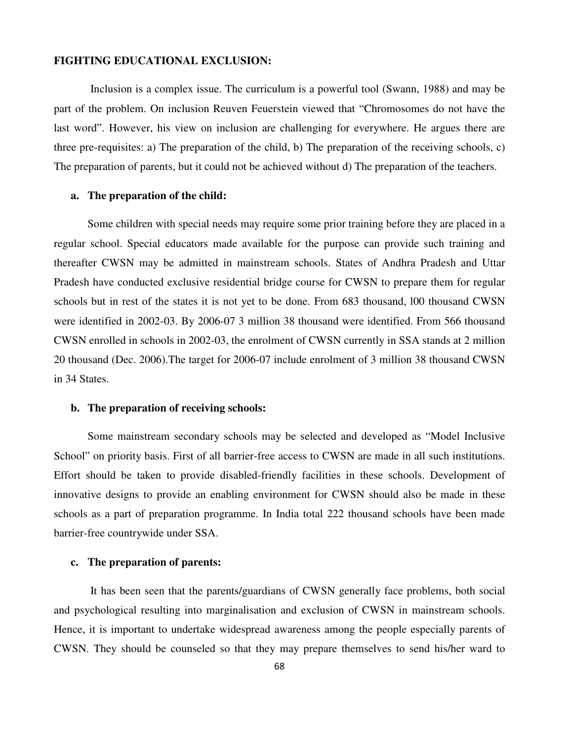**FIGHTING EDUCATIONAL EXCLUSION:**

Inclusion is a complex issue. The curriculum is a powerful tool (Swann, 1988) and may be part of the problem. On inclusion Reuven Feuerstein viewed that "Chromosomes do not have the last word". However, his view on inclusion are challenging for everywhere. He argues there are three pre-requisites: a) The preparation of the child, b) The preparation of the receiving schools, c) The preparation of parents, but it could not be achieved without d) The preparation of the teachers.

**a. The preparation of the child:**

Some children with special needs may require some prior training before they are placed in a regular school. Special educators made available for the purpose can provide such training and thereafter CWSN may be admitted in mainstream schools. States of Andhra Pradesh and Uttar Pradesh have conducted exclusive residential bridge course for CWSN to prepare them for regular schools but in rest of the states it is not yet to be done. From 683 thousand, l00 thousand CWSN were identified in 2002-03. By 2006-07 3 million 38 thousand were identified. From 566 thousand CWSN enrolled in schools in 2002-03, the enrolment of CWSN currently in SSA stands at 2 million 20 thousand (Dec. 2006).The target for 2006-07 include enrolment of 3 million 38 thousand CWSN in 34 States.

**b. The preparation of receiving schools:**

Some mainstream secondary schools may be selected and developed as "Model Inclusive School" on priority basis. First of all barrier-free access to CWSN are made in all such institutions. Effort should be taken to provide disabled-friendly facilities in these schools. Development of innovative designs to provide an enabling environment for CWSN should also be made in these schools as a part of preparation programme. In India total 222 thousand schools have been made barrier-free countrywide under SSA.

**c. The preparation of parents:**

It has been seen that the parents/guardians of CWSN generally face problems, both social and psychological resulting into marginalisation and exclusion of CWSN in mainstream schools. Hence, it is important to undertake widespread awareness among the people especially parents of CWSN. They should be counseled so that they may prepare themselves to send his/her ward to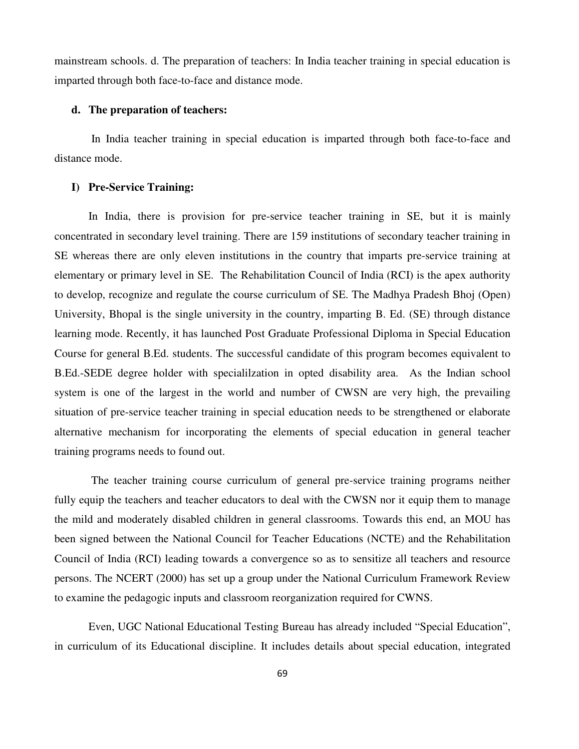mainstream schools. d. The preparation of teachers: In India teacher training in special education is imparted through both face-to-face and distance mode.

**d. The preparation of teachers:**

In India teacher training in special education is imparted through both face-to-face and distance mode.

**I) Pre-Service Training:**

In India, there is provision for pre-service teacher training in SE, but it is mainly concentrated in secondary level training. There are 159 institutions of secondary teacher training in SE whereas there are only eleven institutions in the country that imparts pre-service training at elementary or primary level in SE. The Rehabilitation Council of India (RCI) is the apex authority to develop, recognize and regulate the course curriculum of SE. The Madhya Pradesh Bhoj (Open) University, Bhopal is the single university in the country, imparting B. Ed. (SE) through distance learning mode. Recently, it has launched Post Graduate Professional Diploma in Special Education Course for general B.Ed. students. The successful candidate of this program becomes equivalent to B.Ed.-SEDE degree holder with specialilzation in opted disability area. As the Indian school system is one of the largest in the world and number of CWSN are very high, the prevailing situation of pre-service teacher training in special education needs to be strengthened or elaborate alternative mechanism for incorporating the elements of special education in general teacher training programs needs to found out.

The teacher training course curriculum of general pre-service training programs neither fully equip the teachers and teacher educators to deal with the CWSN nor it equip them to manage the mild and moderately disabled children in general classrooms. Towards this end, an MOU has been signed between the National Council for Teacher Educations (NCTE) and the Rehabilitation Council of India (RCI) leading towards a convergence so as to sensitize all teachers and resource persons. The NCERT (2000) has set up a group under the National Curriculum Framework Review to examine the pedagogic inputs and classroom reorganization required for CWNS.

Even, UGC National Educational Testing Bureau has already included "Special Education", in curriculum of its Educational discipline. It includes details about special education, integrated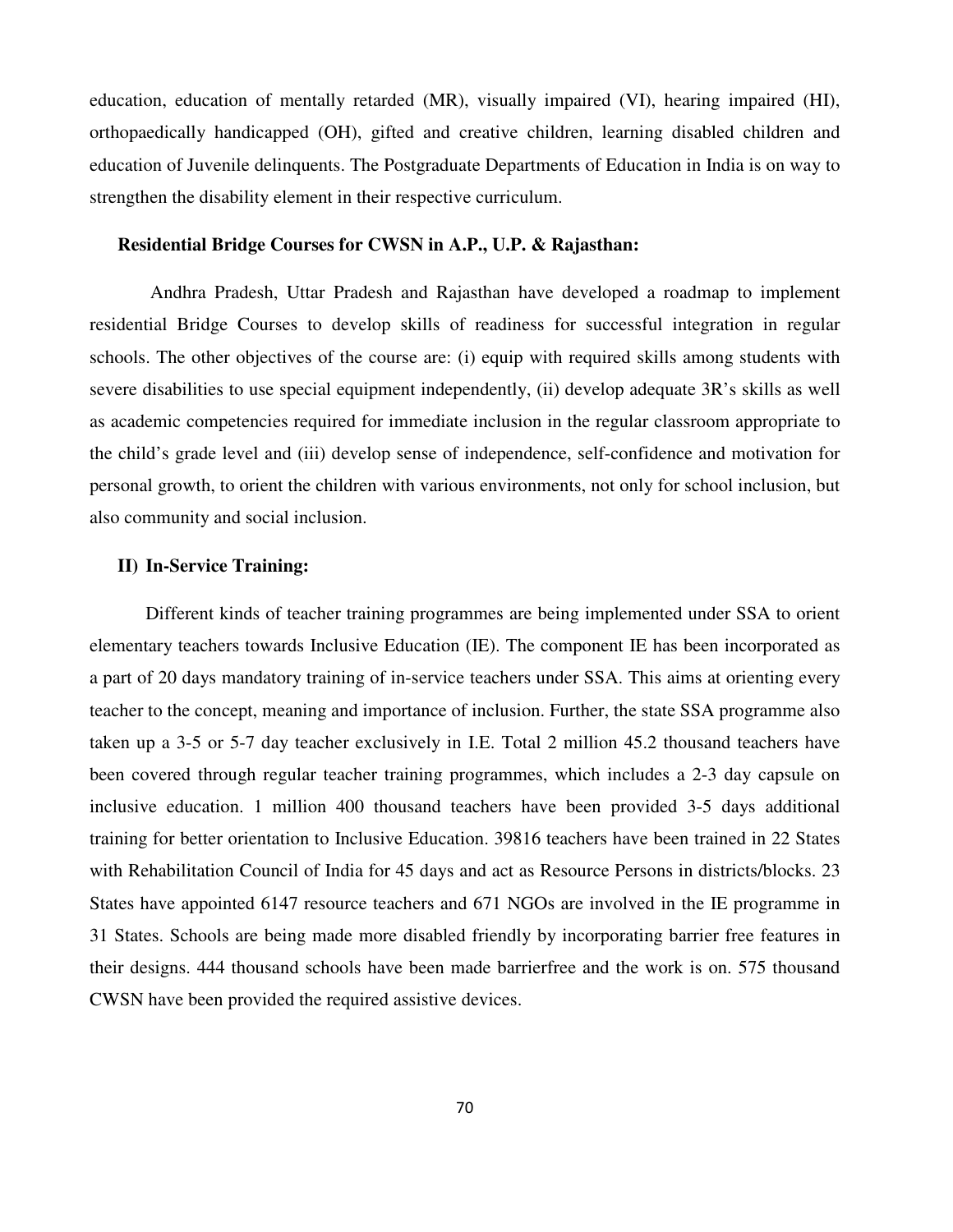education, education of mentally retarded (MR), visually impaired (VI), hearing impaired (HI), orthopaedically handicapped (OH), gifted and creative children, learning disabled children and education of Juvenile delinquents. The Postgraduate Departments of Education in India is on way to strengthen the disability element in their respective curriculum.

**Residential Bridge Courses for CWSN in A.P., U.P. & Rajasthan:**

Andhra Pradesh, Uttar Pradesh and Rajasthan have developed a roadmap to implement residential Bridge Courses to develop skills of readiness for successful integration in regular schools. The other objectives of the course are: (i) equip with required skills among students with severe disabilities to use special equipment independently, (ii) develop adequate 3R's skills as well as academic competencies required for immediate inclusion in the regular classroom appropriate to the child's grade level and (iii) develop sense of independence, self-confidence and motivation for personal growth, to orient the children with various environments, not only for school inclusion, but also community and social inclusion.

**II) In-Service Training:**

Different kinds of teacher training programmes are being implemented under SSA to orient elementary teachers towards Inclusive Education (IE). The component IE has been incorporated as a part of 20 days mandatory training of in-service teachers under SSA. This aims at orienting every teacher to the concept, meaning and importance of inclusion. Further, the state SSA programme also taken up a 3-5 or 5-7 day teacher exclusively in I.E. Total 2 million 45.2 thousand teachers have been covered through regular teacher training programmes, which includes a 2-3 day capsule on inclusive education. 1 million 400 thousand teachers have been provided 3-5 days additional training for better orientation to Inclusive Education. 39816 teachers have been trained in 22 States with Rehabilitation Council of India for 45 days and act as Resource Persons in districts/blocks. 23 States have appointed 6147 resource teachers and 671 NGOs are involved in the IE programme in 31 States. Schools are being made more disabled friendly by incorporating barrier free features in their designs. 444 thousand schools have been made barrierfree and the work is on. 575 thousand CWSN have been provided the required assistive devices.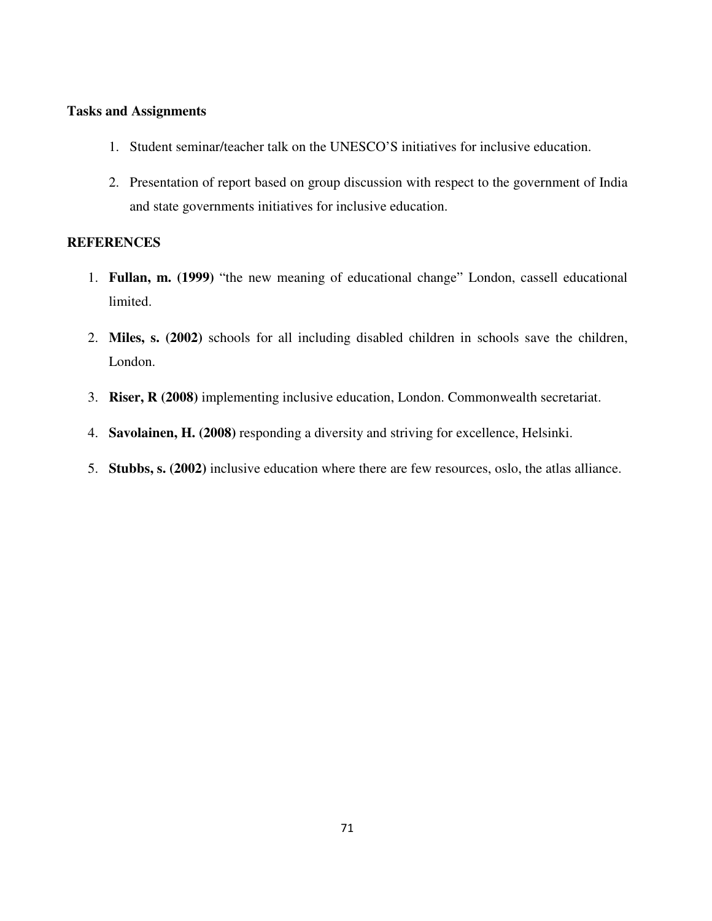**Tasks and Assignments**

1. Student seminar/teacher talk on the UNESCO'S initiatives for inclusive education.
2. Presentation of report based on group discussion with respect to the government of India and state governments initiatives for inclusive education.

**REFERENCES**

1. **Fullan, m. (1999)** "the new meaning of educational change" London, cassell educational limited.
2. **Miles, s. (2002)** schools for all including disabled children in schools save the children, London.
3. **Riser, R (2008)** implementing inclusive education, London. Commonwealth secretariat.
4. **Savolainen, H. (2008)** responding a diversity and striving for excellence, Helsinki.
5. **Stubbs, s. (2002)** inclusive education where there are few resources, oslo, the atlas alliance.